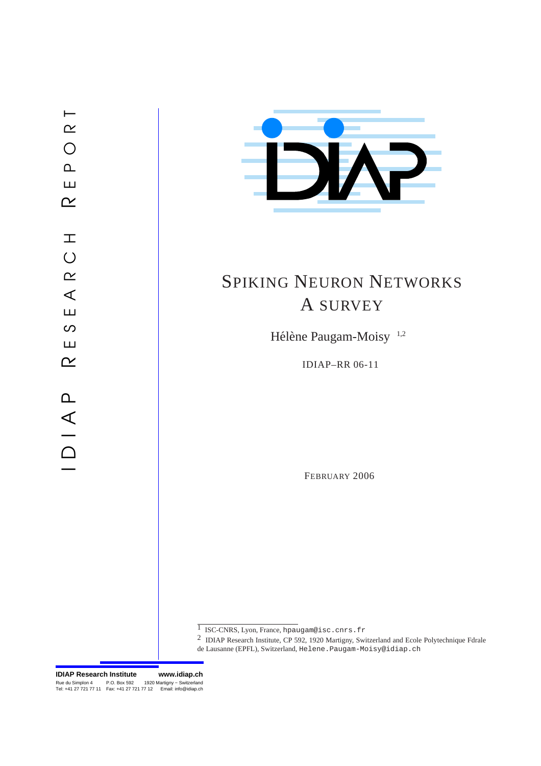# Spiking Neuron Networks
# A survey

Hélène Paugam-Moisy [1,2]

IDIAP–RR 06-11

February 2006

[1] ISC-CNRS, Lyon, France, hpaugam@isc.cnrs.fr

[2] IDIAP Research Institute, CP 592, 1920 Martigny, Switzerland and Ecole Polytechnique Fdrale de Lausanne (EPFL), Switzerland, Helene.Paugam-Moisy@idiap.ch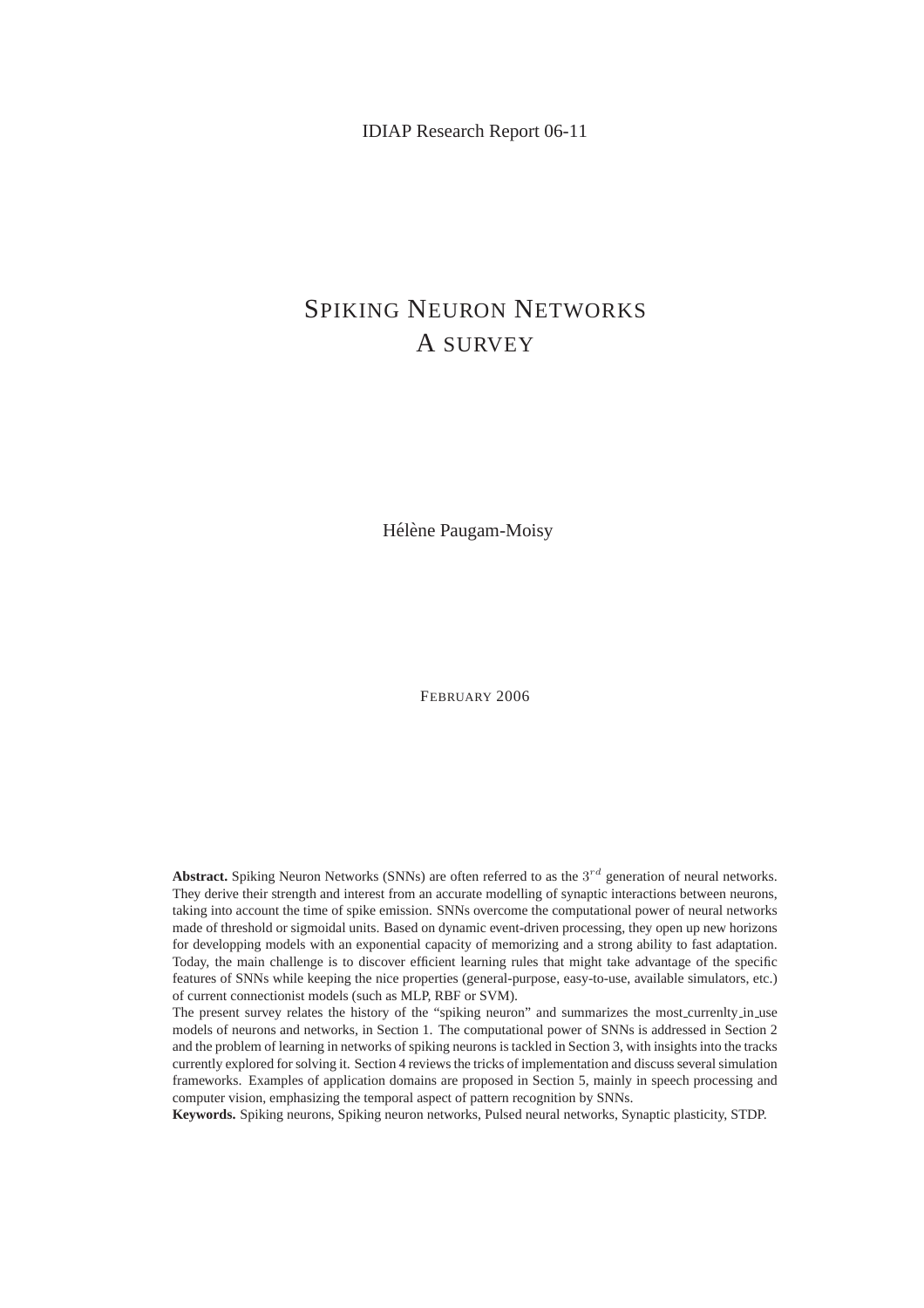IDIAP Research Report 06-11

# Spiking Neuron Networks
# A survey

Hélène Paugam-Moisy

February 2006

**Abstract.** Spiking Neuron Networks (SNNs) are often referred to as the $3^{rd}$ generation of neural networks. They derive their strength and interest from an accurate modelling of synaptic interactions between neurons, taking into account the time of spike emission. SNNs overcome the computational power of neural networks made of threshold or sigmoidal units. Based on dynamic event-driven processing, they open up new horizons for developping models with an exponential capacity of memorizing and a strong ability to fast adaptation. Today, the main challenge is to discover efficient learning rules that might take advantage of the specific features of SNNs while keeping the nice properties (general-purpose, easy-to-use, available simulators, etc.) of current connectionist models (such as MLP, RBF or SVM).
The present survey relates the history of the "spiking neuron" and summarizes the most_currenlty_in_use models of neurons and networks, in Section 1. The computational power of SNNs is addressed in Section 2 and the problem of learning in networks of spiking neurons is tackled in Section 3, with insights into the tracks currently explored for solving it. Section 4 reviews the tricks of implementation and discuss several simulation frameworks. Examples of application domains are proposed in Section 5, mainly in speech processing and computer vision, emphasizing the temporal aspect of pattern recognition by SNNs.
**Keywords.** Spiking neurons, Spiking neuron networks, Pulsed neural networks, Synaptic plasticity, STDP.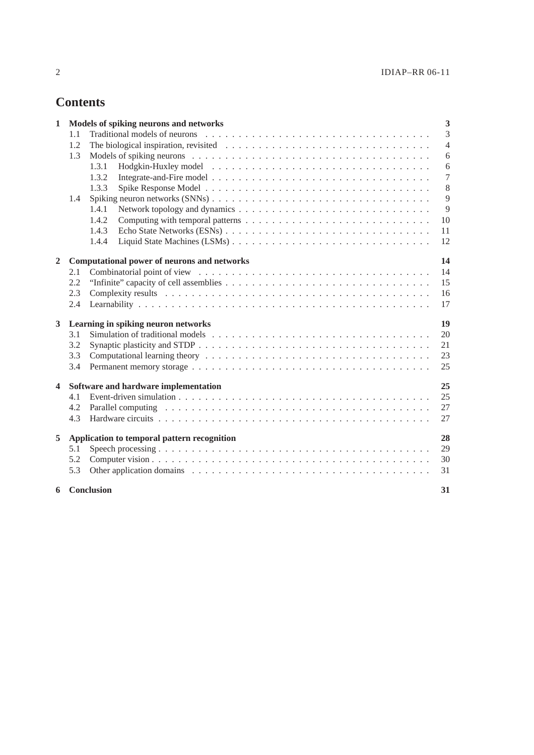# Contents

**1 Models of spiking neurons and networks** — **3**
- 1.1 Traditional models of neurons — 3
- 1.2 The biological inspiration, revisited — 4
- 1.3 Models of spiking neurons — 6
  - 1.3.1 Hodgkin-Huxley model — 6
  - 1.3.2 Integrate-and-Fire model — 7
  - 1.3.3 Spike Response Model — 8
- 1.4 Spiking neuron networks (SNNs) — 9
  - 1.4.1 Network topology and dynamics — 9
  - 1.4.2 Computing with temporal patterns — 10
  - 1.4.3 Echo State Networks (ESNs) — 11
  - 1.4.4 Liquid State Machines (LSMs) — 12

**2 Computational power of neurons and networks** — **14**
- 2.1 Combinatorial point of view — 14
- 2.2 "Infinite" capacity of cell assemblies — 15
- 2.3 Complexity results — 16
- 2.4 Learnability — 17

**3 Learning in spiking neuron networks** — **19**
- 3.1 Simulation of traditional models — 20
- 3.2 Synaptic plasticity and STDP — 21
- 3.3 Computational learning theory — 23
- 3.4 Permanent memory storage — 25

**4 Software and hardware implementation** — **25**
- 4.1 Event-driven simulation — 25
- 4.2 Parallel computing — 27
- 4.3 Hardware circuits — 27

**5 Application to temporal pattern recognition** — **28**
- 5.1 Speech processing — 29
- 5.2 Computer vision — 30
- 5.3 Other application domains — 31

**6 Conclusion** — **31**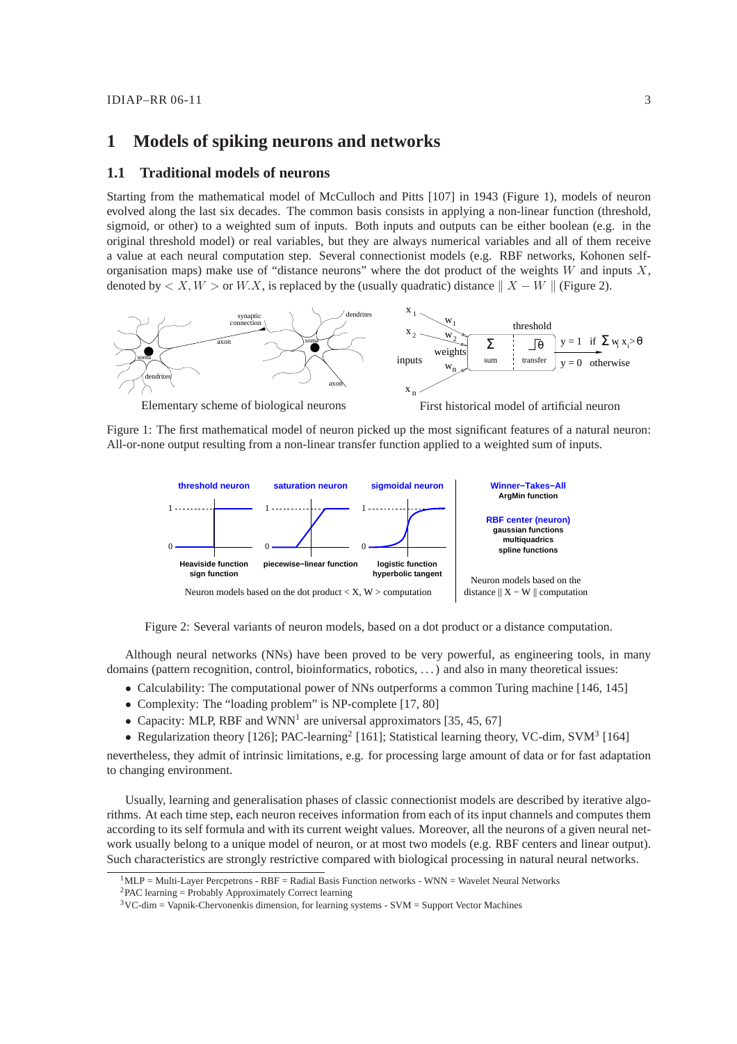# 1 Models of spiking neurons and networks

## 1.1 Traditional models of neurons

Starting from the mathematical model of McCulloch and Pitts [107] in 1943 (Figure 1), models of neuron evolved along the last six decades. The common basis consists in applying a non-linear function (threshold, sigmoid, or other) to a weighted sum of inputs. Both inputs and outputs can be either boolean (e.g. in the original threshold model) or real variables, but they are always numerical variables and all of them receive a value at each neural computation step. Several connectionist models (e.g. RBF networks, Kohonen self-organisation maps) make use of "distance neurons" where the dot product of the weights $W$ and inputs $X$, denoted by $< X, W >$ or $W.X$, is replaced by the (usually quadratic) distance $\parallel X - W \parallel$ (Figure 2).

Elementary scheme of biological neurons    First historical model of artificial neuron

Figure 1: The first mathematical model of neuron picked up the most significant features of a natural neuron: All-or-none output resulting from a non-linear transfer function applied to a weighted sum of inputs.

Figure 2: Several variants of neuron models, based on a dot product or a distance computation.

Although neural networks (NNs) have been proved to be very powerful, as engineering tools, in many domains (pattern recognition, control, bioinformatics, robotics, . . . ) and also in many theoretical issues:

- Calculability: The computational power of NNs outperforms a common Turing machine [146, 145]
- Complexity: The "loading problem" is NP-complete [17, 80]
- Capacity: MLP, RBF and WNN[1] are universal approximators [35, 45, 67]
- Regularization theory [126]; PAC-learning[2] [161]; Statistical learning theory, VC-dim, SVM[3] [164]

nevertheless, they admit of intrinsic limitations, e.g. for processing large amount of data or for fast adaptation to changing environment.

Usually, learning and generalisation phases of classic connectionist models are described by iterative algorithms. At each time step, each neuron receives information from each of its input channels and computes them according to its self formula and with its current weight values. Moreover, all the neurons of a given neural network usually belong to a unique model of neuron, or at most two models (e.g. RBF centers and linear output). Such characteristics are strongly restrictive compared with biological processing in natural neural networks.

[1] MLP = Multi-Layer Percpetrons - RBF = Radial Basis Function networks - WNN = Wavelet Neural Networks

[2] PAC learning = Probably Approximately Correct learning

[3] VC-dim = Vapnik-Chervonenkis dimension, for learning systems - SVM = Support Vector Machines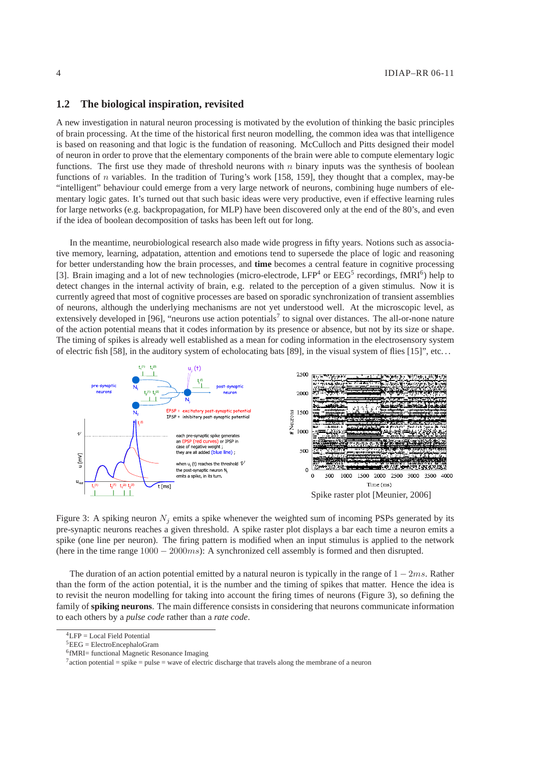## 1.2 The biological inspiration, revisited

A new investigation in natural neuron processing is motivated by the evolution of thinking the basic principles of brain processing. At the time of the historical first neuron modelling, the common idea was that intelligence is based on reasoning and that logic is the fundation of reasoning. McCulloch and Pitts designed their model of neuron in order to prove that the elementary components of the brain were able to compute elementary logic functions. The first use they made of threshold neurons with $n$ binary inputs was the synthesis of boolean functions of $n$ variables. In the tradition of Turing's work [158, 159], they thought that a complex, may-be "intelligent" behaviour could emerge from a very large network of neurons, combining huge numbers of elementary logic gates. It's turned out that such basic ideas were very productive, even if effective learning rules for large networks (e.g. backpropagation, for MLP) have been discovered only at the end of the 80's, and even if the idea of boolean decomposition of tasks has been left out for long.

In the meantime, neurobiological research also made wide progress in fifty years. Notions such as associative memory, learning, adpatation, attention and emotions tend to supersede the place of logic and reasoning for better understanding how the brain processes, and **time** becomes a central feature in cognitive processing [3]. Brain imaging and a lot of new technologies (micro-electrode, LFP[4] or EEG[5] recordings, fMRI[6]) help to detect changes in the internal activity of brain, e.g. related to the perception of a given stimulus. Now it is currently agreed that most of cognitive processes are based on sporadic synchronization of transient assemblies of neurons, although the underlying mechanisms are not yet understood well. At the microscopic level, as extensively developed in [96], "neurons use action potentials[7] to signal over distances. The all-or-none nature of the action potential means that it codes information by its presence or absence, but not by its size or shape. The timing of spikes is already well established as a mean for coding information in the electrosensory system of electric fish [58], in the auditory system of echolocating bats [89], in the visual system of flies [15]", etc...

Spike raster plot [Meunier, 2006]

Figure 3: A spiking neuron $N_j$ emits a spike whenever the weighted sum of incoming PSPs generated by its pre-synaptic neurons reaches a given threshold. A spike raster plot displays a bar each time a neuron emits a spike (one line per neuron). The firing pattern is modified when an input stimulus is applied to the network (here in the time range $1000 - 2000ms$): A synchronized cell assembly is formed and then disrupted.

The duration of an action potential emitted by a natural neuron is typically in the range of $1 - 2ms$. Rather than the form of the action potential, it is the number and the timing of spikes that matter. Hence the idea is to revisit the neuron modelling for taking into account the firing times of neurons (Figure 3), so defining the family of **spiking neurons**. The main difference consists in considering that neurons communicate information to each others by a *pulse code* rather than a *rate code*.

---

[4] LFP = Local Field Potential

[5] EEG = ElectroEncephaloGram

[6] fMRI= functional Magnetic Resonance Imaging

[7] action potential = spike = pulse = wave of electric discharge that travels along the membrane of a neuron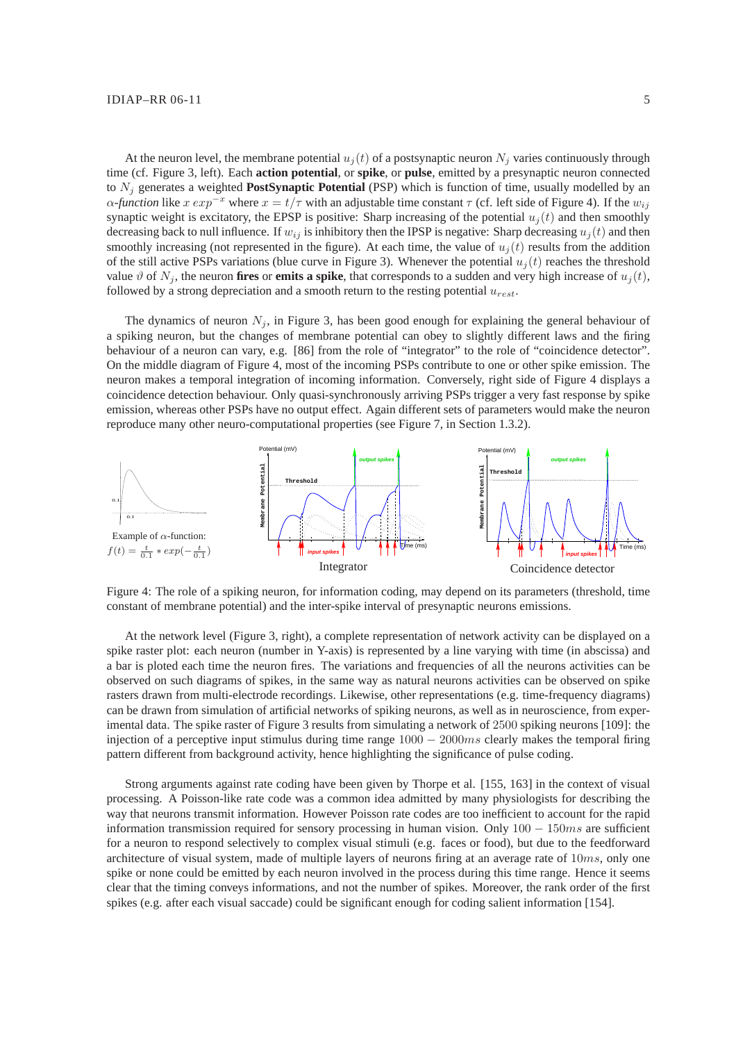At the neuron level, the membrane potential $u_j(t)$ of a postsynaptic neuron $N_j$ varies continuously through time (cf. Figure 3, left). Each **action potential**, or **spike**, or **pulse**, emitted by a presynaptic neuron connected to $N_j$ generates a weighted **PostSynaptic Potential** (PSP) which is function of time, usually modelled by an $\alpha$-*function* like $x\, exp^{-x}$ where $x = t/\tau$ with an adjustable time constant $\tau$ (cf. left side of Figure 4). If the $w_{ij}$ synaptic weight is excitatory, the EPSP is positive: Sharp increasing of the potential $u_j(t)$ and then smoothly decreasing back to null influence. If $w_{ij}$ is inhibitory then the IPSP is negative: Sharp decreasing $u_j(t)$ and then smoothly increasing (not represented in the figure). At each time, the value of $u_j(t)$ results from the addition of the still active PSPs variations (blue curve in Figure 3). Whenever the potential $u_j(t)$ reaches the threshold value $\vartheta$ of $N_j$, the neuron **fires** or **emits a spike**, that corresponds to a sudden and very high increase of $u_j(t)$, followed by a strong depreciation and a smooth return to the resting potential $u_{rest}$.

The dynamics of neuron $N_j$, in Figure 3, has been good enough for explaining the general behaviour of a spiking neuron, but the changes of membrane potential can obey to slightly different laws and the firing behaviour of a neuron can vary, e.g. [86] from the role of "integrator" to the role of "coincidence detector". On the middle diagram of Figure 4, most of the incoming PSPs contribute to one or other spike emission. The neuron makes a temporal integration of incoming information. Conversely, right side of Figure 4 displays a coincidence detection behaviour. Only quasi-synchronously arriving PSPs trigger a very fast response by spike emission, whereas other PSPs have no output effect. Again different sets of parameters would make the neuron reproduce many other neuro-computational properties (see Figure 7, in Section 1.3.2).

Example of $\alpha$-function: $f(t) = \frac{t}{0.1} * exp(-\frac{t}{0.1})$

Integrator

Coincidence detector

Figure 4: The role of a spiking neuron, for information coding, may depend on its parameters (threshold, time constant of membrane potential) and the inter-spike interval of presynaptic neurons emissions.

At the network level (Figure 3, right), a complete representation of network activity can be displayed on a spike raster plot: each neuron (number in Y-axis) is represented by a line varying with time (in abscissa) and a bar is ploted each time the neuron fires. The variations and frequencies of all the neurons activities can be observed on such diagrams of spikes, in the same way as natural neurons activities can be observed on spike rasters drawn from multi-electrode recordings. Likewise, other representations (e.g. time-frequency diagrams) can be drawn from simulation of artificial networks of spiking neurons, as well as in neuroscience, from experimental data. The spike raster of Figure 3 results from simulating a network of 2500 spiking neurons [109]: the injection of a perceptive input stimulus during time range $1000 - 2000ms$ clearly makes the temporal firing pattern different from background activity, hence highlighting the significance of pulse coding.

Strong arguments against rate coding have been given by Thorpe et al. [155, 163] in the context of visual processing. A Poisson-like rate code was a common idea admitted by many physiologists for describing the way that neurons transmit information. However Poisson rate codes are too inefficient to account for the rapid information transmission required for sensory processing in human vision. Only $100 - 150ms$ are sufficient for a neuron to respond selectively to complex visual stimuli (e.g. faces or food), but due to the feedforward architecture of visual system, made of multiple layers of neurons firing at an average rate of $10ms$, only one spike or none could be emitted by each neuron involved in the process during this time range. Hence it seems clear that the timing conveys informations, and not the number of spikes. Moreover, the rank order of the first spikes (e.g. after each visual saccade) could be significant enough for coding salient information [154].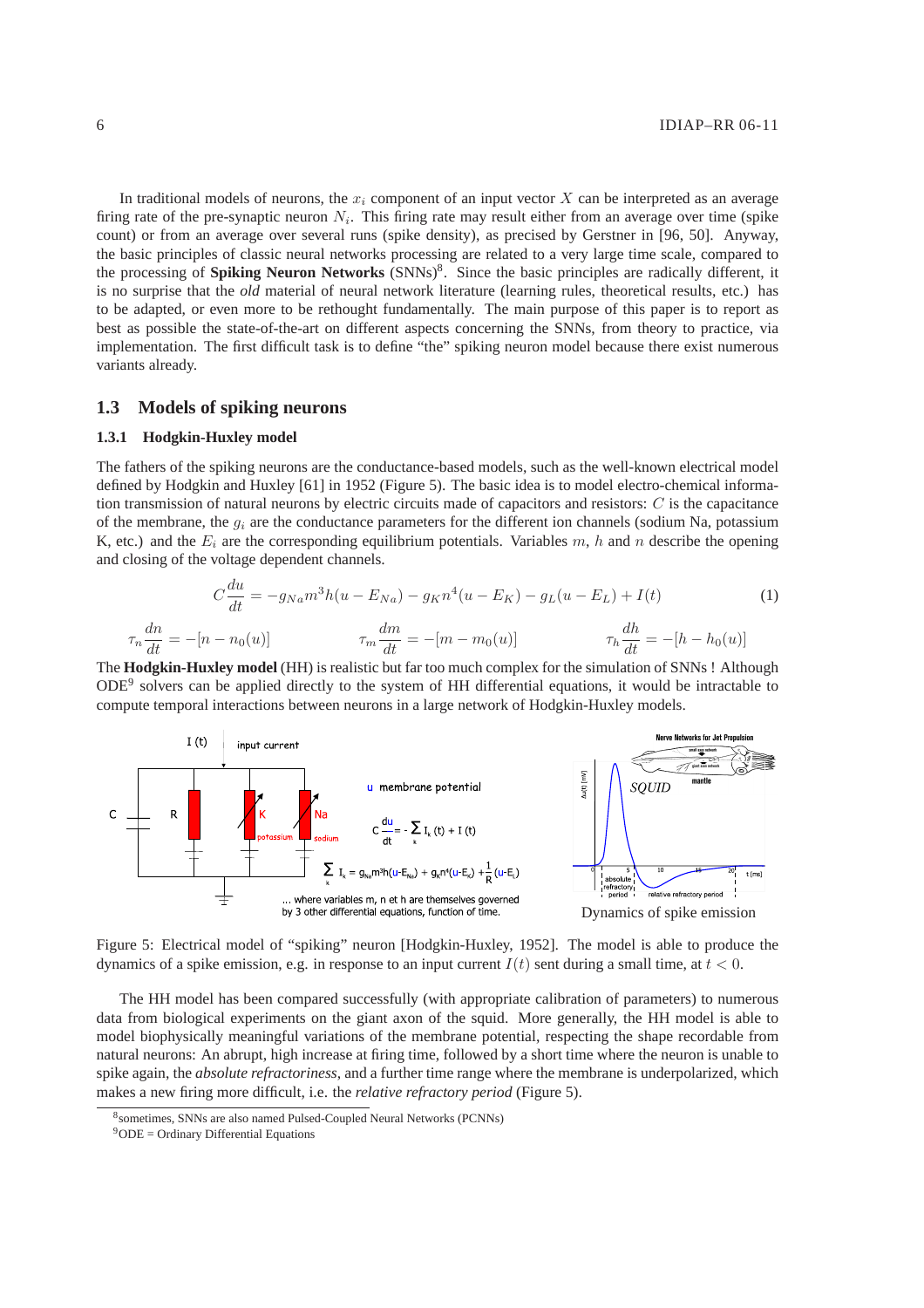In traditional models of neurons, the $x_i$ component of an input vector $X$ can be interpreted as an average firing rate of the pre-synaptic neuron $N_i$. This firing rate may result either from an average over time (spike count) or from an average over several runs (spike density), as precised by Gerstner in [96, 50]. Anyway, the basic principles of classic neural networks processing are related to a very large time scale, compared to the processing of **Spiking Neuron Networks** (SNNs)[8]. Since the basic principles are radically different, it is no surprise that the *old* material of neural network literature (learning rules, theoretical results, etc.) has to be adapted, or even more to be rethought fundamentally. The main purpose of this paper is to report as best as possible the state-of-the-art on different aspects concerning the SNNs, from theory to practice, via implementation. The first difficult task is to define "the" spiking neuron model because there exist numerous variants already.

## 1.3 Models of spiking neurons

### 1.3.1 Hodgkin-Huxley model

The fathers of the spiking neurons are the conductance-based models, such as the well-known electrical model defined by Hodgkin and Huxley [61] in 1952 (Figure 5). The basic idea is to model electro-chemical information transmission of natural neurons by electric circuits made of capacitors and resistors: $C$ is the capacitance of the membrane, the $g_i$ are the conductance parameters for the different ion channels (sodium Na, potassium K, etc.) and the $E_i$ are the corresponding equilibrium potentials. Variables $m$, $h$ and $n$ describe the opening and closing of the voltage dependent channels.

$$C\frac{du}{dt} = -g_{Na}m^3h(u - E_{Na}) - g_K n^4(u - E_K) - g_L(u - E_L) + I(t) \quad (1)$$

$$\tau_n \frac{dn}{dt} = -[n - n_0(u)] \qquad \tau_m \frac{dm}{dt} = -[m - m_0(u)] \qquad \tau_h \frac{dh}{dt} = -[h - h_0(u)]$$

The **Hodgkin-Huxley model** (HH) is realistic but far too much complex for the simulation of SNNs ! Although ODE[9] solvers can be applied directly to the system of HH differential equations, it would be intractable to compute temporal interactions between neurons in a large network of Hodgkin-Huxley models.

Figure 5: Electrical model of "spiking" neuron [Hodgkin-Huxley, 1952]. The model is able to produce the dynamics of a spike emission, e.g. in response to an input current $I(t)$ sent during a small time, at $t < 0$.

The HH model has been compared successfully (with appropriate calibration of parameters) to numerous data from biological experiments on the giant axon of the squid. More generally, the HH model is able to model biophysically meaningful variations of the membrane potential, respecting the shape recordable from natural neurons: An abrupt, high increase at firing time, followed by a short time where the neuron is unable to spike again, the *absolute refractoriness*, and a further time range where the membrane is underpolarized, which makes a new firing more difficult, i.e. the *relative refractory period* (Figure 5).

[8] sometimes, SNNs are also named Pulsed-Coupled Neural Networks (PCNNs)

[9] ODE = Ordinary Differential Equations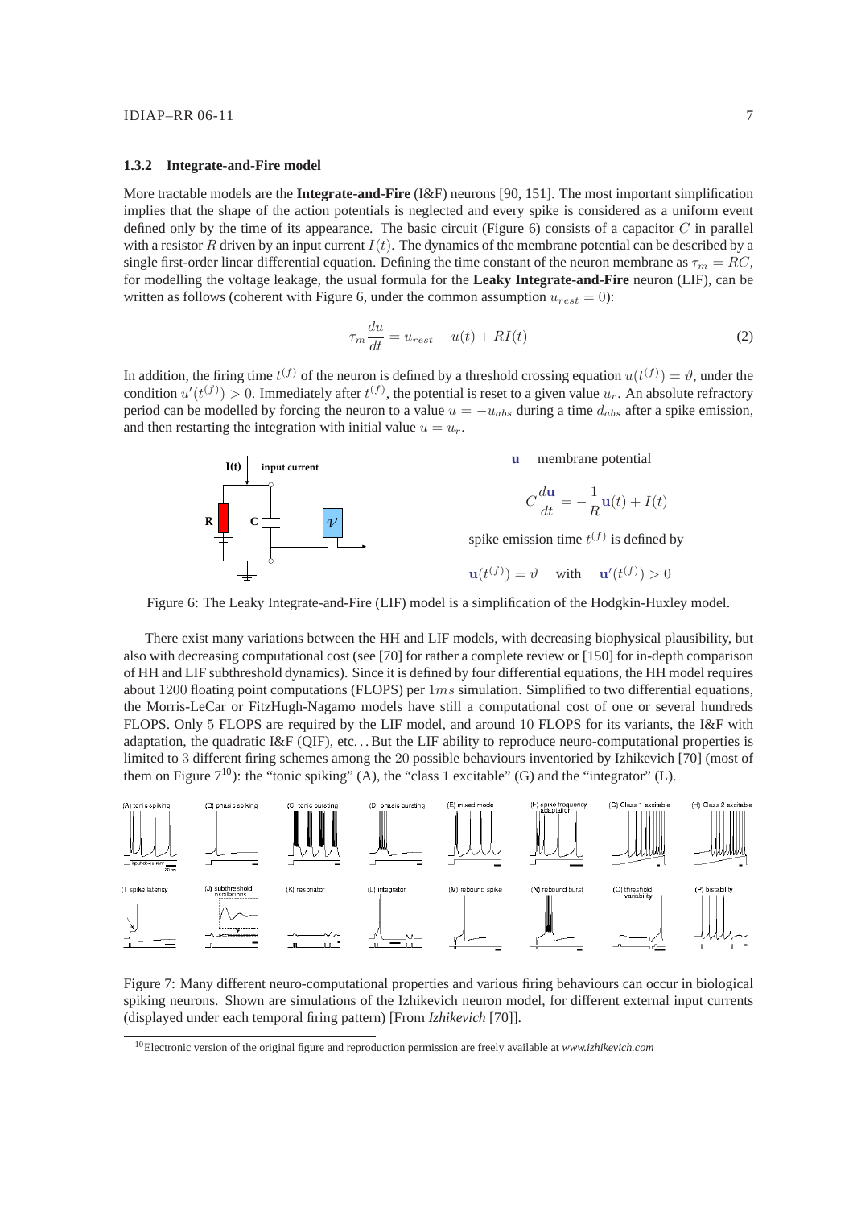### 1.3.2 Integrate-and-Fire model

More tractable models are the **Integrate-and-Fire** (I&F) neurons [90, 151]. The most important simplification implies that the shape of the action potentials is neglected and every spike is considered as a uniform event defined only by the time of its appearance. The basic circuit (Figure 6) consists of a capacitor $C$ in parallel with a resistor $R$ driven by an input current $I(t)$. The dynamics of the membrane potential can be described by a single first-order linear differential equation. Defining the time constant of the neuron membrane as $\tau_m = RC$, for modelling the voltage leakage, the usual formula for the **Leaky Integrate-and-Fire** neuron (LIF), can be written as follows (coherent with Figure 6, under the common assumption $u_{rest} = 0$):

$$\tau_m \frac{du}{dt} = u_{rest} - u(t) + RI(t) \tag{2}$$

In addition, the firing time $t^{(f)}$ of the neuron is defined by a threshold crossing equation $u(t^{(f)}) = \vartheta$, under the condition $u'(t^{(f)}) > 0$. Immediately after $t^{(f)}$, the potential is reset to a given value $u_r$. An absolute refractory period can be modelled by forcing the neuron to a value $u = -u_{abs}$ during a time $d_{abs}$ after a spike emission, and then restarting the integration with initial value $u = u_r$.

**u** membrane potential

$$C\frac{d\mathbf{u}}{dt} = -\frac{1}{R}\mathbf{u}(t) + I(t)$$

spike emission time $t^{(f)}$ is defined by

$$\mathbf{u}(t^{(f)}) = \vartheta \quad \text{with} \quad \mathbf{u}'(t^{(f)}) > 0$$

Figure 6: The Leaky Integrate-and-Fire (LIF) model is a simplification of the Hodgkin-Huxley model.

There exist many variations between the HH and LIF models, with decreasing biophysical plausibility, but also with decreasing computational cost (see [70] for rather a complete review or [150] for in-depth comparison of HH and LIF subthreshold dynamics). Since it is defined by four differential equations, the HH model requires about 1200 floating point computations (FLOPS) per $1ms$ simulation. Simplified to two differential equations, the Morris-LeCar or FitzHugh-Nagamo models have still a computational cost of one or several hundreds FLOPS. Only 5 FLOPS are required by the LIF model, and around 10 FLOPS for its variants, the I&F with adaptation, the quadratic I&F (QIF), etc... But the LIF ability to reproduce neuro-computational properties is limited to 3 different firing schemes among the 20 possible behaviours inventoried by Izhikevich [70] (most of them on Figure 7[10]): the "tonic spiking" (A), the "class 1 excitable" (G) and the "integrator" (L).

Figure 7: Many different neuro-computational properties and various firing behaviours can occur in biological spiking neurons. Shown are simulations of the Izhikevich neuron model, for different external input currents (displayed under each temporal firing pattern) [From *Izhikevich* [70]].

[10] Electronic version of the original figure and reproduction permission are freely available at *www.izhikevich.com*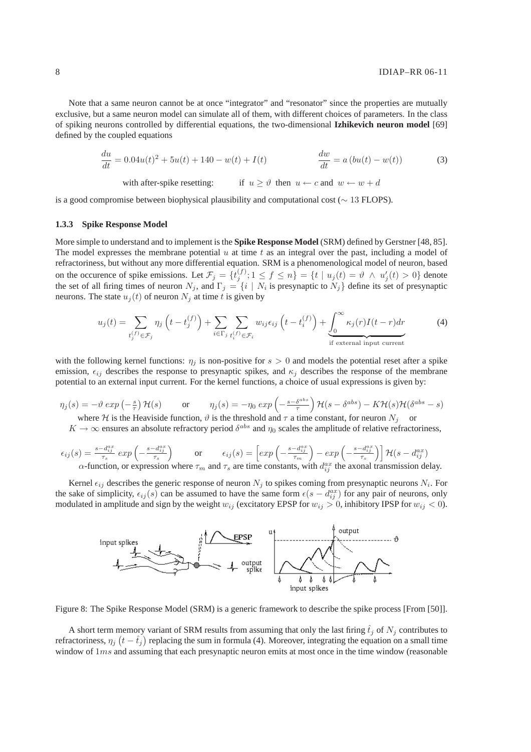Note that a same neuron cannot be at once "integrator" and "resonator" since the properties are mutually exclusive, but a same neuron model can simulate all of them, with different choices of parameters. In the class of spiking neurons controlled by differential equations, the two-dimensional **Izhikevich neuron model** [69] defined by the coupled equations

$$\frac{du}{dt} = 0.04u(t)^2 + 5u(t) + 140 - w(t) + I(t) \qquad\qquad \frac{dw}{dt} = a\left(bu(t) - w(t)\right) \tag{3}$$

$$\text{with after-spike resetting:} \qquad \text{if } u \geq \vartheta \text{ then } u \leftarrow c \text{ and } w \leftarrow w + d$$

is a good compromise between biophysical plausibility and computational cost ($\sim 13$ FLOPS).

### 1.3.3 Spike Response Model

More simple to understand and to implement is the **Spike Response Model** (SRM) defined by Gerstner [48, 85]. The model expresses the membrane potential $u$ at time $t$ as an integral over the past, including a model of refractoriness, but without any more differential equation. SRM is a phenomenological model of neuron, based on the occurence of spike emissions. Let $\mathcal{F}_j = \{t_j^{(f)}; 1 \leq f \leq n\} = \{t \mid u_j(t) = \vartheta \,\wedge\, u'_j(t) > 0\}$ denote the set of all firing times of neuron $N_j$, and $\Gamma_j = \{i \mid N_i \text{ is presynaptic to } N_j\}$ define its set of presynaptic neurons. The state $u_j(t)$ of neuron $N_j$ at time $t$ is given by

$$u_j(t) = \sum_{t_j^{(f)} \in \mathcal{F}_j} \eta_j\left(t - t_j^{(f)}\right) + \sum_{i \in \Gamma_j} \sum_{t_i^{(f)} \in \mathcal{F}_i} w_{ij}\epsilon_{ij}\left(t - t_i^{(f)}\right) + \underbrace{\int_0^\infty \kappa_j(r) I(t-r)dr}_{\text{if external input current}} \tag{4}$$

with the following kernel functions: $\eta_j$ is non-positive for $s > 0$ and models the potential reset after a spike emission, $\epsilon_{ij}$ describes the response to presynaptic spikes, and $\kappa_j$ describes the response of the membrane potential to an external input current. For the kernel functions, a choice of usual expressions is given by:

$$\eta_j(s) = -\vartheta\, exp\left(-\frac{s}{\tau}\right)\mathcal{H}(s) \qquad \text{or} \qquad \eta_j(s) = -\eta_0\, exp\left(-\frac{s-\delta^{abs}}{\tau}\right)\mathcal{H}(s-\delta^{abs}) - K\mathcal{H}(s)\mathcal{H}(\delta^{abs}-s)$$

where $\mathcal{H}$ is the Heaviside function, $\vartheta$ is the threshold and $\tau$ a time constant, for neuron $N_j$ or $K \to \infty$ ensures an absolute refractory period $\delta^{abs}$ and $\eta_0$ scales the amplitude of relative refractoriness,

$$\epsilon_{ij}(s) = \frac{s-d_{ij}^{ax}}{\tau_s}\, exp\left(-\frac{s-d_{ij}^{ax}}{\tau_s}\right) \qquad \text{or} \qquad \epsilon_{ij}(s) = \left[exp\left(-\frac{s-d_{ij}^{ax}}{\tau_m}\right) - exp\left(-\frac{s-d_{ij}^{ax}}{\tau_s}\right)\right]\mathcal{H}(s-d_{ij}^{ax})$$

$\alpha$-function, or expression where $\tau_m$ and $\tau_s$ are time constants, with $d_{ij}^{ax}$ the axonal transmission delay.

Kernel $\epsilon_{ij}$ describes the generic response of neuron $N_j$ to spikes coming from presynaptic neurons $N_i$. For the sake of simplicity, $\epsilon_{ij}(s)$ can be assumed to have the same form $\epsilon(s - d_{ij}^{ax})$ for any pair of neurons, only modulated in amplitude and sign by the weight $w_{ij}$ (excitatory EPSP for $w_{ij} > 0$, inhibitory IPSP for $w_{ij} < 0$).

Figure 8: The Spike Response Model (SRM) is a generic framework to describe the spike process [From [50]].

A short term memory variant of SRM results from assuming that only the last firing $\hat{t}_j$ of $N_j$ contributes to refractoriness, $\eta_j\left(t - \hat{t}_j\right)$ replacing the sum in formula (4). Moreover, integrating the equation on a small time window of $1ms$ and assuming that each presynaptic neuron emits at most once in the time window (reasonable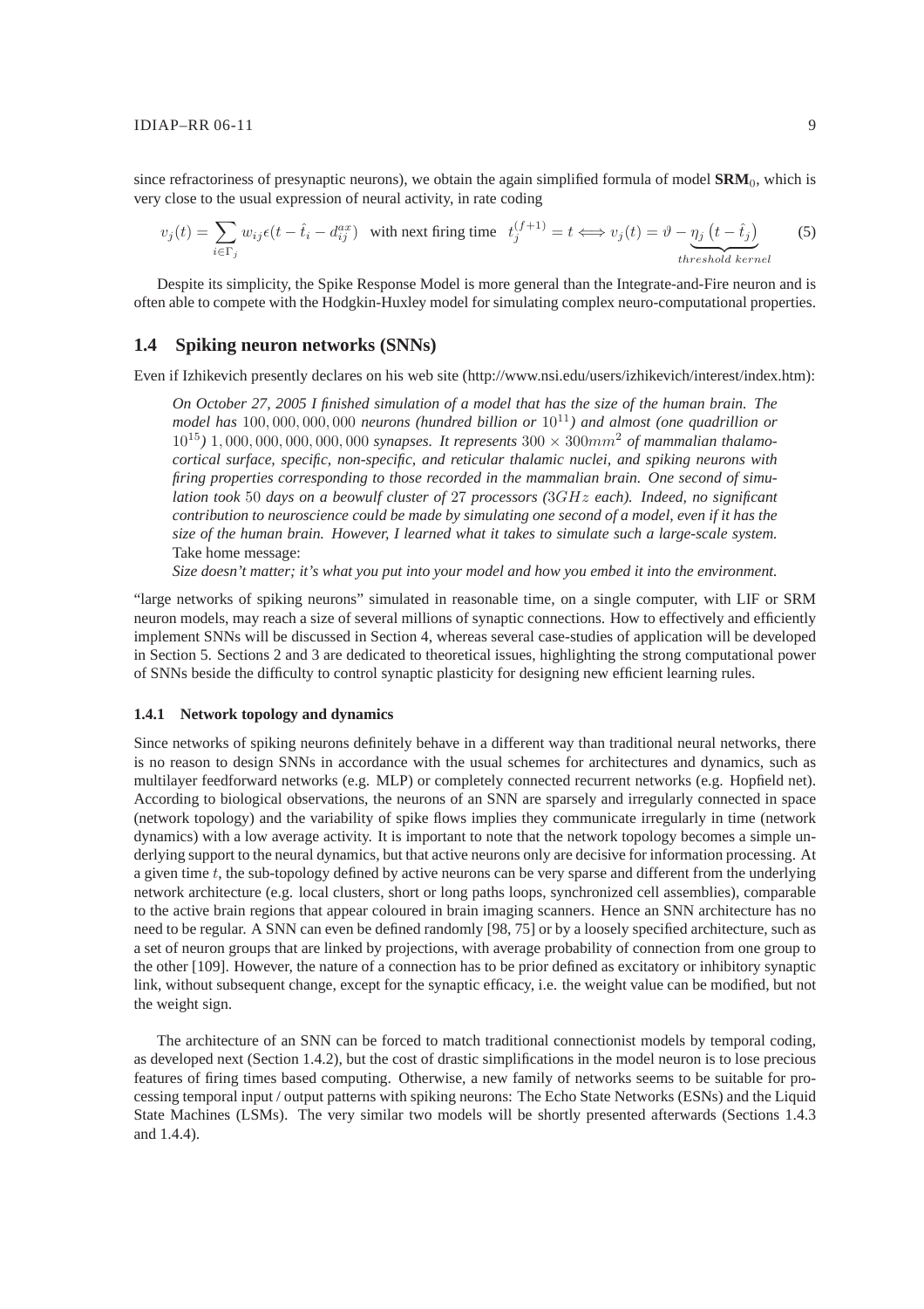since refractoriness of presynaptic neurons), we obtain the again simplified formula of model **SRM**$_0$, which is very close to the usual expression of neural activity, in rate coding

$$v_j(t) = \sum_{i \in \Gamma_j} w_{ij} \epsilon(t - \hat{t}_i - d_{ij}^{ax}) \quad \text{with next firing time} \quad t_j^{(f+1)} = t \Longleftrightarrow v_j(t) = \vartheta - \underbrace{\eta_j\left(t - \hat{t}_j\right)}_{threshold\ kernel} \tag{5}$$

Despite its simplicity, the Spike Response Model is more general than the Integrate-and-Fire neuron and is often able to compete with the Hodgkin-Huxley model for simulating complex neuro-computational properties.

## 1.4 Spiking neuron networks (SNNs)

Even if Izhikevich presently declares on his web site (http://www.nsi.edu/users/izhikevich/interest/index.htm):

> *On October 27, 2005 I finished simulation of a model that has the size of the human brain. The model has $100,000,000,000$ neurons (hundred billion or $10^{11}$) and almost (one quadrillion or $10^{15}$) $1,000,000,000,000,000$ synapses. It represents $300 \times 300mm^2$ of mammalian thalamo-cortical surface, specific, non-specific, and reticular thalamic nuclei, and spiking neurons with firing properties corresponding to those recorded in the mammalian brain. One second of simulation took $50$ days on a beowulf cluster of $27$ processors ($3GHz$ each). Indeed, no significant contribution to neuroscience could be made by simulating one second of a model, even if it has the size of the human brain. However, I learned what it takes to simulate such a large-scale system.*
> Take home message:
> *Size doesn't matter; it's what you put into your model and how you embed it into the environment.*

"large networks of spiking neurons" simulated in reasonable time, on a single computer, with LIF or SRM neuron models, may reach a size of several millions of synaptic connections. How to effectively and efficiently implement SNNs will be discussed in Section 4, whereas several case-studies of application will be developed in Section 5. Sections 2 and 3 are dedicated to theoretical issues, highlighting the strong computational power of SNNs beside the difficulty to control synaptic plasticity for designing new efficient learning rules.

### 1.4.1 Network topology and dynamics

Since networks of spiking neurons definitely behave in a different way than traditional neural networks, there is no reason to design SNNs in accordance with the usual schemes for architectures and dynamics, such as multilayer feedforward networks (e.g. MLP) or completely connected recurrent networks (e.g. Hopfield net). According to biological observations, the neurons of an SNN are sparsely and irregularly connected in space (network topology) and the variability of spike flows implies they communicate irregularly in time (network dynamics) with a low average activity. It is important to note that the network topology becomes a simple underlying support to the neural dynamics, but that active neurons only are decisive for information processing. At a given time $t$, the sub-topology defined by active neurons can be very sparse and different from the underlying network architecture (e.g. local clusters, short or long paths loops, synchronized cell assemblies), comparable to the active brain regions that appear coloured in brain imaging scanners. Hence an SNN architecture has no need to be regular. A SNN can even be defined randomly [98, 75] or by a loosely specified architecture, such as a set of neuron groups that are linked by projections, with average probability of connection from one group to the other [109]. However, the nature of a connection has to be prior defined as excitatory or inhibitory synaptic link, without subsequent change, except for the synaptic efficacy, i.e. the weight value can be modified, but not the weight sign.

The architecture of an SNN can be forced to match traditional connectionist models by temporal coding, as developed next (Section 1.4.2), but the cost of drastic simplifications in the model neuron is to lose precious features of firing times based computing. Otherwise, a new family of networks seems to be suitable for processing temporal input / output patterns with spiking neurons: The Echo State Networks (ESNs) and the Liquid State Machines (LSMs). The very similar two models will be shortly presented afterwards (Sections 1.4.3 and 1.4.4).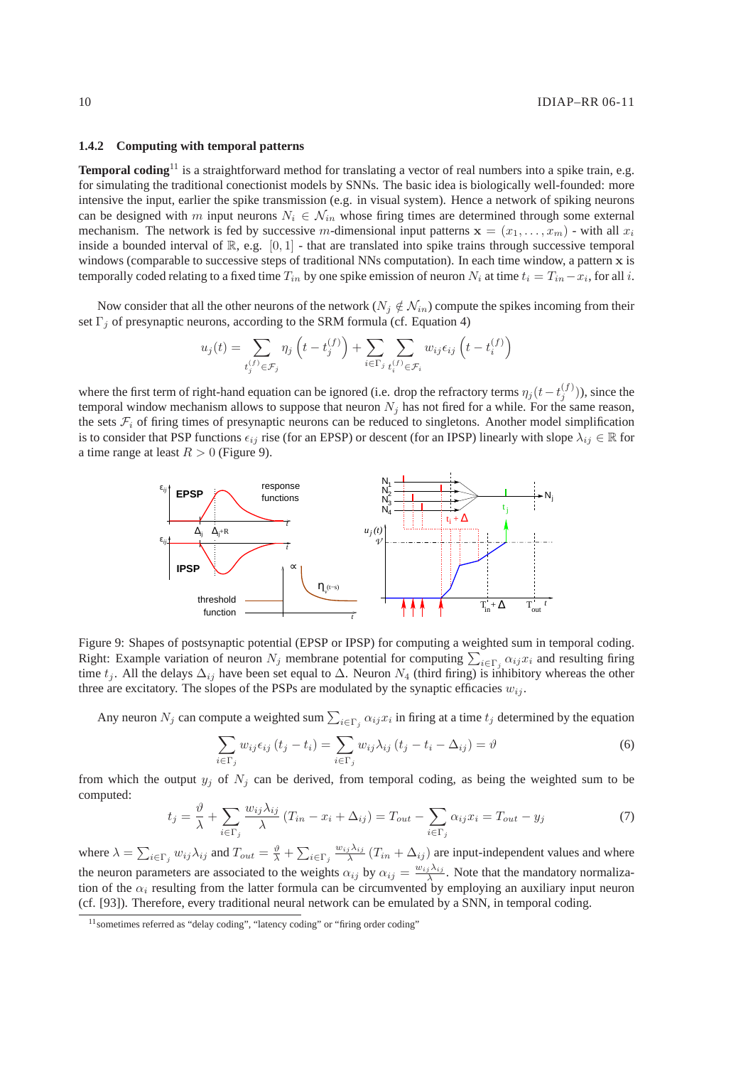### 1.4.2 Computing with temporal patterns

**Temporal coding**[11] is a straightforward method for translating a vector of real numbers into a spike train, e.g. for simulating the traditional conectionist models by SNNs. The basic idea is biologically well-founded: more intensive the input, earlier the spike transmission (e.g. in visual system). Hence a network of spiking neurons can be designed with $m$ input neurons $N_i \in \mathcal{N}_{in}$ whose firing times are determined through some external mechanism. The network is fed by successive $m$-dimensional input patterns $\mathbf{x} = (x_1, \ldots, x_m)$ - with all $x_i$ inside a bounded interval of $\mathbb{R}$, e.g. $[0, 1]$ - that are translated into spike trains through successive temporal windows (comparable to successive steps of traditional NNs computation). In each time window, a pattern $\mathbf{x}$ is temporally coded relating to a fixed time $T_{in}$ by one spike emission of neuron $N_i$ at time $t_i = T_{in} - x_i$, for all $i$.

Now consider that all the other neurons of the network ($N_j \notin \mathcal{N}_{in}$) compute the spikes incoming from their set $\Gamma_j$ of presynaptic neurons, according to the SRM formula (cf. Equation 4)

$$u_j(t) = \sum_{t_j^{(f)} \in \mathcal{F}_j} \eta_j\left(t - t_j^{(f)}\right) + \sum_{i \in \Gamma_j} \sum_{t_i^{(f)} \in \mathcal{F}_i} w_{ij}\epsilon_{ij}\left(t - t_i^{(f)}\right)$$

where the first term of right-hand equation can be ignored (i.e. drop the refractory terms $\eta_j(t - t_j^{(f)})$), since the temporal window mechanism allows to suppose that neuron $N_j$ has not fired for a while. For the same reason, the sets $\mathcal{F}_i$ of firing times of presynaptic neurons can be reduced to singletons. Another model simplification is to consider that PSP functions $\epsilon_{ij}$ rise (for an EPSP) or descent (for an IPSP) linearly with slope $\lambda_{ij} \in \mathbb{R}$ for a time range at least $R > 0$ (Figure 9).

Figure 9: Shapes of postsynaptic potential (EPSP or IPSP) for computing a weighted sum in temporal coding. Right: Example variation of neuron $N_j$ membrane potential for computing $\sum_{i \in \Gamma_j} \alpha_{ij} x_i$ and resulting firing time $t_j$. All the delays $\Delta_{ij}$ have been set equal to $\Delta$. Neuron $N_4$ (third firing) is inhibitory whereas the other three are excitatory. The slopes of the PSPs are modulated by the synaptic efficacies $w_{ij}$.

Any neuron $N_j$ can compute a weighted sum $\sum_{i \in \Gamma_j} \alpha_{ij} x_i$ in firing at a time $t_j$ determined by the equation

$$\sum_{i \in \Gamma_j} w_{ij}\epsilon_{ij}\left(t_j - t_i\right) = \sum_{i \in \Gamma_j} w_{ij}\lambda_{ij}\left(t_j - t_i - \Delta_{ij}\right) = \vartheta \tag{6}$$

from which the output $y_j$ of $N_j$ can be derived, from temporal coding, as being the weighted sum to be computed:

$$t_j = \frac{\vartheta}{\lambda} + \sum_{i \in \Gamma_j} \frac{w_{ij}\lambda_{ij}}{\lambda}\left(T_{in} - x_i + \Delta_{ij}\right) = T_{out} - \sum_{i \in \Gamma_j} \alpha_{ij} x_i = T_{out} - y_j \tag{7}$$

where $\lambda = \sum_{i \in \Gamma_j} w_{ij}\lambda_{ij}$ and $T_{out} = \frac{\vartheta}{\lambda} + \sum_{i \in \Gamma_j} \frac{w_{ij}\lambda_{ij}}{\lambda}\left(T_{in} + \Delta_{ij}\right)$ are input-independent values and where the neuron parameters are associated to the weights $\alpha_{ij}$ by $\alpha_{ij} = \frac{w_{ij}\lambda_{ij}}{\lambda}$. Note that the mandatory normalization of the $\alpha_i$ resulting from the latter formula can be circumvented by employing an auxiliary input neuron (cf. [93]). Therefore, every traditional neural network can be emulated by a SNN, in temporal coding.

[11] sometimes referred as "delay coding", "latency coding" or "firing order coding"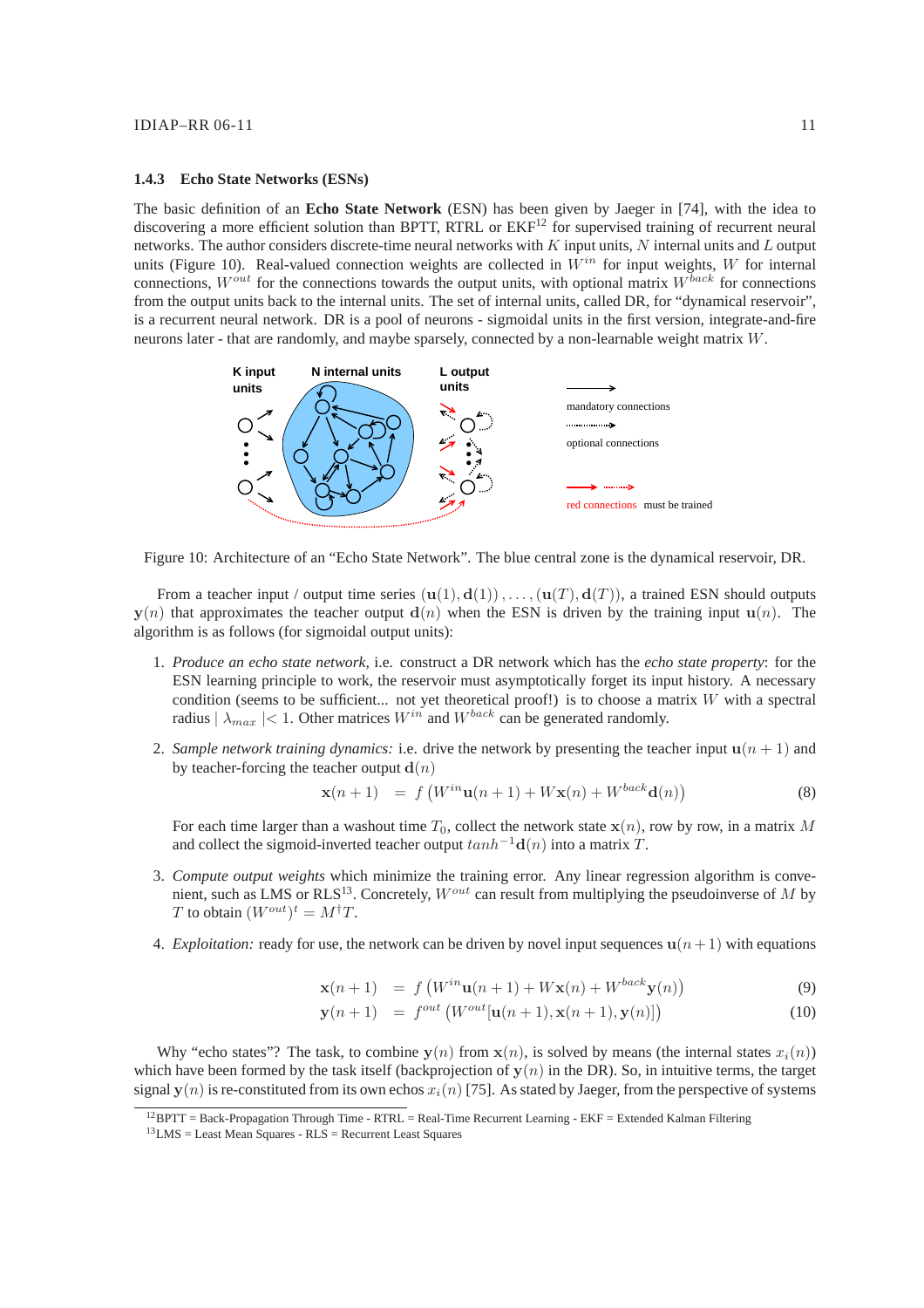### 1.4.3 Echo State Networks (ESNs)

The basic definition of an **Echo State Network** (ESN) has been given by Jaeger in [74], with the idea to discovering a more efficient solution than BPTT, RTRL or EKF[12] for supervised training of recurrent neural networks. The author considers discrete-time neural networks with $K$ input units, $N$ internal units and $L$ output units (Figure 10). Real-valued connection weights are collected in $W^{in}$ for input weights, $W$ for internal connections, $W^{out}$ for the connections towards the output units, with optional matrix $W^{back}$ for connections from the output units back to the internal units. The set of internal units, called DR, for "dynamical reservoir", is a recurrent neural network. DR is a pool of neurons - sigmoidal units in the first version, integrate-and-fire neurons later - that are randomly, and maybe sparsely, connected by a non-learnable weight matrix $W$.

Figure 10: Architecture of an "Echo State Network". The blue central zone is the dynamical reservoir, DR.

From a teacher input / output time series $(\mathbf{u}(1), \mathbf{d}(1)), \ldots, (\mathbf{u}(T), \mathbf{d}(T))$, a trained ESN should outputs $\mathbf{y}(n)$ that approximates the teacher output $\mathbf{d}(n)$ when the ESN is driven by the training input $\mathbf{u}(n)$. The algorithm is as follows (for sigmoidal output units):

1. *Produce an echo state network*, i.e. construct a DR network which has the *echo state property*: for the ESN learning principle to work, the reservoir must asymptotically forget its input history. A necessary condition (seems to be sufficient... not yet theoretical proof!) is to choose a matrix $W$ with a spectral radius $|\lambda_{max}| < 1$. Other matrices $W^{in}$ and $W^{back}$ can be generated randomly.

2. *Sample network training dynamics:* i.e. drive the network by presenting the teacher input $\mathbf{u}(n+1)$ and by teacher-forcing the teacher output $\mathbf{d}(n)$

$$\mathbf{x}(n+1) \;=\; f\left(W^{in}\mathbf{u}(n+1) + W\mathbf{x}(n) + W^{back}\mathbf{d}(n)\right) \tag{8}$$

   For each time larger than a washout time $T_0$, collect the network state $\mathbf{x}(n)$, row by row, in a matrix $M$ and collect the sigmoid-inverted teacher output $tanh^{-1}\mathbf{d}(n)$ into a matrix $T$.

3. *Compute output weights* which minimize the training error. Any linear regression algorithm is convenient, such as LMS or RLS[13]. Concretely, $W^{out}$ can result from multiplying the pseudoinverse of $M$ by $T$ to obtain $(W^{out})^t = M^{\dagger}T$.

4. *Exploitation:* ready for use, the network can be driven by novel input sequences $\mathbf{u}(n+1)$ with equations

$$\mathbf{x}(n+1) \;=\; f\left(W^{in}\mathbf{u}(n+1) + W\mathbf{x}(n) + W^{back}\mathbf{y}(n)\right) \tag{9}$$

$$\mathbf{y}(n+1) \;=\; f^{out}\left(W^{out}[\mathbf{u}(n+1), \mathbf{x}(n+1), \mathbf{y}(n)]\right) \tag{10}$$

Why "echo states"? The task, to combine $\mathbf{y}(n)$ from $\mathbf{x}(n)$, is solved by means (the internal states $x_i(n)$) which have been formed by the task itself (backprojection of $\mathbf{y}(n)$ in the DR). So, in intuitive terms, the target signal $\mathbf{y}(n)$ is re-constituted from its own echos $x_i(n)$ [75]. As stated by Jaeger, from the perspective of systems

[12] BPTT = Back-Propagation Through Time - RTRL = Real-Time Recurrent Learning - EKF = Extended Kalman Filtering

[13] LMS = Least Mean Squares - RLS = Recurrent Least Squares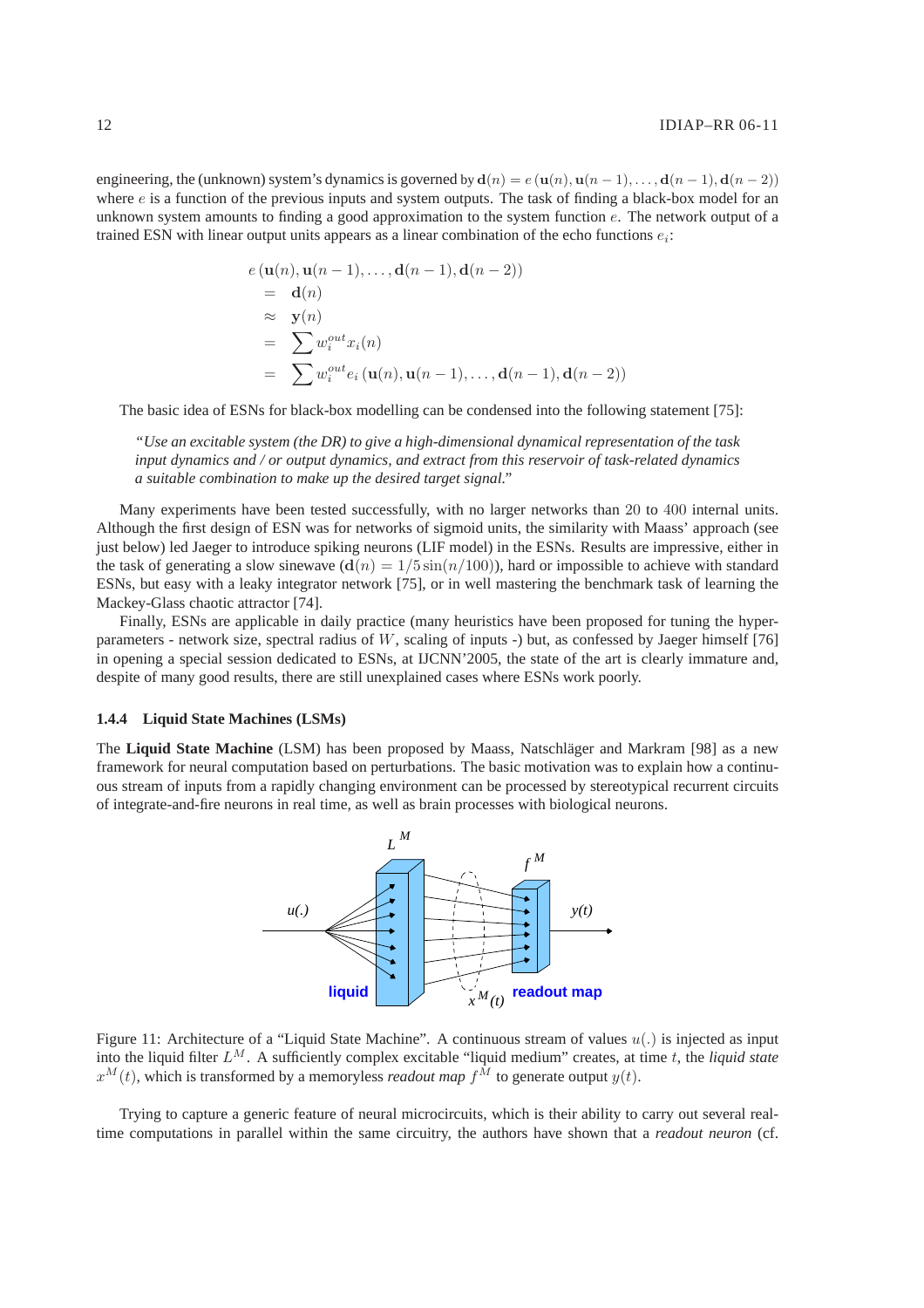engineering, the (unknown) system's dynamics is governed by $\mathbf{d}(n) = e\left(\mathbf{u}(n), \mathbf{u}(n-1), \ldots, \mathbf{d}(n-1), \mathbf{d}(n-2)\right)$ where $e$ is a function of the previous inputs and system outputs. The task of finding a black-box model for an unknown system amounts to finding a good approximation to the system function $e$. The network output of a trained ESN with linear output units appears as a linear combination of the echo functions $e_i$:

$$
\begin{aligned}
& e\left(\mathbf{u}(n), \mathbf{u}(n-1), \ldots, \mathbf{d}(n-1), \mathbf{d}(n-2)\right) \\
&= \mathbf{d}(n) \\
&\approx \mathbf{y}(n) \\
&= \sum w_i^{out} x_i(n) \\
&= \sum w_i^{out} e_i\left(\mathbf{u}(n), \mathbf{u}(n-1), \ldots, \mathbf{d}(n-1), \mathbf{d}(n-2)\right)
\end{aligned}
$$

The basic idea of ESNs for black-box modelling can be condensed into the following statement [75]:

> *"Use an excitable system (the DR) to give a high-dimensional dynamical representation of the task input dynamics and / or output dynamics, and extract from this reservoir of task-related dynamics a suitable combination to make up the desired target signal."*

Many experiments have been tested successfully, with no larger networks than 20 to 400 internal units. Although the first design of ESN was for networks of sigmoid units, the similarity with Maass' approach (see just below) led Jaeger to introduce spiking neurons (LIF model) in the ESNs. Results are impressive, either in the task of generating a slow sinewave ($\mathbf{d}(n) = 1/5\sin(n/100)$), hard or impossible to achieve with standard ESNs, but easy with a leaky integrator network [75], or in well mastering the benchmark task of learning the Mackey-Glass chaotic attractor [74].

Finally, ESNs are applicable in daily practice (many heuristics have been proposed for tuning the hyper-parameters - network size, spectral radius of $W$, scaling of inputs -) but, as confessed by Jaeger himself [76] in opening a special session dedicated to ESNs, at IJCNN'2005, the state of the art is clearly immature and, despite of many good results, there are still unexplained cases where ESNs work poorly.

### 1.4.4 Liquid State Machines (LSMs)

The **Liquid State Machine** (LSM) has been proposed by Maass, Natschläger and Markram [98] as a new framework for neural computation based on perturbations. The basic motivation was to explain how a continuous stream of inputs from a rapidly changing environment can be processed by stereotypical recurrent circuits of integrate-and-fire neurons in real time, as well as brain processes with biological neurons.

Figure 11: Architecture of a "Liquid State Machine". A continuous stream of values $u(.)$ is injected as input into the liquid filter $L^M$. A sufficiently complex excitable "liquid medium" creates, at time $t$, the *liquid state* $x^M(t)$, which is transformed by a memoryless *readout map* $f^M$ to generate output $y(t)$.

Trying to capture a generic feature of neural microcircuits, which is their ability to carry out several real-time computations in parallel within the same circuitry, the authors have shown that a *readout neuron* (cf.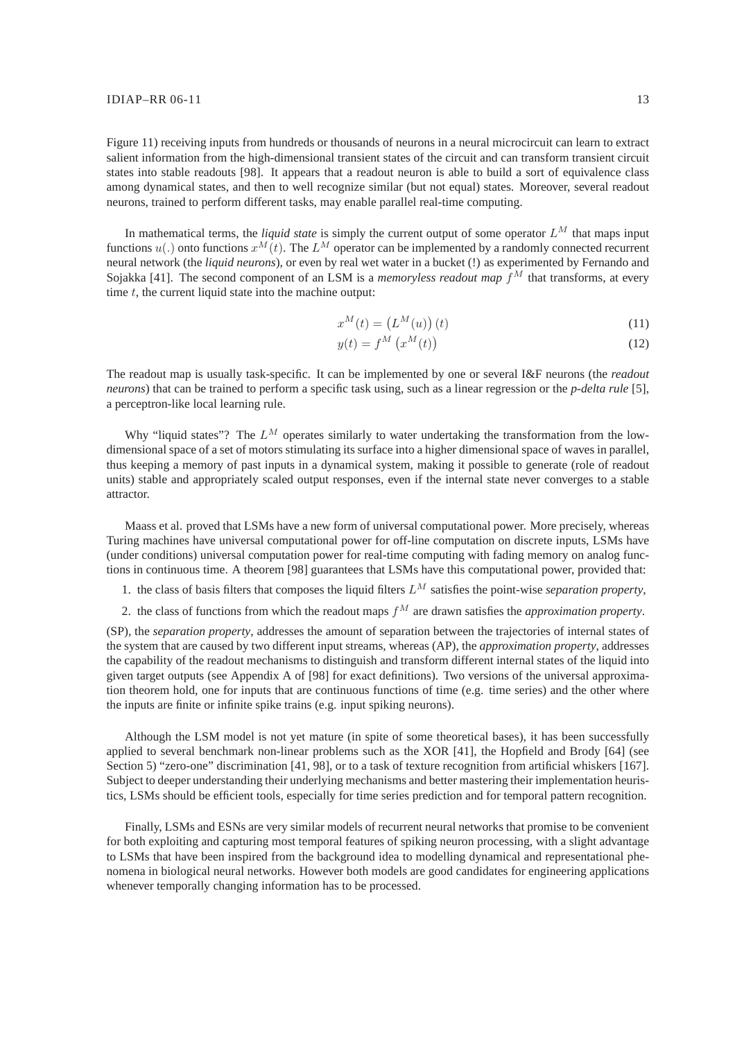Figure 11) receiving inputs from hundreds or thousands of neurons in a neural microcircuit can learn to extract salient information from the high-dimensional transient states of the circuit and can transform transient circuit states into stable readouts [98]. It appears that a readout neuron is able to build a sort of equivalence class among dynamical states, and then to well recognize similar (but not equal) states. Moreover, several readout neurons, trained to perform different tasks, may enable parallel real-time computing.

In mathematical terms, the *liquid state* is simply the current output of some operator $L^M$ that maps input functions $u(.)$ onto functions $x^M(t)$. The $L^M$ operator can be implemented by a randomly connected recurrent neural network (the *liquid neurons*), or even by real wet water in a bucket (!) as experimented by Fernando and Sojakka [41]. The second component of an LSM is a *memoryless readout map* $f^M$ that transforms, at every time $t$, the current liquid state into the machine output:

$$x^M(t) = \left(L^M(u)\right)(t) \tag{11}$$

$$y(t) = f^M\left(x^M(t)\right) \tag{12}$$

The readout map is usually task-specific. It can be implemented by one or several I&F neurons (the *readout neurons*) that can be trained to perform a specific task using, such as a linear regression or the ***p*-delta rule** [5], a perceptron-like local learning rule.

Why "liquid states"? The $L^M$ operates similarly to water undertaking the transformation from the low-dimensional space of a set of motors stimulating its surface into a higher dimensional space of waves in parallel, thus keeping a memory of past inputs in a dynamical system, making it possible to generate (role of readout units) stable and appropriately scaled output responses, even if the internal state never converges to a stable attractor.

Maass et al. proved that LSMs have a new form of universal computational power. More precisely, whereas Turing machines have universal computational power for off-line computation on discrete inputs, LSMs have (under conditions) universal computation power for real-time computing with fading memory on analog functions in continuous time. A theorem [98] guarantees that LSMs have this computational power, provided that:

1. the class of basis filters that composes the liquid filters $L^M$ satisfies the point-wise *separation property*,
2. the class of functions from which the readout maps $f^M$ are drawn satisfies the *approximation property*.

(SP), the *separation property*, addresses the amount of separation between the trajectories of internal states of the system that are caused by two different input streams, whereas (AP), the *approximation property*, addresses the capability of the readout mechanisms to distinguish and transform different internal states of the liquid into given target outputs (see Appendix A of [98] for exact definitions). Two versions of the universal approximation theorem hold, one for inputs that are continuous functions of time (e.g. time series) and the other where the inputs are finite or infinite spike trains (e.g. input spiking neurons).

Although the LSM model is not yet mature (in spite of some theoretical bases), it has been successfully applied to several benchmark non-linear problems such as the XOR [41], the Hopfield and Brody [64] (see Section 5) "zero-one" discrimination [41, 98], or to a task of texture recognition from artificial whiskers [167]. Subject to deeper understanding their underlying mechanisms and better mastering their implementation heuristics, LSMs should be efficient tools, especially for time series prediction and for temporal pattern recognition.

Finally, LSMs and ESNs are very similar models of recurrent neural networks that promise to be convenient for both exploiting and capturing most temporal features of spiking neuron processing, with a slight advantage to LSMs that have been inspired from the background idea to modelling dynamical and representational phenomena in biological neural networks. However both models are good candidates for engineering applications whenever temporally changing information has to be processed.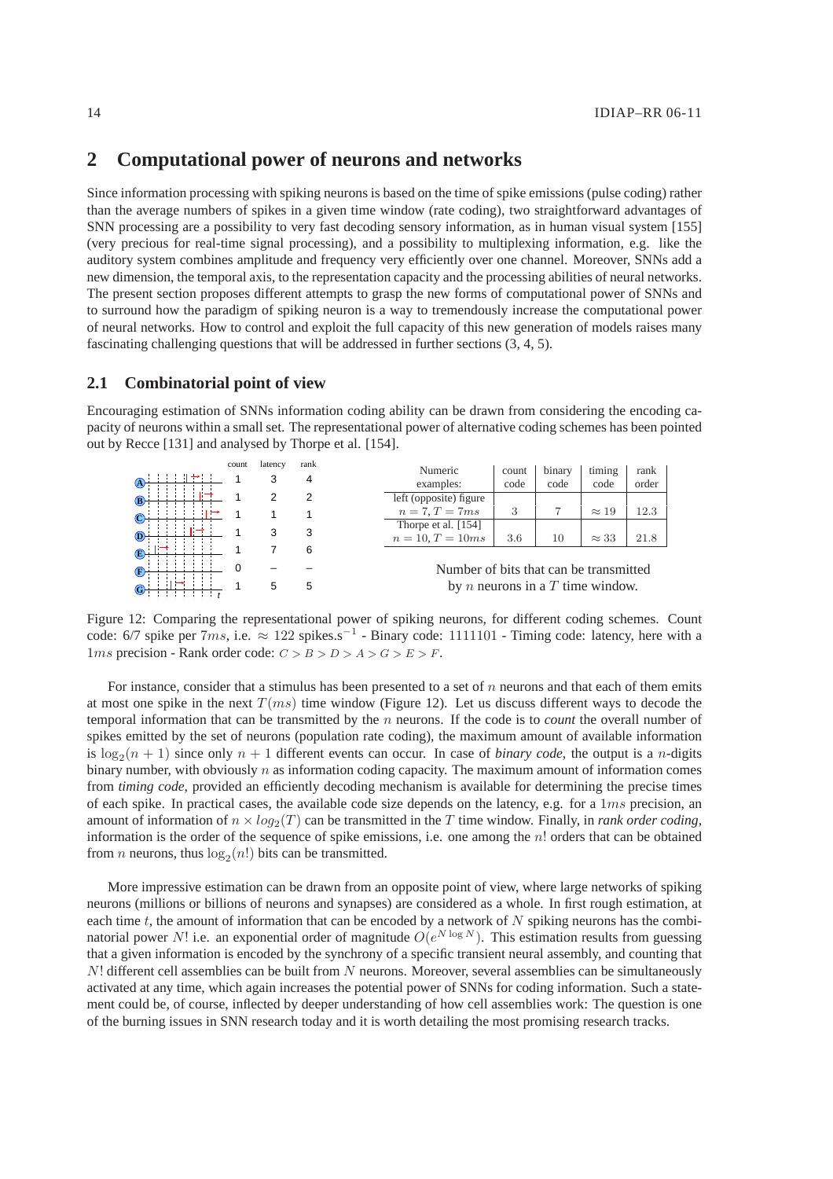## 2 Computational power of neurons and networks

Since information processing with spiking neurons is based on the time of spike emissions (pulse coding) rather than the average numbers of spikes in a given time window (rate coding), two straightforward advantages of SNN processing are a possibility to very fast decoding sensory information, as in human visual system [155] (very precious for real-time signal processing), and a possibility to multiplexing information, e.g. like the auditory system combines amplitude and frequency very efficiently over one channel. Moreover, SNNs add a new dimension, the temporal axis, to the representation capacity and the processing abilities of neural networks. The present section proposes different attempts to grasp the new forms of computational power of SNNs and to surround how the paradigm of spiking neuron is a way to tremendously increase the computational power of neural networks. How to control and exploit the full capacity of this new generation of models raises many fascinating challenging questions that will be addressed in further sections (3, 4, 5).

### 2.1 Combinatorial point of view

Encouraging estimation of SNNs information coding ability can be drawn from considering the encoding capacity of neurons within a small set. The representational power of alternative coding schemes has been pointed out by Recce [131] and analysed by Thorpe et al. [154].

| | count | latency | rank |
|---|---|---|---|
| A | 1 | 3 | 4 |
| B | 1 | 2 | 2 |
| C | 1 | 1 | 1 |
| D | 1 | 3 | 3 |
| E | 1 | 7 | 6 |
| F | 0 | – | – |
| G | 1 | 5 | 5 |

| Numeric examples: | count code | binary code | timing code | rank order |
|---|---|---|---|---|
| left (opposite) figure $n = 7, T = 7ms$ | 3 | 7 | $\approx 19$ | 12.3 |
| Thorpe et al. [154] $n = 10, T = 10ms$ | 3.6 | 10 | $\approx 33$ | 21.8 |

Number of bits that can be transmitted by $n$ neurons in a $T$ time window.

Figure 12: Comparing the representational power of spiking neurons, for different coding schemes. Count code: 6/7 spike per $7ms$, i.e. $\approx 122$ spikes.s$^{-1}$ - Binary code: 1111101 - Timing code: latency, here with a $1ms$ precision - Rank order code: $C > B > D > A > G > E > F$.

For instance, consider that a stimulus has been presented to a set of $n$ neurons and that each of them emits at most one spike in the next $T(ms)$ time window (Figure 12). Let us discuss different ways to decode the temporal information that can be transmitted by the $n$ neurons. If the code is to *count* the overall number of spikes emitted by the set of neurons (population rate coding), the maximum amount of available information is $\log_2(n+1)$ since only $n+1$ different events can occur. In case of *binary code*, the output is a $n$-digits binary number, with obviously $n$ as information coding capacity. The maximum amount of information comes from *timing code*, provided an efficiently decoding mechanism is available for determining the precise times of each spike. In practical cases, the available code size depends on the latency, e.g. for a $1ms$ precision, an amount of information of $n \times log_2(T)$ can be transmitted in the $T$ time window. Finally, in *rank order coding*, information is the order of the sequence of spike emissions, i.e. one among the $n!$ orders that can be obtained from $n$ neurons, thus $\log_2(n!)$ bits can be transmitted.

More impressive estimation can be drawn from an opposite point of view, where large networks of spiking neurons (millions or billions of neurons and synapses) are considered as a whole. In first rough estimation, at each time $t$, the amount of information that can be encoded by a network of $N$ spiking neurons has the combinatorial power $N!$ i.e. an exponential order of magnitude $O(e^{N \log N})$. This estimation results from guessing that a given information is encoded by the synchrony of a specific transient neural assembly, and counting that $N!$ different cell assemblies can be built from $N$ neurons. Moreover, several assemblies can be simultaneously activated at any time, which again increases the potential power of SNNs for coding information. Such a statement could be, of course, inflected by deeper understanding of how cell assemblies work: The question is one of the burning issues in SNN research today and it is worth detailing the most promising research tracks.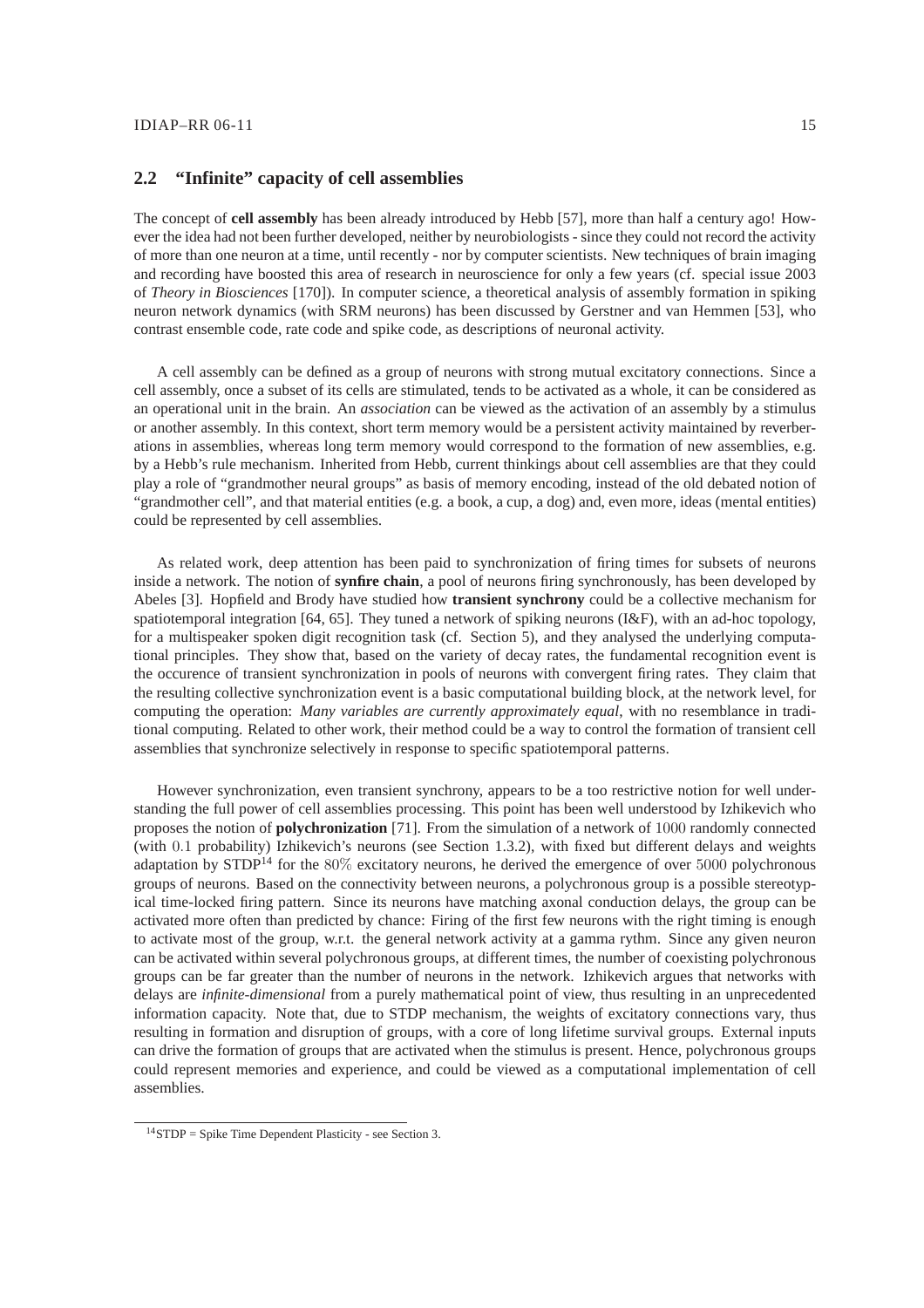## 2.2 "Infinite" capacity of cell assemblies

The concept of **cell assembly** has been already introduced by Hebb [57], more than half a century ago! However the idea had not been further developed, neither by neurobiologists - since they could not record the activity of more than one neuron at a time, until recently - nor by computer scientists. New techniques of brain imaging and recording have boosted this area of research in neuroscience for only a few years (cf. special issue 2003 of *Theory in Biosciences* [170]). In computer science, a theoretical analysis of assembly formation in spiking neuron network dynamics (with SRM neurons) has been discussed by Gerstner and van Hemmen [53], who contrast ensemble code, rate code and spike code, as descriptions of neuronal activity.

A cell assembly can be defined as a group of neurons with strong mutual excitatory connections. Since a cell assembly, once a subset of its cells are stimulated, tends to be activated as a whole, it can be considered as an operational unit in the brain. An *association* can be viewed as the activation of an assembly by a stimulus or another assembly. In this context, short term memory would be a persistent activity maintained by reverberations in assemblies, whereas long term memory would correspond to the formation of new assemblies, e.g. by a Hebb's rule mechanism. Inherited from Hebb, current thinkings about cell assemblies are that they could play a role of "grandmother neural groups" as basis of memory encoding, instead of the old debated notion of "grandmother cell", and that material entities (e.g. a book, a cup, a dog) and, even more, ideas (mental entities) could be represented by cell assemblies.

As related work, deep attention has been paid to synchronization of firing times for subsets of neurons inside a network. The notion of **synfire chain**, a pool of neurons firing synchronously, has been developed by Abeles [3]. Hopfield and Brody have studied how **transient synchrony** could be a collective mechanism for spatiotemporal integration [64, 65]. They tuned a network of spiking neurons (I&F), with an ad-hoc topology, for a multispeaker spoken digit recognition task (cf. Section 5), and they analysed the underlying computational principles. They show that, based on the variety of decay rates, the fundamental recognition event is the occurence of transient synchronization in pools of neurons with convergent firing rates. They claim that the resulting collective synchronization event is a basic computational building block, at the network level, for computing the operation: *Many variables are currently approximately equal*, with no resemblance in traditional computing. Related to other work, their method could be a way to control the formation of transient cell assemblies that synchronize selectively in response to specific spatiotemporal patterns.

However synchronization, even transient synchrony, appears to be a too restrictive notion for well understanding the full power of cell assemblies processing. This point has been well understood by Izhikevich who proposes the notion of **polychronization** [71]. From the simulation of a network of $1000$ randomly connected (with $0.1$ probability) Izhikevich's neurons (see Section 1.3.2), with fixed but different delays and weights adaptation by STDP[14] for the $80\%$ excitatory neurons, he derived the emergence of over $5000$ polychronous groups of neurons. Based on the connectivity between neurons, a polychronous group is a possible stereotypical time-locked firing pattern. Since its neurons have matching axonal conduction delays, the group can be activated more often than predicted by chance: Firing of the first few neurons with the right timing is enough to activate most of the group, w.r.t. the general network activity at a gamma rythm. Since any given neuron can be activated within several polychronous groups, at different times, the number of coexisting polychronous groups can be far greater than the number of neurons in the network. Izhikevich argues that networks with delays are *infinite-dimensional* from a purely mathematical point of view, thus resulting in an unprecedented information capacity. Note that, due to STDP mechanism, the weights of excitatory connections vary, thus resulting in formation and disruption of groups, with a core of long lifetime survival groups. External inputs can drive the formation of groups that are activated when the stimulus is present. Hence, polychronous groups could represent memories and experience, and could be viewed as a computational implementation of cell assemblies.

[14]STDP = Spike Time Dependent Plasticity - see Section 3.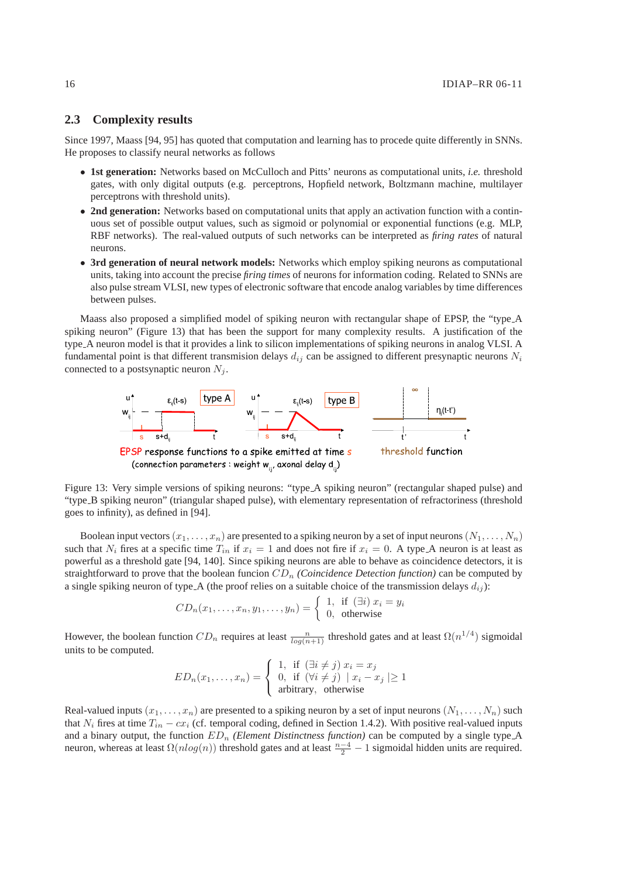## 2.3 Complexity results

Since 1997, Maass [94, 95] has quoted that computation and learning has to procede quite differently in SNNs. He proposes to classify neural networks as follows

- **1st generation:** Networks based on McCulloch and Pitts' neurons as computational units, *i.e.* threshold gates, with only digital outputs (e.g. perceptrons, Hopfield network, Boltzmann machine, multilayer perceptrons with threshold units).
- **2nd generation:** Networks based on computational units that apply an activation function with a continuous set of possible output values, such as sigmoid or polynomial or exponential functions (e.g. MLP, RBF networks). The real-valued outputs of such networks can be interpreted as *firing rates* of natural neurons.
- **3rd generation of neural network models:** Networks which employ spiking neurons as computational units, taking into account the precise *firing times* of neurons for information coding. Related to SNNs are also pulse stream VLSI, new types of electronic software that encode analog variables by time differences between pulses.

Maass also proposed a simplified model of spiking neuron with rectangular shape of EPSP, the "type_A spiking neuron" (Figure 13) that has been the support for many complexity results. A justification of the type_A neuron model is that it provides a link to silicon implementations of spiking neurons in analog VLSI. A fundamental point is that different transmision delays $d_{ij}$ can be assigned to different presynaptic neurons $N_i$ connected to a postsynaptic neuron $N_j$.

Figure 13: Very simple versions of spiking neurons: "type_A spiking neuron" (rectangular shaped pulse) and "type_B spiking neuron" (triangular shaped pulse), with elementary representation of refractoriness (threshold goes to infinity), as defined in [94].

Boolean input vectors $(x_1, \ldots, x_n)$ are presented to a spiking neuron by a set of input neurons $(N_1, \ldots, N_n)$ such that $N_i$ fires at a specific time $T_{in}$ if $x_i = 1$ and does not fire if $x_i = 0$. A type_A neuron is at least as powerful as a threshold gate [94, 140]. Since spiking neurons are able to behave as coincidence detectors, it is straightforward to prove that the boolean funcion $CD_n$ *(Coincidence Detection function)* can be computed by a single spiking neuron of type_A (the proof relies on a suitable choice of the transmission delays $d_{ij}$):

$$CD_n(x_1, \ldots, x_n, y_1, \ldots, y_n) = \begin{cases} 1, & \text{if } (\exists i)\ x_i = y_i \\ 0, & \text{otherwise} \end{cases}$$

However, the boolean function $CD_n$ requires at least $\frac{n}{log(n+1)}$ threshold gates and at least $\Omega(n^{1/4})$ sigmoidal units to be computed.

$$ED_n(x_1, \ldots, x_n) = \begin{cases} 1, & \text{if } (\exists i \neq j)\ x_i = x_j \\ 0, & \text{if } (\forall i \neq j)\ \mid x_i - x_j \mid \geq 1 \\ \text{arbitrary}, & \text{otherwise} \end{cases}$$

Real-valued inputs $(x_1, \ldots, x_n)$ are presented to a spiking neuron by a set of input neurons $(N_1, \ldots, N_n)$ such that $N_i$ fires at time $T_{in} - cx_i$ (cf. temporal coding, defined in Section 1.4.2). With positive real-valued inputs and a binary output, the function $ED_n$ *(Element Distinctness function)* can be computed by a single type_A neuron, whereas at least $\Omega(nlog(n))$ threshold gates and at least $\frac{n-4}{2} - 1$ sigmoidal hidden units are required.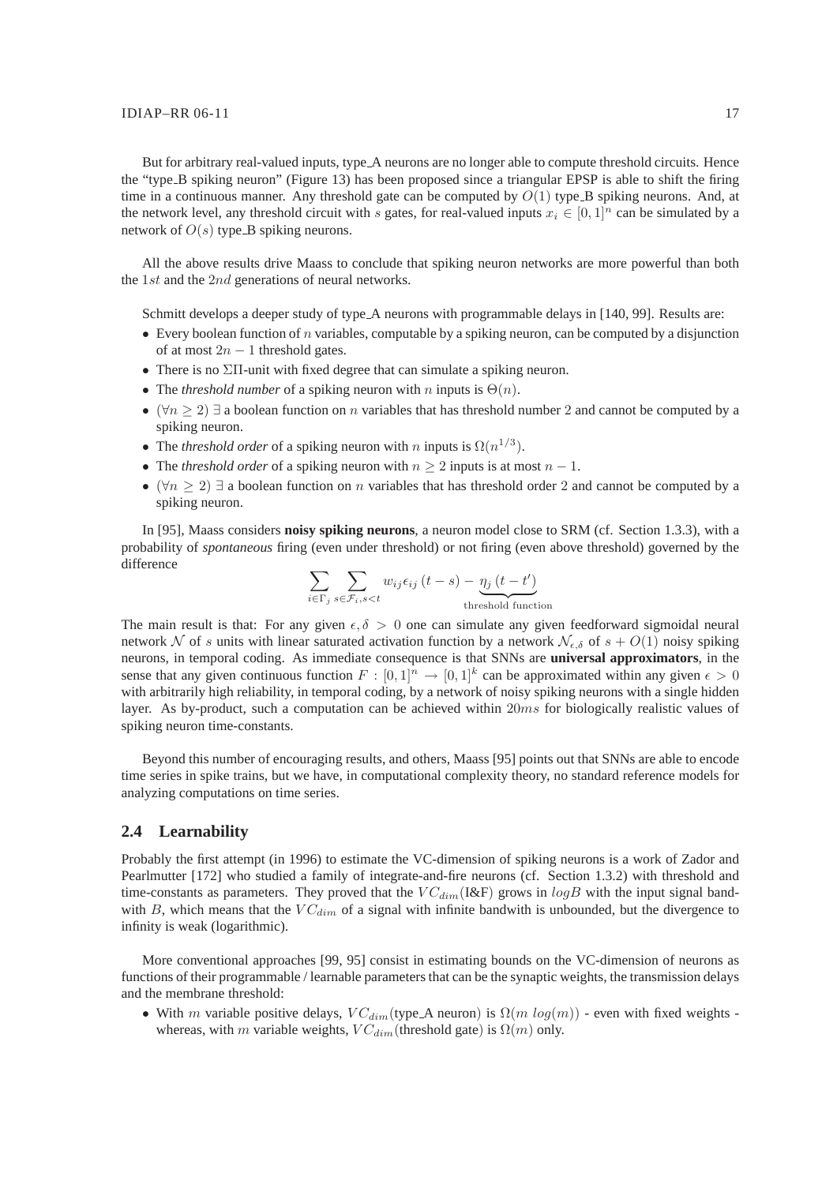But for arbitrary real-valued inputs, type_A neurons are no longer able to compute threshold circuits. Hence the "type_B spiking neuron" (Figure 13) has been proposed since a triangular EPSP is able to shift the firing time in a continuous manner. Any threshold gate can be computed by $O(1)$ type_B spiking neurons. And, at the network level, any threshold circuit with $s$ gates, for real-valued inputs $x_i \in [0,1]^n$ can be simulated by a network of $O(s)$ type_B spiking neurons.

All the above results drive Maass to conclude that spiking neuron networks are more powerful than both the $1st$ and the $2nd$ generations of neural networks.

Schmitt develops a deeper study of type_A neurons with programmable delays in [140, 99]. Results are:

- Every boolean function of $n$ variables, computable by a spiking neuron, can be computed by a disjunction of at most $2n-1$ threshold gates.
- There is no $\Sigma\Pi$-unit with fixed degree that can simulate a spiking neuron.
- The *threshold number* of a spiking neuron with $n$ inputs is $\Theta(n)$.
- $(\forall n \geq 2)$ $\exists$ a boolean function on $n$ variables that has threshold number 2 and cannot be computed by a spiking neuron.
- The *threshold order* of a spiking neuron with $n$ inputs is $\Omega(n^{1/3})$.
- The *threshold order* of a spiking neuron with $n \geq 2$ inputs is at most $n-1$.
- $(\forall n \geq 2)$ $\exists$ a boolean function on $n$ variables that has threshold order 2 and cannot be computed by a spiking neuron.

In [95], Maass considers **noisy spiking neurons**, a neuron model close to SRM (cf. Section 1.3.3), with a probability of *spontaneous* firing (even under threshold) or not firing (even above threshold) governed by the difference

$$\sum_{i \in \Gamma_j} \sum_{s \in \mathcal{F}_i, s<t} w_{ij}\epsilon_{ij}(t-s) - \underbrace{\eta_j(t-t')}_{\text{threshold function}}$$

The main result is that: For any given $\epsilon, \delta > 0$ one can simulate any given feedforward sigmoidal neural network $\mathcal{N}$ of $s$ units with linear saturated activation function by a network $\mathcal{N}_{\epsilon,\delta}$ of $s + O(1)$ noisy spiking neurons, in temporal coding. As immediate consequence is that SNNs are **universal approximators**, in the sense that any given continuous function $F : [0,1]^n \rightarrow [0,1]^k$ can be approximated within any given $\epsilon > 0$ with arbitrarily high reliability, in temporal coding, by a network of noisy spiking neurons with a single hidden layer. As by-product, such a computation can be achieved within $20ms$ for biologically realistic values of spiking neuron time-constants.

Beyond this number of encouraging results, and others, Maass [95] points out that SNNs are able to encode time series in spike trains, but we have, in computational complexity theory, no standard reference models for analyzing computations on time series.

## 2.4 Learnability

Probably the first attempt (in 1996) to estimate the VC-dimension of spiking neurons is a work of Zador and Pearlmutter [172] who studied a family of integrate-and-fire neurons (cf. Section 1.3.2) with threshold and time-constants as parameters. They proved that the $VC_{dim}$(I&F) grows in $logB$ with the input signal bandwith $B$, which means that the $VC_{dim}$ of a signal with infinite bandwith is unbounded, but the divergence to infinity is weak (logarithmic).

More conventional approaches [99, 95] consist in estimating bounds on the VC-dimension of neurons as functions of their programmable / learnable parameters that can be the synaptic weights, the transmission delays and the membrane threshold:

- With $m$ variable positive delays, $VC_{dim}$(type_A neuron) is $\Omega(m\ log(m))$ - even with fixed weights - whereas, with $m$ variable weights, $VC_{dim}$(threshold gate) is $\Omega(m)$ only.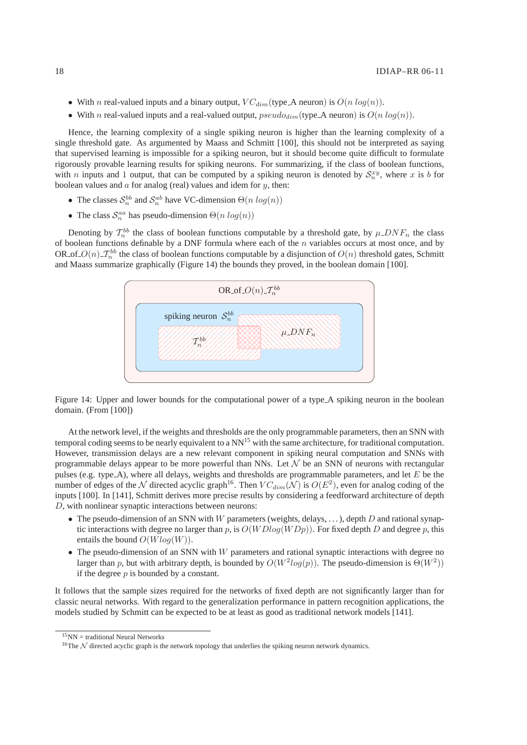- With $n$ real-valued inputs and a binary output, $VC_{dim}$(type_A neuron) is $O(n\ log(n))$.
- With $n$ real-valued inputs and a real-valued output, $pseudo_{dim}$(type_A neuron) is $O(n\ log(n))$.

Hence, the learning complexity of a single spiking neuron is higher than the learning complexity of a single threshold gate. As argumented by Maass and Schmitt [100], this should not be interpreted as saying that supervised learning is impossible for a spiking neuron, but it should become quite difficult to formulate rigorously provable learning results for spiking neurons. For summarizing, if the class of boolean functions, with $n$ inputs and 1 output, that can be computed by a spiking neuron is denoted by $\mathcal{S}_n^{xy}$, where $x$ is $b$ for boolean values and $a$ for analog (real) values and idem for $y$, then:

- The classes $\mathcal{S}_n^{bb}$ and $\mathcal{S}_n^{ab}$ have VC-dimension $\Theta(n\ log(n))$
- The class $\mathcal{S}_n^{aa}$ has pseudo-dimension $\Theta(n\ log(n))$

Denoting by $\mathcal{T}_n^{bb}$ the class of boolean functions computable by a threshold gate, by $\mu\_DNF_n$ the class of boolean functions definable by a DNF formula where each of the $n$ variables occurs at most once, and by OR_of_$O(n)$_$\mathcal{T}_n^{bb}$ the class of boolean functions computable by a disjunction of $O(n)$ threshold gates, Schmitt and Maass summarize graphically (Figure 14) the bounds they proved, in the boolean domain [100].

OR_of_$O(n)$_$\mathcal{T}_n^{bb}$

spiking neuron $\mathcal{S}_n^{bb}$

$\mathcal{T}_n^{bb}$

$\mu\_DNF_n$

Figure 14: Upper and lower bounds for the computational power of a type_A spiking neuron in the boolean domain. (From [100])

At the network level, if the weights and thresholds are the only programmable parameters, then an SNN with temporal coding seems to be nearly equivalent to a NN[15] with the same architecture, for traditional computation. However, transmission delays are a new relevant component in spiking neural computation and SNNs with programmable delays appear to be more powerful than NNs. Let $\mathcal{N}$ be an SNN of neurons with rectangular pulses (e.g. type_A), where all delays, weights and thresholds are programmable parameters, and let $E$ be the number of edges of the $\mathcal{N}$ directed acyclic graph[16]. Then $VC_{dim}(\mathcal{N})$ is $O(E^2)$, even for analog coding of the inputs [100]. In [141], Schmitt derives more precise results by considering a feedforward architecture of depth $D$, with nonlinear synaptic interactions between neurons:

- The pseudo-dimension of an SNN with $W$ parameters (weights, delays, ...), depth $D$ and rational synaptic interactions with degree no larger than $p$, is $O(WDlog(WDp))$. For fixed depth $D$ and degree $p$, this entails the bound $O(Wlog(W))$.
- The pseudo-dimension of an SNN with $W$ parameters and rational synaptic interactions with degree no larger than $p$, but with arbitrary depth, is bounded by $O(W^2log(p))$. The pseudo-dimension is $\Theta(W^2)$) if the degree $p$ is bounded by a constant.

It follows that the sample sizes required for the networks of fixed depth are not significantly larger than for classic neural networks. With regard to the generalization performance in pattern recognition applications, the models studied by Schmitt can be expected to be at least as good as traditional network models [141].

[15] NN = traditional Neural Networks

[16] The $\mathcal{N}$ directed acyclic graph is the network topology that underlies the spiking neuron network dynamics.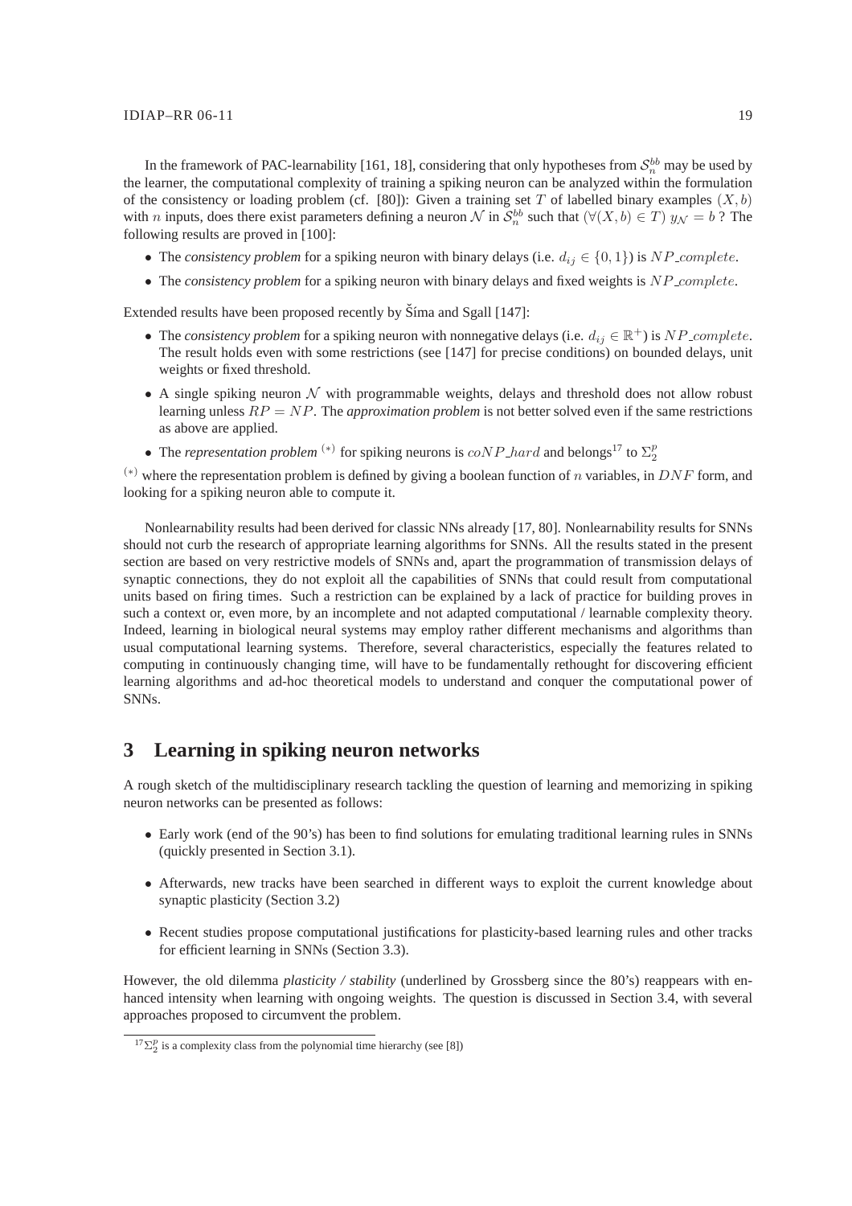In the framework of PAC-learnability [161, 18], considering that only hypotheses from $\mathcal{S}_n^{bb}$ may be used by the learner, the computational complexity of training a spiking neuron can be analyzed within the formulation of the consistency or loading problem (cf. [80]): Given a training set $T$ of labelled binary examples $(X, b)$ with $n$ inputs, does there exist parameters defining a neuron $\mathcal{N}$ in $\mathcal{S}_n^{bb}$ such that $(\forall (X, b) \in T)\ y_{\mathcal{N}} = b$ ? The following results are proved in [100]:

- The *consistency problem* for a spiking neuron with binary delays (i.e. $d_{ij} \in \{0, 1\}$) is $NP\_complete$.
- The *consistency problem* for a spiking neuron with binary delays and fixed weights is $NP\_complete$.

Extended results have been proposed recently by Šíma and Sgall [147]:

- The *consistency problem* for a spiking neuron with nonnegative delays (i.e. $d_{ij} \in \mathbb{R}^+$) is $NP\_complete$. The result holds even with some restrictions (see [147] for precise conditions) on bounded delays, unit weights or fixed threshold.
- A single spiking neuron $\mathcal{N}$ with programmable weights, delays and threshold does not allow robust learning unless $RP = NP$. The *approximation problem* is not better solved even if the same restrictions as above are applied.
- The *representation problem* $^{(*)}$ for spiking neurons is $coNP\_hard$ and belongs[17] to $\Sigma_2^p$

$^{(*)}$ where the representation problem is defined by giving a boolean function of $n$ variables, in $DNF$ form, and looking for a spiking neuron able to compute it.

Nonlearnability results had been derived for classic NNs already [17, 80]. Nonlearnability results for SNNs should not curb the research of appropriate learning algorithms for SNNs. All the results stated in the present section are based on very restrictive models of SNNs and, apart the programmation of transmission delays of synaptic connections, they do not exploit all the capabilities of SNNs that could result from computational units based on firing times. Such a restriction can be explained by a lack of practice for building proves in such a context or, even more, by an incomplete and not adapted computational / learnable complexity theory. Indeed, learning in biological neural systems may employ rather different mechanisms and algorithms than usual computational learning systems. Therefore, several characteristics, especially the features related to computing in continuously changing time, will have to be fundamentally rethought for discovering efficient learning algorithms and ad-hoc theoretical models to understand and conquer the computational power of SNNs.

# 3 Learning in spiking neuron networks

A rough sketch of the multidisciplinary research tackling the question of learning and memorizing in spiking neuron networks can be presented as follows:

- Early work (end of the 90's) has been to find solutions for emulating traditional learning rules in SNNs (quickly presented in Section 3.1).
- Afterwards, new tracks have been searched in different ways to exploit the current knowledge about synaptic plasticity (Section 3.2)
- Recent studies propose computational justifications for plasticity-based learning rules and other tracks for efficient learning in SNNs (Section 3.3).

However, the old dilemma *plasticity / stability* (underlined by Grossberg since the 80's) reappears with enhanced intensity when learning with ongoing weights. The question is discussed in Section 3.4, with several approaches proposed to circumvent the problem.

[17] $\Sigma_2^p$ is a complexity class from the polynomial time hierarchy (see [8])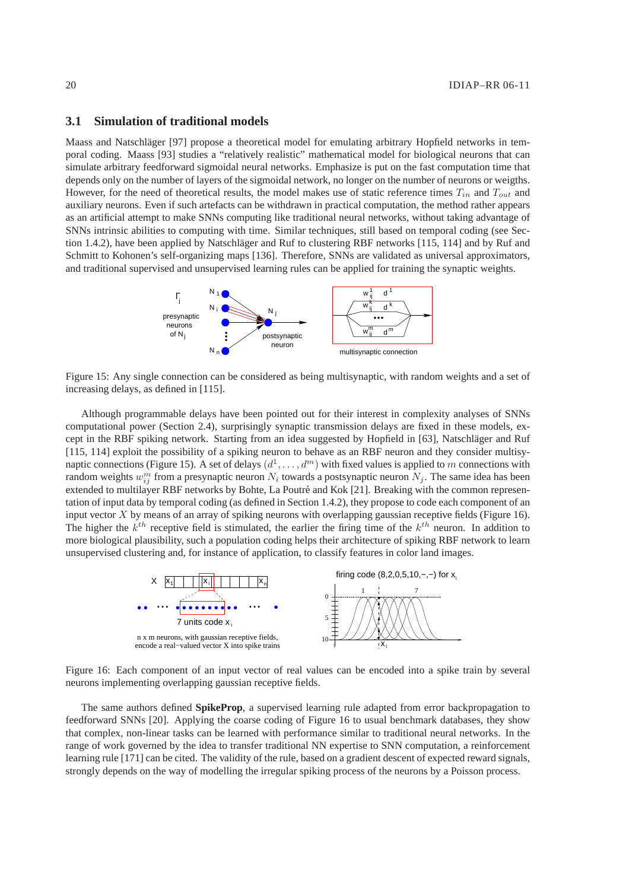## 3.1 Simulation of traditional models

Maass and Natschläger [97] propose a theoretical model for emulating arbitrary Hopfield networks in temporal coding. Maass [93] studies a "relatively realistic" mathematical model for biological neurons that can simulate arbitrary feedforward sigmoidal neural networks. Emphasize is put on the fast computation time that depends only on the number of layers of the sigmoidal network, no longer on the number of neurons or weigths. However, for the need of theoretical results, the model makes use of static reference times $T_{in}$ and $T_{out}$ and auxiliary neurons. Even if such artefacts can be withdrawn in practical computation, the method rather appears as an artificial attempt to make SNNs computing like traditional neural networks, without taking advantage of SNNs intrinsic abilities to computing with time. Similar techniques, still based on temporal coding (see Section 1.4.2), have been applied by Natschläger and Ruf to clustering RBF networks [115, 114] and by Ruf and Schmitt to Kohonen's self-organizing maps [136]. Therefore, SNNs are validated as universal approximators, and traditional supervised and unsupervised learning rules can be applied for training the synaptic weights.

Figure 15: Any single connection can be considered as being multisynaptic, with random weights and a set of increasing delays, as defined in [115].

Although programmable delays have been pointed out for their interest in complexity analyses of SNNs computational power (Section 2.4), surprisingly synaptic transmission delays are fixed in these models, except in the RBF spiking network. Starting from an idea suggested by Hopfield in [63], Natschläger and Ruf [115, 114] exploit the possibility of a spiking neuron to behave as an RBF neuron and they consider multisynaptic connections (Figure 15). A set of delays $(d^1, \ldots, d^m)$ with fixed values is applied to $m$ connections with random weights $w_{ij}^m$ from a presynaptic neuron $N_i$ towards a postsynaptic neuron $N_j$. The same idea has been extended to multilayer RBF networks by Bohte, La Poutré and Kok [21]. Breaking with the common representation of input data by temporal coding (as defined in Section 1.4.2), they propose to code each component of an input vector $X$ by means of an array of spiking neurons with overlapping gaussian receptive fields (Figure 16). The higher the $k^{th}$ receptive field is stimulated, the earlier the firing time of the $k^{th}$ neuron. In addition to more biological plausibility, such a population coding helps their architecture of spiking RBF network to learn unsupervised clustering and, for instance of application, to classify features in color land images.

Figure 16: Each component of an input vector of real values can be encoded into a spike train by several neurons implementing overlapping gaussian receptive fields.

The same authors defined **SpikeProp**, a supervised learning rule adapted from error backpropagation to feedforward SNNs [20]. Applying the coarse coding of Figure 16 to usual benchmark databases, they show that complex, non-linear tasks can be learned with performance similar to traditional neural networks. In the range of work governed by the idea to transfer traditional NN expertise to SNN computation, a reinforcement learning rule [171] can be cited. The validity of the rule, based on a gradient descent of expected reward signals, strongly depends on the way of modelling the irregular spiking process of the neurons by a Poisson process.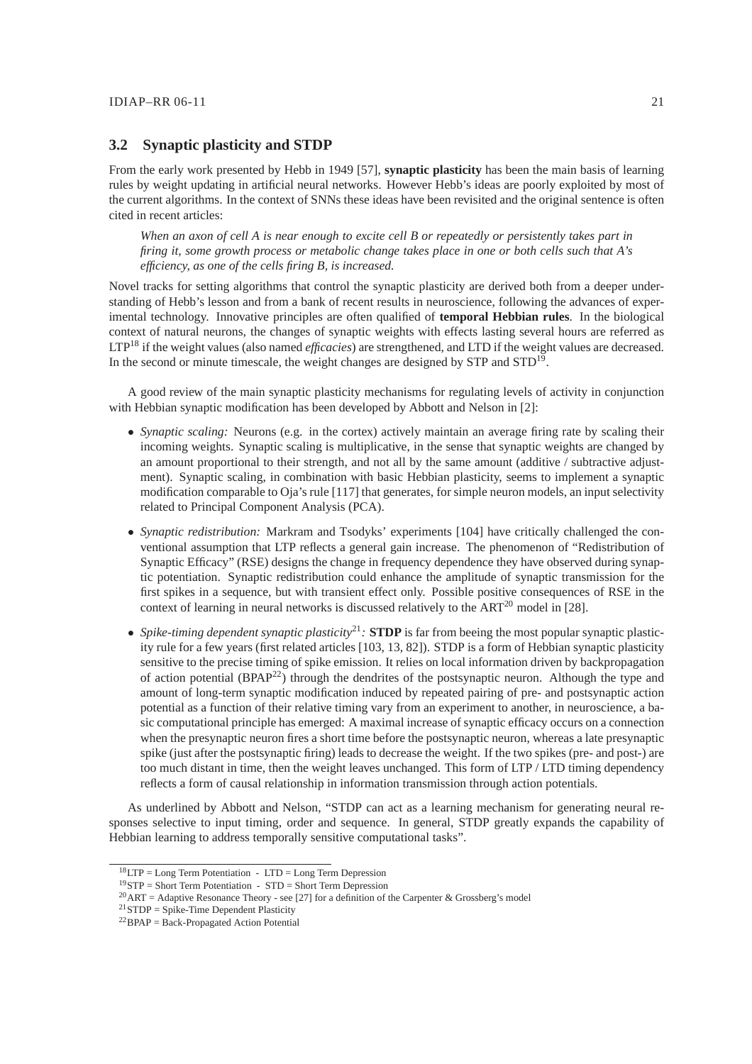## 3.2 Synaptic plasticity and STDP

From the early work presented by Hebb in 1949 [57], **synaptic plasticity** has been the main basis of learning rules by weight updating in artificial neural networks. However Hebb's ideas are poorly exploited by most of the current algorithms. In the context of SNNs these ideas have been revisited and the original sentence is often cited in recent articles:

> *When an axon of cell A is near enough to excite cell B or repeatedly or persistently takes part in firing it, some growth process or metabolic change takes place in one or both cells such that A's efficiency, as one of the cells firing B, is increased.*

Novel tracks for setting algorithms that control the synaptic plasticity are derived both from a deeper understanding of Hebb's lesson and from a bank of recent results in neuroscience, following the advances of experimental technology. Innovative principles are often qualified of **temporal Hebbian rules**. In the biological context of natural neurons, the changes of synaptic weights with effects lasting several hours are referred as LTP[18] if the weight values (also named *efficacies*) are strengthened, and LTD if the weight values are decreased. In the second or minute timescale, the weight changes are designed by STP and STD[19].

A good review of the main synaptic plasticity mechanisms for regulating levels of activity in conjunction with Hebbian synaptic modification has been developed by Abbott and Nelson in [2]:

- *Synaptic scaling:* Neurons (e.g. in the cortex) actively maintain an average firing rate by scaling their incoming weights. Synaptic scaling is multiplicative, in the sense that synaptic weights are changed by an amount proportional to their strength, and not all by the same amount (additive / subtractive adjustment). Synaptic scaling, in combination with basic Hebbian plasticity, seems to implement a synaptic modification comparable to Oja's rule [117] that generates, for simple neuron models, an input selectivity related to Principal Component Analysis (PCA).
- *Synaptic redistribution:* Markram and Tsodyks' experiments [104] have critically challenged the conventional assumption that LTP reflects a general gain increase. The phenomenon of "Redistribution of Synaptic Efficacy" (RSE) designs the change in frequency dependence they have observed during synaptic potentiation. Synaptic redistribution could enhance the amplitude of synaptic transmission for the first spikes in a sequence, but with transient effect only. Possible positive consequences of RSE in the context of learning in neural networks is discussed relatively to the ART[20] model in [28].
- *Spike-timing dependent synaptic plasticity*[21]*:* **STDP** is far from beeing the most popular synaptic plasticity rule for a few years (first related articles [103, 13, 82]). STDP is a form of Hebbian synaptic plasticity sensitive to the precise timing of spike emission. It relies on local information driven by backpropagation of action potential (BPAP[22]) through the dendrites of the postsynaptic neuron. Although the type and amount of long-term synaptic modification induced by repeated pairing of pre- and postsynaptic action potential as a function of their relative timing vary from an experiment to another, in neuroscience, a basic computational principle has emerged: A maximal increase of synaptic efficacy occurs on a connection when the presynaptic neuron fires a short time before the postsynaptic neuron, whereas a late presynaptic spike (just after the postsynaptic firing) leads to decrease the weight. If the two spikes (pre- and post-) are too much distant in time, then the weight leaves unchanged. This form of LTP / LTD timing dependency reflects a form of causal relationship in information transmission through action potentials.

As underlined by Abbott and Nelson, "STDP can act as a learning mechanism for generating neural responses selective to input timing, order and sequence. In general, STDP greatly expands the capability of Hebbian learning to address temporally sensitive computational tasks".

[18] LTP = Long Term Potentiation - LTD = Long Term Depression

[19] STP = Short Term Potentiation - STD = Short Term Depression

[20] ART = Adaptive Resonance Theory - see [27] for a definition of the Carpenter & Grossberg's model

[21] STDP = Spike-Time Dependent Plasticity

[22] BPAP = Back-Propagated Action Potential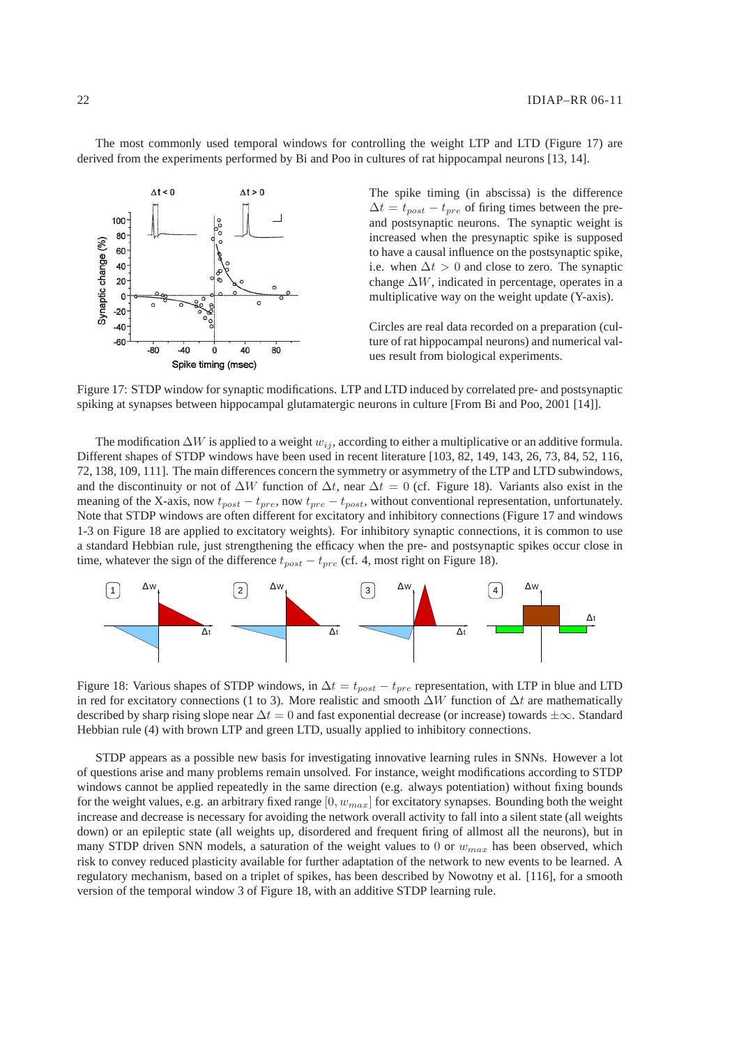The most commonly used temporal windows for controlling the weight LTP and LTD (Figure 17) are derived from the experiments performed by Bi and Poo in cultures of rat hippocampal neurons [13, 14].

The spike timing (in abscissa) is the difference $\Delta t = t_{post} - t_{pre}$ of firing times between the pre- and postsynaptic neurons. The synaptic weight is increased when the presynaptic spike is supposed to have a causal influence on the postsynaptic spike, i.e. when $\Delta t > 0$ and close to zero. The synaptic change $\Delta W$, indicated in percentage, operates in a multiplicative way on the weight update (Y-axis).

Circles are real data recorded on a preparation (culture of rat hippocampal neurons) and numerical values result from biological experiments.

Figure 17: STDP window for synaptic modifications. LTP and LTD induced by correlated pre- and postsynaptic spiking at synapses between hippocampal glutamatergic neurons in culture [From Bi and Poo, 2001 [14]].

The modification $\Delta W$ is applied to a weight $w_{ij}$, according to either a multiplicative or an additive formula. Different shapes of STDP windows have been used in recent literature [103, 82, 149, 143, 26, 73, 84, 52, 116, 72, 138, 109, 111]. The main differences concern the symmetry or asymmetry of the LTP and LTD subwindows, and the discontinuity or not of $\Delta W$ function of $\Delta t$, near $\Delta t = 0$ (cf. Figure 18). Variants also exist in the meaning of the X-axis, now $t_{post} - t_{pre}$, now $t_{pre} - t_{post}$, without conventional representation, unfortunately. Note that STDP windows are often different for excitatory and inhibitory connections (Figure 17 and windows 1-3 on Figure 18 are applied to excitatory weights). For inhibitory synaptic connections, it is common to use a standard Hebbian rule, just strengthening the efficacy when the pre- and postsynaptic spikes occur close in time, whatever the sign of the difference $t_{post} - t_{pre}$ (cf. 4, most right on Figure 18).

Figure 18: Various shapes of STDP windows, in $\Delta t = t_{post} - t_{pre}$ representation, with LTP in blue and LTD in red for excitatory connections (1 to 3). More realistic and smooth $\Delta W$ function of $\Delta t$ are mathematically described by sharp rising slope near $\Delta t = 0$ and fast exponential decrease (or increase) towards $\pm\infty$. Standard Hebbian rule (4) with brown LTP and green LTD, usually applied to inhibitory connections.

STDP appears as a possible new basis for investigating innovative learning rules in SNNs. However a lot of questions arise and many problems remain unsolved. For instance, weight modifications according to STDP windows cannot be applied repeatedly in the same direction (e.g. always potentiation) without fixing bounds for the weight values, e.g. an arbitrary fixed range $[0, w_{max}]$ for excitatory synapses. Bounding both the weight increase and decrease is necessary for avoiding the network overall activity to fall into a silent state (all weights down) or an epileptic state (all weights up, disordered and frequent firing of allmost all the neurons), but in many STDP driven SNN models, a saturation of the weight values to 0 or $w_{max}$ has been observed, which risk to convey reduced plasticity available for further adaptation of the network to new events to be learned. A regulatory mechanism, based on a triplet of spikes, has been described by Nowotny et al. [116], for a smooth version of the temporal window 3 of Figure 18, with an additive STDP learning rule.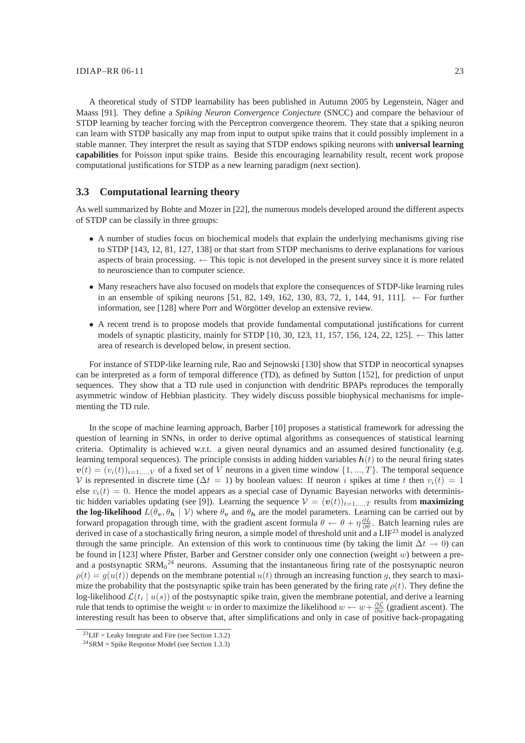A theoretical study of STDP learnability has been published in Autumn 2005 by Legenstein, Näger and Maass [91]. They define a *Spiking Neuron Convergence Conjecture* (SNCC) and compare the behaviour of STDP learning by teacher forcing with the Perceptron convergence theorem. They state that a spiking neuron can learn with STDP basically any map from input to output spike trains that it could possibly implement in a stable manner. They interpret the result as saying that STDP endows spiking neurons with **universal learning capabilities** for Poisson input spike trains. Beside this encouraging learnability result, recent work propose computational justifications for STDP as a new learning paradigm (next section).

### 3.3 Computational learning theory

As well summarized by Bohte and Mozer in [22], the numerous models developed around the different aspects of STDP can be classify in three groups:

- A number of studies focus on biochemical models that explain the underlying mechanisms giving rise to STDP [143, 12, 81, 127, 138] or that start from STDP mechanisms to derive explanations for various aspects of brain processing. ← This topic is not developed in the present survey since it is more related to neuroscience than to computer science.
- Many reseachers have also focused on models that explore the consequences of STDP-like learning rules in an ensemble of spiking neurons [51, 82, 149, 162, 130, 83, 72, 1, 144, 91, 111]. ← For further information, see [128] where Porr and Wörgötter develop an extensive review.
- A recent trend is to propose models that provide fundamental computational justifications for current models of synaptic plasticity, mainly for STDP [10, 30, 123, 11, 157, 156, 124, 22, 125]. ← This latter area of research is developed below, in present section.

For instance of STDP-like learning rule, Rao and Sejnowski [130] show that STDP in neocortical synapses can be interpreted as a form of temporal difference (TD), as defined by Sutton [152], for prediction of unput sequences. They show that a TD rule used in conjunction with dendritic BPAPs reproduces the temporally asymmetric window of Hebbian plasticity. They widely discuss possible biophysical mechanisms for implementing the TD rule.

In the scope of machine learning approach, Barber [10] proposes a statistical framework for adressing the question of learning in SNNs, in order to derive optimal algorithms as consequences of statistical learning criteria. Optimality is achieved w.r.t. a given neural dynamics and an assumed desired functionality (e.g. learning temporal sequences). The principle consists in adding hidden variables $\boldsymbol{h}(t)$ to the neural firing states $\boldsymbol{v}(t) = (v_i(t))_{i=1,...,V}$ of a fixed set of $V$ neurons in a given time window $\{1, ..., T\}$. The temporal sequence $\mathcal{V}$ is represented in discrete time ($\Delta t = 1$) by boolean values: If neuron $i$ spikes at time $t$ then $v_i(t) = 1$ else $v_i(t) = 0$. Hence the model appears as a special case of Dynamic Bayesian networks with deterministic hidden variables updating (see [9]). Learning the sequence $\mathcal{V} = (\boldsymbol{v}(t))_{t=1,...,T}$ results from **maximizing the log-likelihood** $L(\theta_{\boldsymbol{v}}, \theta_{\boldsymbol{h}} \mid \mathcal{V})$ where $\theta_{\boldsymbol{v}}$ and $\theta_{\boldsymbol{h}}$ are the model parameters. Learning can be carried out by forward propagation through time, with the gradient ascent formula $\theta \leftarrow \theta + \eta \frac{\partial L}{\partial \theta}$. Batch learning rules are derived in case of a stochastically firing neuron, a simple model of threshold unit and a LIF[23] model is analyzed through the same principle. An extension of this work to continuous time (by taking the limit $\Delta t \to 0$) can be found in [123] where Pfister, Barber and Gerstner consider only one connection (weight $w$) between a pre- and a postsynaptic $\text{SRM}_0$[24] neurons. Assuming that the instantaneous firing rate of the postsynaptic neuron $\rho(t) = g(u(t))$ depends on the membrane potential $u(t)$ through an increasing function $g$, they search to maximize the probability that the postsynaptic spike train has been generated by the firing rate $\rho(t)$. They define the log-likelihood $\mathcal{L}(t_i \mid u(s))$ of the postsynaptic spike train, given the membrane potential, and derive a learning rule that tends to optimise the weight $w$ in order to maximize the likelihood $w \leftarrow w + \frac{\partial \mathcal{L}}{\partial w}$ (gradient ascent). The interesting result has been to observe that, after simplifications and only in case of positive back-propagating

[23] LIF = Leaky Integrate and Fire (see Section 1.3.2)

[24] SRM = Spike Response Model (see Section 1.3.3)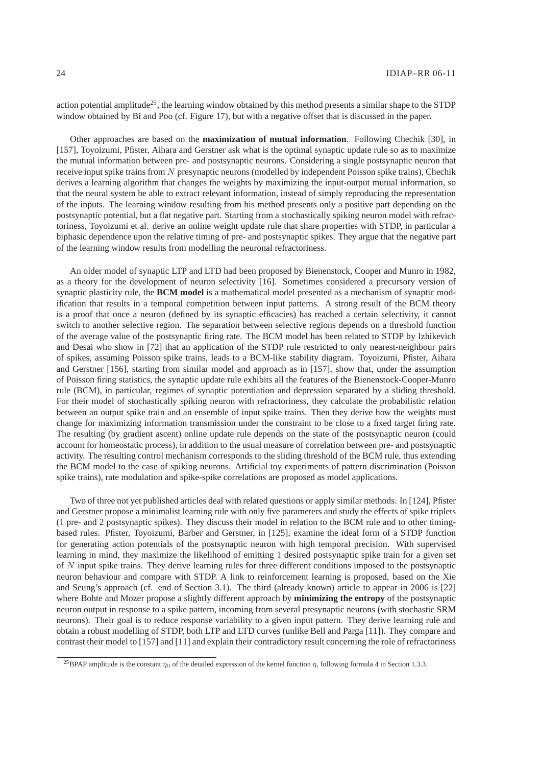action potential amplitude[25], the learning window obtained by this method presents a similar shape to the STDP window obtained by Bi and Poo (cf. Figure 17), but with a negative offset that is discussed in the paper.

Other approaches are based on the **maximization of mutual information**. Following Chechik [30], in [157], Toyoizumi, Pfister, Aihara and Gerstner ask what is the optimal synaptic update rule so as to maximize the mutual information between pre- and postsynaptic neurons. Considering a single postsynaptic neuron that receive input spike trains from $N$ presynaptic neurons (modelled by independent Poisson spike trains), Chechik derives a learning algorithm that changes the weights by maximizing the input-output mutual information, so that the neural system be able to extract relevant information, instead of simply reproducing the representation of the inputs. The learning window resulting from his method presents only a positive part depending on the postsynaptic potential, but a flat negative part. Starting from a stochastically spiking neuron model with refractoriness, Toyoizumi et al. derive an online weight update rule that share properties with STDP, in particular a biphasic dependence upon the relative timing of pre- and postsynaptic spikes. They argue that the negative part of the learning window results from modelling the neuronal refractoriness.

An older model of synaptic LTP and LTD had been proposed by Bienenstock, Cooper and Munro in 1982, as a theory for the development of neuron selectivity [16]. Sometimes considered a precursory version of synaptic plasticity rule, the **BCM model** is a mathematical model presented as a mechanism of synaptic modification that results in a temporal competition between input patterns. A strong result of the BCM theory is a proof that once a neuron (defined by its synaptic efficacies) has reached a certain selectivity, it cannot switch to another selective region. The separation between selective regions depends on a threshold function of the average value of the postsynaptic firing rate. The BCM model has been related to STDP by Izhikevich and Desai who show in [72] that an application of the STDP rule restricted to only nearest-neighbour pairs of spikes, assuming Poisson spike trains, leads to a BCM-like stability diagram. Toyoizumi, Pfister, Aihara and Gerstner [156], starting from similar model and approach as in [157], show that, under the assumption of Poisson firing statistics, the synaptic update rule exhibits all the features of the Bienenstock-Cooper-Munro rule (BCM), in particular, regimes of synaptic potentiation and depression separated by a sliding threshold. For their model of stochastically spiking neuron with refractoriness, they calculate the probabilistic relation between an output spike train and an ensemble of input spike trains. Then they derive how the weights must change for maximizing information transmission under the constraint to be close to a fixed target firing rate. The resulting (by gradient ascent) online update rule depends on the state of the postsynaptic neuron (could account for homeostatic process), in addition to the usual measure of correlation between pre- and postsynaptic activity. The resulting control mechanism corresponds to the sliding threshold of the BCM rule, thus extending the BCM model to the case of spiking neurons. Artificial toy experiments of pattern discrimination (Poisson spike trains), rate modulation and spike-spike correlations are proposed as model applications.

Two of three not yet published articles deal with related questions or apply similar methods. In [124], Pfister and Gerstner propose a minimalist learning rule with only five parameters and study the effects of spike triplets (1 pre- and 2 postsynaptic spikes). They discuss their model in relation to the BCM rule and to other timing-based rules. Pfister, Toyoizumi, Barber and Gerstner, in [125], examine the ideal form of a STDP function for generating action potentials of the postsynaptic neuron with high temporal precision. With supervised learning in mind, they maximize the likelihood of emitting 1 desired postsynaptic spike train for a given set of $N$ input spike trains. They derive learning rules for three different conditions imposed to the postsynaptic neuron behaviour and compare with STDP. A link to reinforcement learning is proposed, based on the Xie and Seung's approach (cf. end of Section 3.1). The third (already known) article to appear in 2006 is [22] where Bohte and Mozer propose a slightly different approach by **minimizing the entropy** of the postsynaptic neuron output in response to a spike pattern, incoming from several presynaptic neurons (with stochastic SRM neurons). Their goal is to reduce response variability to a given input pattern. They derive learning rule and obtain a robust modelling of STDP, both LTP and LTD curves (unlike Bell and Parga [11]). They compare and contrast their model to [157] and [11] and explain their contradictory result concerning the role of refractoriness

[25]BPAP amplitude is the constant $\eta_0$ of the detailed expression of the kernel function $\eta$, following formula 4 in Section 1.3.3.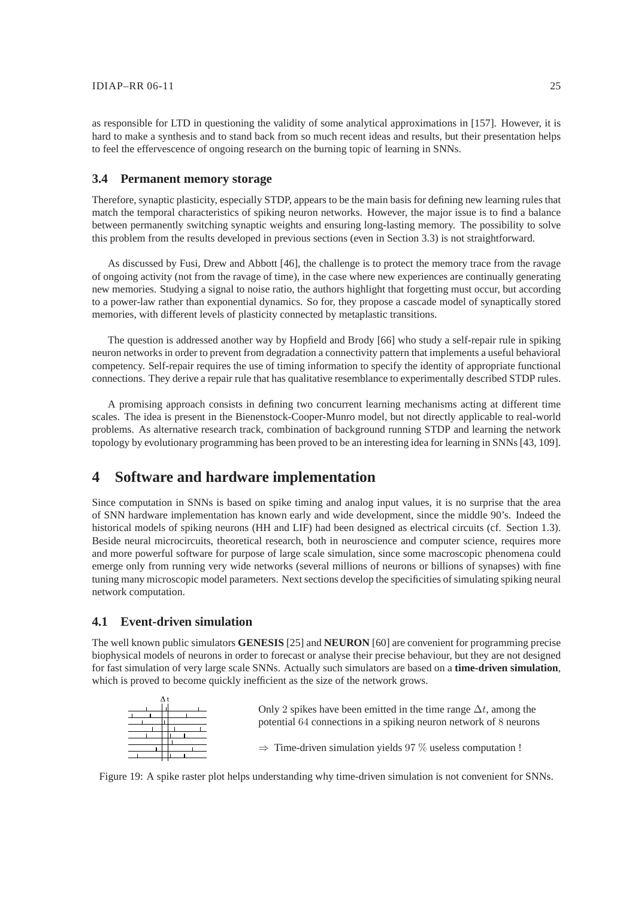as responsible for LTD in questioning the validity of some analytical approximations in [157]. However, it is hard to make a synthesis and to stand back from so much recent ideas and results, but their presentation helps to feel the effervescence of ongoing research on the burning topic of learning in SNNs.

### 3.4 Permanent memory storage

Therefore, synaptic plasticity, especially STDP, appears to be the main basis for defining new learning rules that match the temporal characteristics of spiking neuron networks. However, the major issue is to find a balance between permanently switching synaptic weights and ensuring long-lasting memory. The possibility to solve this problem from the results developed in previous sections (even in Section 3.3) is not straightforward.

As discussed by Fusi, Drew and Abbott [46], the challenge is to protect the memory trace from the ravage of ongoing activity (not from the ravage of time), in the case where new experiences are continually generating new memories. Studying a signal to noise ratio, the authors highlight that forgetting must occur, but according to a power-law rather than exponential dynamics. So for, they propose a cascade model of synaptically stored memories, with different levels of plasticity connected by metaplastic transitions.

The question is addressed another way by Hopfield and Brody [66] who study a self-repair rule in spiking neuron networks in order to prevent from degradation a connectivity pattern that implements a useful behavioral competency. Self-repair requires the use of timing information to specify the identity of appropriate functional connections. They derive a repair rule that has qualitative resemblance to experimentally described STDP rules.

A promising approach consists in defining two concurrent learning mechanisms acting at different time scales. The idea is present in the Bienenstock-Cooper-Munro model, but not directly applicable to real-world problems. As alternative research track, combination of background running STDP and learning the network topology by evolutionary programming has been proved to be an interesting idea for learning in SNNs [43, 109].

## 4 Software and hardware implementation

Since computation in SNNs is based on spike timing and analog input values, it is no surprise that the area of SNN hardware implementation has known early and wide development, since the middle 90's. Indeed the historical models of spiking neurons (HH and LIF) had been designed as electrical circuits (cf. Section 1.3). Beside neural microcircuits, theoretical research, both in neuroscience and computer science, requires more and more powerful software for purpose of large scale simulation, since some macroscopic phenomena could emerge only from running very wide networks (several millions of neurons or billions of synapses) with fine tuning many microscopic model parameters. Next sections develop the specificities of simulating spiking neural network computation.

### 4.1 Event-driven simulation

The well known public simulators **GENESIS** [25] and **NEURON** [60] are convenient for programming precise biophysical models of neurons in order to forecast or analyse their precise behaviour, but they are not designed for fast simulation of very large scale SNNs. Actually such simulators are based on a **time-driven simulation**, which is proved to become quickly inefficient as the size of the network grows.

Only 2 spikes have been emitted in the time range $\Delta t$, among the potential $64$ connections in a spiking neuron network of $8$ neurons

$\Rightarrow$ Time-driven simulation yields $97\ \%$ useless computation !

Figure 19: A spike raster plot helps understanding why time-driven simulation is not convenient for SNNs.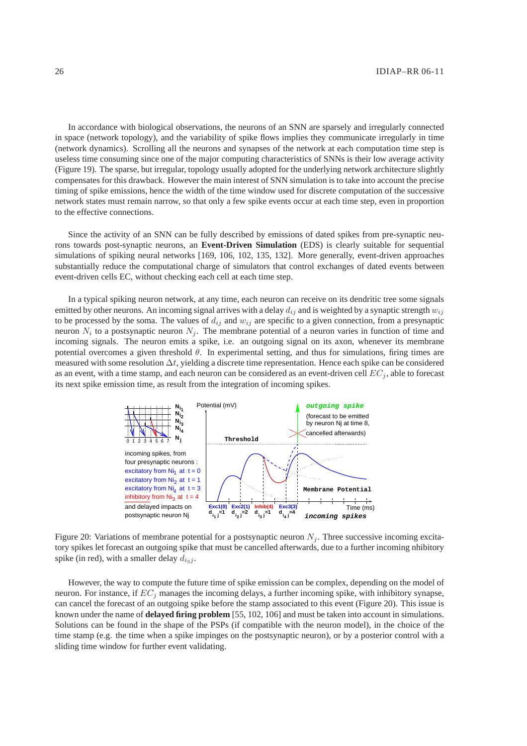In accordance with biological observations, the neurons of an SNN are sparsely and irregularly connected in space (network topology), and the variability of spike flows implies they communicate irregularly in time (network dynamics). Scrolling all the neurons and synapses of the network at each computation time step is useless time consuming since one of the major computing characteristics of SNNs is their low average activity (Figure 19). The sparse, but irregular, topology usually adopted for the underlying network architecture slightly compensates for this drawback. However the main interest of SNN simulation is to take into account the precise timing of spike emissions, hence the width of the time window used for discrete computation of the successive network states must remain narrow, so that only a few spike events occur at each time step, even in proportion to the effective connections.

Since the activity of an SNN can be fully described by emissions of dated spikes from pre-synaptic neurons towards post-synaptic neurons, an **Event-Driven Simulation** (EDS) is clearly suitable for sequential simulations of spiking neural networks [169, 106, 102, 135, 132]. More generally, event-driven approaches substantially reduce the computational charge of simulators that control exchanges of dated events between event-driven cells EC, without checking each cell at each time step.

In a typical spiking neuron network, at any time, each neuron can receive on its dendritic tree some signals emitted by other neurons. An incoming signal arrives with a delay $d_{ij}$ and is weighted by a synaptic strength $w_{ij}$ to be processed by the soma. The values of $d_{ij}$ and $w_{ij}$ are specific to a given connection, from a presynaptic neuron $N_i$ to a postsynaptic neuron $N_j$. The membrane potential of a neuron varies in function of time and incoming signals. The neuron emits a spike, i.e. an outgoing signal on its axon, whenever its membrane potential overcomes a given threshold $\theta$. In experimental setting, and thus for simulations, firing times are measured with some resolution $\Delta t$, yielding a discrete time representation. Hence each spike can be considered as an event, with a time stamp, and each neuron can be considered as an event-driven cell $EC_j$, able to forecast its next spike emission time, as result from the integration of incoming spikes.

Figure 20: Variations of membrane potential for a postsynaptic neuron $N_j$. Three successive incoming excitatory spikes let forecast an outgoing spike that must be cancelled afterwards, due to a further incoming nhibitory spike (in red), with a smaller delay $d_{i_3j}$.

However, the way to compute the future time of spike emission can be complex, depending on the model of neuron. For instance, if $EC_j$ manages the incoming delays, a further incoming spike, with inhibitory synapse, can cancel the forecast of an outgoing spike before the stamp associated to this event (Figure 20). This issue is known under the name of **delayed firing problem** [55, 102, 106] and must be taken into account in simulations. Solutions can be found in the shape of the PSPs (if compatible with the neuron model), in the choice of the time stamp (e.g. the time when a spike impinges on the postsynaptic neuron), or by a posterior control with a sliding time window for further event validating.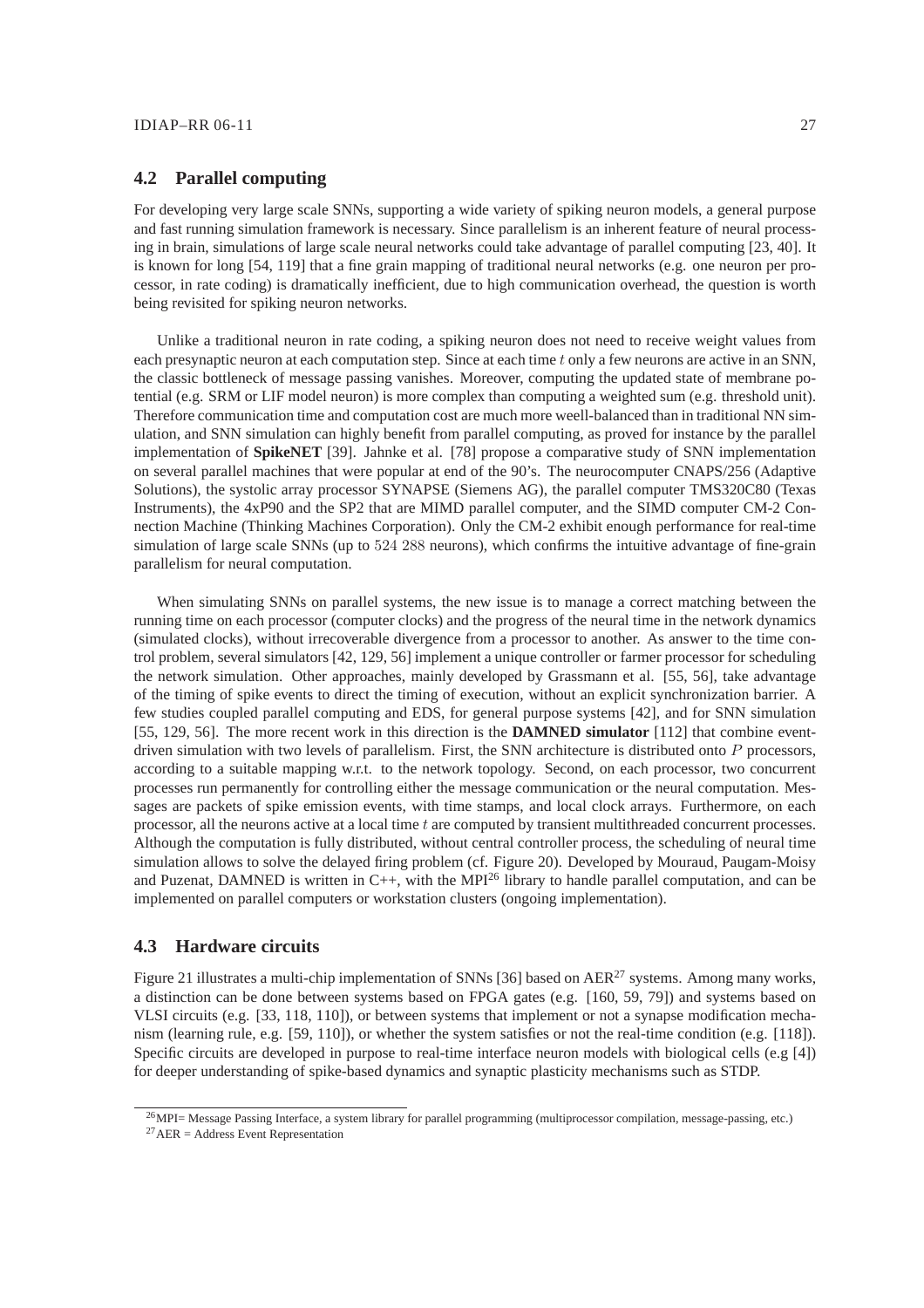## 4.2 Parallel computing

For developing very large scale SNNs, supporting a wide variety of spiking neuron models, a general purpose and fast running simulation framework is necessary. Since parallelism is an inherent feature of neural processing in brain, simulations of large scale neural networks could take advantage of parallel computing [23, 40]. It is known for long [54, 119] that a fine grain mapping of traditional neural networks (e.g. one neuron per processor, in rate coding) is dramatically inefficient, due to high communication overhead, the question is worth being revisited for spiking neuron networks.

Unlike a traditional neuron in rate coding, a spiking neuron does not need to receive weight values from each presynaptic neuron at each computation step. Since at each time $t$ only a few neurons are active in an SNN, the classic bottleneck of message passing vanishes. Moreover, computing the updated state of membrane potential (e.g. SRM or LIF model neuron) is more complex than computing a weighted sum (e.g. threshold unit). Therefore communication time and computation cost are much more weell-balanced than in traditional NN simulation, and SNN simulation can highly benefit from parallel computing, as proved for instance by the parallel implementation of **SpikeNET** [39]. Jahnke et al. [78] propose a comparative study of SNN implementation on several parallel machines that were popular at end of the 90's. The neurocomputer CNAPS/256 (Adaptive Solutions), the systolic array processor SYNAPSE (Siemens AG), the parallel computer TMS320C80 (Texas Instruments), the 4xP90 and the SP2 that are MIMD parallel computer, and the SIMD computer CM-2 Connection Machine (Thinking Machines Corporation). Only the CM-2 exhibit enough performance for real-time simulation of large scale SNNs (up to $524\ 288$ neurons), which confirms the intuitive advantage of fine-grain parallelism for neural computation.

When simulating SNNs on parallel systems, the new issue is to manage a correct matching between the running time on each processor (computer clocks) and the progress of the neural time in the network dynamics (simulated clocks), without irrecoverable divergence from a processor to another. As answer to the time control problem, several simulators [42, 129, 56] implement a unique controller or farmer processor for scheduling the network simulation. Other approaches, mainly developed by Grassmann et al. [55, 56], take advantage of the timing of spike events to direct the timing of execution, without an explicit synchronization barrier. A few studies coupled parallel computing and EDS, for general purpose systems [42], and for SNN simulation [55, 129, 56]. The more recent work in this direction is the **DAMNED simulator** [112] that combine event-driven simulation with two levels of parallelism. First, the SNN architecture is distributed onto $P$ processors, according to a suitable mapping w.r.t. to the network topology. Second, on each processor, two concurrent processes run permanently for controlling either the message communication or the neural computation. Messages are packets of spike emission events, with time stamps, and local clock arrays. Furthermore, on each processor, all the neurons active at a local time $t$ are computed by transient multithreaded concurrent processes. Although the computation is fully distributed, without central controller process, the scheduling of neural time simulation allows to solve the delayed firing problem (cf. Figure 20). Developed by Mouraud, Paugam-Moisy and Puzenat, DAMNED is written in C++, with the MPI[26] library to handle parallel computation, and can be implemented on parallel computers or workstation clusters (ongoing implementation).

## 4.3 Hardware circuits

Figure 21 illustrates a multi-chip implementation of SNNs [36] based on AER[27] systems. Among many works, a distinction can be done between systems based on FPGA gates (e.g. [160, 59, 79]) and systems based on VLSI circuits (e.g. [33, 118, 110]), or between systems that implement or not a synapse modification mechanism (learning rule, e.g. [59, 110]), or whether the system satisfies or not the real-time condition (e.g. [118]). Specific circuits are developed in purpose to real-time interface neuron models with biological cells (e.g [4]) for deeper understanding of spike-based dynamics and synaptic plasticity mechanisms such as STDP.

[26] MPI= Message Passing Interface, a system library for parallel programming (multiprocessor compilation, message-passing, etc.)

[27] AER = Address Event Representation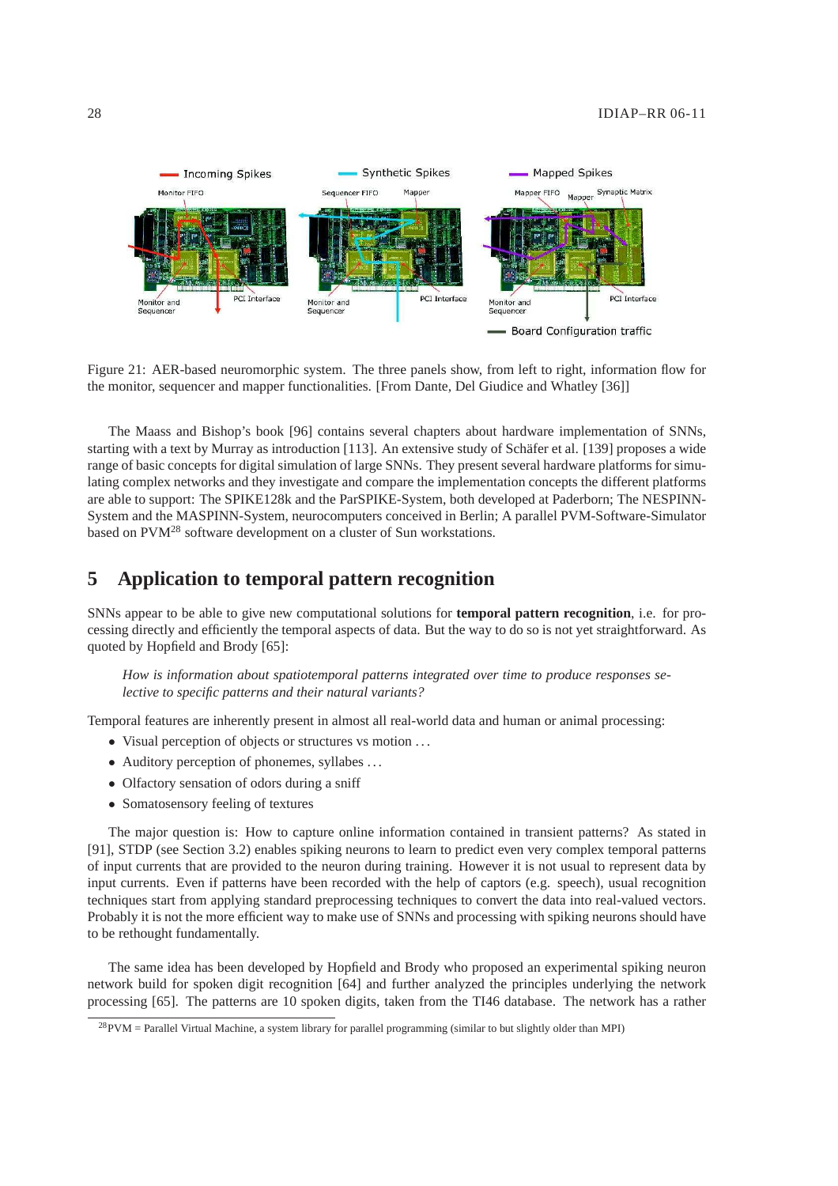Figure 21: AER-based neuromorphic system. The three panels show, from left to right, information flow for the monitor, sequencer and mapper functionalities. [From Dante, Del Giudice and Whatley [36]]

The Maass and Bishop's book [96] contains several chapters about hardware implementation of SNNs, starting with a text by Murray as introduction [113]. An extensive study of Schäfer et al. [139] proposes a wide range of basic concepts for digital simulation of large SNNs. They present several hardware platforms for simulating complex networks and they investigate and compare the implementation concepts the different platforms are able to support: The SPIKE128k and the ParSPIKE-System, both developed at Paderborn; The NESPINN-System and the MASPINN-System, neurocomputers conceived in Berlin; A parallel PVM-Software-Simulator based on PVM[28] software development on a cluster of Sun workstations.

# 5 Application to temporal pattern recognition

SNNs appear to be able to give new computational solutions for **temporal pattern recognition**, i.e. for processing directly and efficiently the temporal aspects of data. But the way to do so is not yet straightforward. As quoted by Hopfield and Brody [65]:

> *How is information about spatiotemporal patterns integrated over time to produce responses selective to specific patterns and their natural variants?*

Temporal features are inherently present in almost all real-world data and human or animal processing:

- Visual perception of objects or structures vs motion ...
- Auditory perception of phonemes, syllables ...
- Olfactory sensation of odors during a sniff
- Somatosensory feeling of textures

The major question is: How to capture online information contained in transient patterns? As stated in [91], STDP (see Section 3.2) enables spiking neurons to learn to predict even very complex temporal patterns of input currents that are provided to the neuron during training. However it is not usual to represent data by input currents. Even if patterns have been recorded with the help of captors (e.g. speech), usual recognition techniques start from applying standard preprocessing techniques to convert the data into real-valued vectors. Probably it is not the more efficient way to make use of SNNs and processing with spiking neurons should have to be rethought fundamentally.

The same idea has been developed by Hopfield and Brody who proposed an experimental spiking neuron network build for spoken digit recognition [64] and further analyzed the principles underlying the network processing [65]. The patterns are 10 spoken digits, taken from the TI46 database. The network has a rather

[28] PVM = Parallel Virtual Machine, a system library for parallel programming (similar to but slightly older than MPI)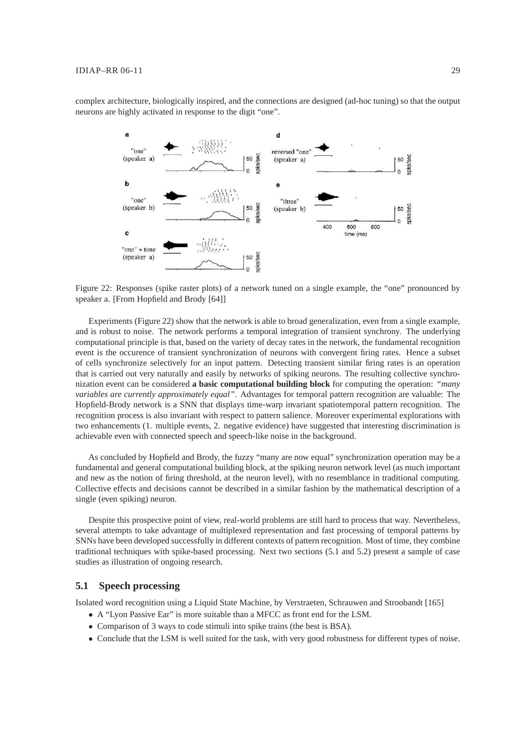complex architecture, biologically inspired, and the connections are designed (ad-hoc tuning) so that the output neurons are highly activated in response to the digit "one".

Figure 22: Responses (spike raster plots) of a network tuned on a single example, the "one" pronounced by speaker a. [From Hopfield and Brody [64]]

Experiments (Figure 22) show that the network is able to broad generalization, even from a single example, and is robust to noise. The network performs a temporal integration of transient synchrony. The underlying computational principle is that, based on the variety of decay rates in the network, the fundamental recognition event is the occurence of transient synchronization of neurons with convergent firing rates. Hence a subset of cells synchronize selectively for an input pattern. Detecting transient similar firing rates is an operation that is carried out very naturally and easily by networks of spiking neurons. The resulting collective synchronization event can be considered **a basic computational building block** for computing the operation: *"many variables are currently approximately equal"*. Advantages for temporal pattern recognition are valuable: The Hopfield-Brody network is a SNN that displays time-warp invariant spatiotemporal pattern recognition. The recognition process is also invariant with respect to pattern salience. Moreover experimental explorations with two enhancements (1. multiple events, 2. negative evidence) have suggested that interesting discrimination is achievable even with connected speech and speech-like noise in the background.

As concluded by Hopfield and Brody, the fuzzy "many are now equal" synchronization operation may be a fundamental and general computational building block, at the spiking neuron network level (as much important and new as the notion of firing threshold, at the neuron level), with no resemblance in traditional computing. Collective effects and decisions cannot be described in a similar fashion by the mathematical description of a single (even spiking) neuron.

Despite this prospective point of view, real-world problems are still hard to process that way. Nevertheless, several attempts to take advantage of multiplexed representation and fast processing of temporal patterns by SNNs have been developed successfully in different contexts of pattern recognition. Most of time, they combine traditional techniques with spike-based processing. Next two sections (5.1 and 5.2) present a sample of case studies as illustration of ongoing research.

## 5.1 Speech processing

Isolated word recognition using a Liquid State Machine, by Verstraeten, Schrauwen and Stroobandt [165]

- A "Lyon Passive Ear" is more suitable than a MFCC as front end for the LSM.
- Comparison of 3 ways to code stimuli into spike trains (the best is BSA).
- Conclude that the LSM is well suited for the task, with very good robustness for different types of noise.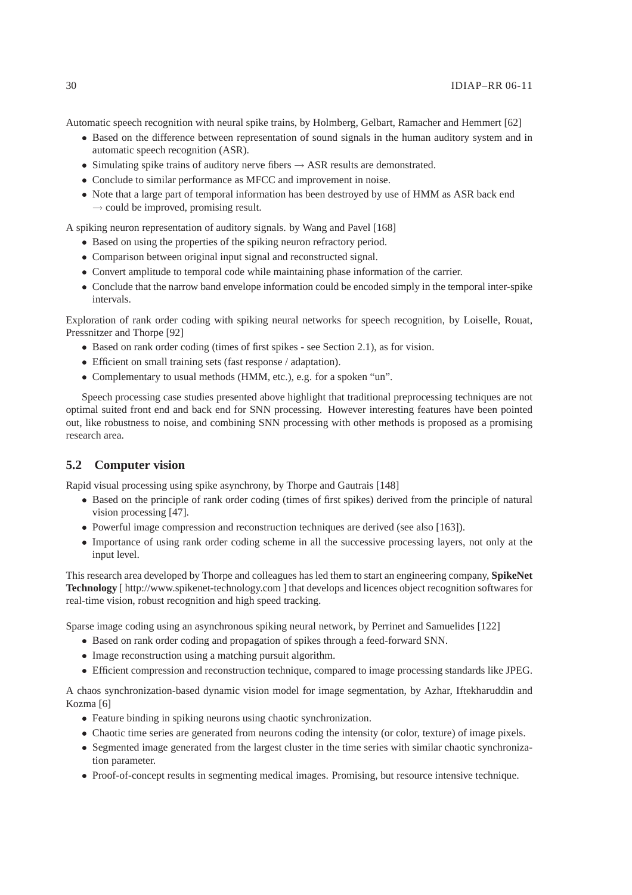Automatic speech recognition with neural spike trains, by Holmberg, Gelbart, Ramacher and Hemmert [62]

- Based on the difference between representation of sound signals in the human auditory system and in automatic speech recognition (ASR).
- Simulating spike trains of auditory nerve fibers → ASR results are demonstrated.
- Conclude to similar performance as MFCC and improvement in noise.
- Note that a large part of temporal information has been destroyed by use of HMM as ASR back end → could be improved, promising result.

A spiking neuron representation of auditory signals. by Wang and Pavel [168]

- Based on using the properties of the spiking neuron refractory period.
- Comparison between original input signal and reconstructed signal.
- Convert amplitude to temporal code while maintaining phase information of the carrier.
- Conclude that the narrow band envelope information could be encoded simply in the temporal inter-spike intervals.

Exploration of rank order coding with spiking neural networks for speech recognition, by Loiselle, Rouat, Pressnitzer and Thorpe [92]

- Based on rank order coding (times of first spikes - see Section 2.1), as for vision.
- Efficient on small training sets (fast response / adaptation).
- Complementary to usual methods (HMM, etc.), e.g. for a spoken "un".

Speech processing case studies presented above highlight that traditional preprocessing techniques are not optimal suited front end and back end for SNN processing. However interesting features have been pointed out, like robustness to noise, and combining SNN processing with other methods is proposed as a promising research area.

## 5.2 Computer vision

Rapid visual processing using spike asynchrony, by Thorpe and Gautrais [148]

- Based on the principle of rank order coding (times of first spikes) derived from the principle of natural vision processing [47].
- Powerful image compression and reconstruction techniques are derived (see also [163]).
- Importance of using rank order coding scheme in all the successive processing layers, not only at the input level.

This research area developed by Thorpe and colleagues has led them to start an engineering company, **SpikeNet Technology** [ http://www.spikenet-technology.com ] that develops and licences object recognition softwares for real-time vision, robust recognition and high speed tracking.

Sparse image coding using an asynchronous spiking neural network, by Perrinet and Samuelides [122]

- Based on rank order coding and propagation of spikes through a feed-forward SNN.
- Image reconstruction using a matching pursuit algorithm.
- Efficient compression and reconstruction technique, compared to image processing standards like JPEG.

A chaos synchronization-based dynamic vision model for image segmentation, by Azhar, Iftekharuddin and Kozma [6]

- Feature binding in spiking neurons using chaotic synchronization.
- Chaotic time series are generated from neurons coding the intensity (or color, texture) of image pixels.
- Segmented image generated from the largest cluster in the time series with similar chaotic synchronization parameter.
- Proof-of-concept results in segmenting medical images. Promising, but resource intensive technique.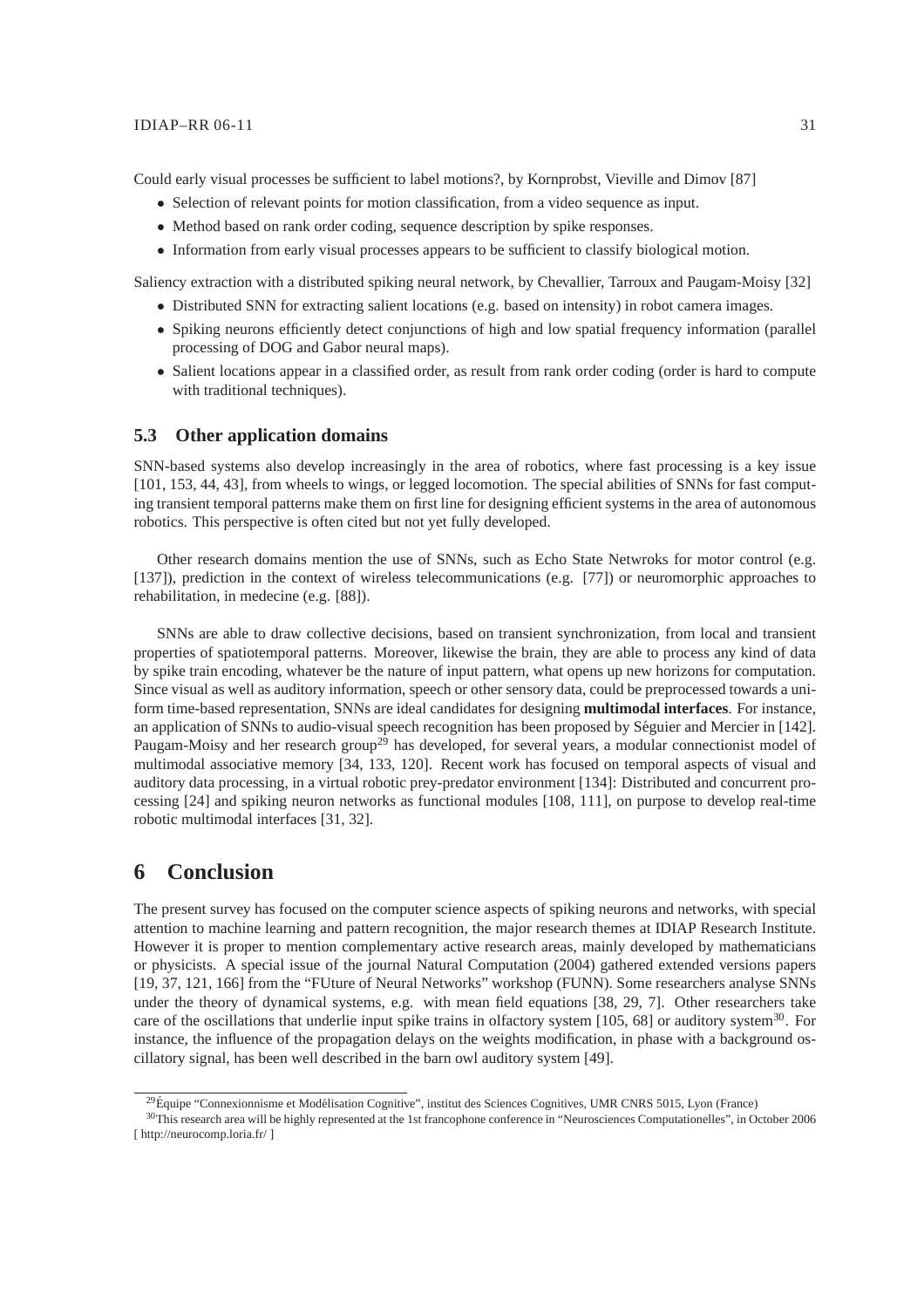Could early visual processes be sufficient to label motions?, by Kornprobst, Vieville and Dimov [87]

- Selection of relevant points for motion classification, from a video sequence as input.
- Method based on rank order coding, sequence description by spike responses.
- Information from early visual processes appears to be sufficient to classify biological motion.

Saliency extraction with a distributed spiking neural network, by Chevallier, Tarroux and Paugam-Moisy [32]

- Distributed SNN for extracting salient locations (e.g. based on intensity) in robot camera images.
- Spiking neurons efficiently detect conjunctions of high and low spatial frequency information (parallel processing of DOG and Gabor neural maps).
- Salient locations appear in a classified order, as result from rank order coding (order is hard to compute with traditional techniques).

### 5.3 Other application domains

SNN-based systems also develop increasingly in the area of robotics, where fast processing is a key issue [101, 153, 44, 43], from wheels to wings, or legged locomotion. The special abilities of SNNs for fast computing transient temporal patterns make them on first line for designing efficient systems in the area of autonomous robotics. This perspective is often cited but not yet fully developed.

Other research domains mention the use of SNNs, such as Echo State Netwroks for motor control (e.g. [137]), prediction in the context of wireless telecommunications (e.g. [77]) or neuromorphic approaches to rehabilitation, in medecine (e.g. [88]).

SNNs are able to draw collective decisions, based on transient synchronization, from local and transient properties of spatiotemporal patterns. Moreover, likewise the brain, they are able to process any kind of data by spike train encoding, whatever be the nature of input pattern, what opens up new horizons for computation. Since visual as well as auditory information, speech or other sensory data, could be preprocessed towards a uniform time-based representation, SNNs are ideal candidates for designing **multimodal interfaces**. For instance, an application of SNNs to audio-visual speech recognition has been proposed by Séguier and Mercier in [142]. Paugam-Moisy and her research group[29] has developed, for several years, a modular connectionist model of multimodal associative memory [34, 133, 120]. Recent work has focused on temporal aspects of visual and auditory data processing, in a virtual robotic prey-predator environment [134]: Distributed and concurrent processing [24] and spiking neuron networks as functional modules [108, 111], on purpose to develop real-time robotic multimodal interfaces [31, 32].

## 6 Conclusion

The present survey has focused on the computer science aspects of spiking neurons and networks, with special attention to machine learning and pattern recognition, the major research themes at IDIAP Research Institute. However it is proper to mention complementary active research areas, mainly developed by mathematicians or physicists. A special issue of the journal Natural Computation (2004) gathered extended versions papers [19, 37, 121, 166] from the "FUture of Neural Networks" workshop (FUNN). Some researchers analyse SNNs under the theory of dynamical systems, e.g. with mean field equations [38, 29, 7]. Other researchers take care of the oscillations that underlie input spike trains in olfactory system [105, 68] or auditory system[30]. For instance, the influence of the propagation delays on the weights modification, in phase with a background oscillatory signal, has been well described in the barn owl auditory system [49].

[29] Équipe "Connexionnisme et Modélisation Cognitive", institut des Sciences Cognitives, UMR CNRS 5015, Lyon (France)

[30] This research area will be highly represented at the 1st francophone conference in "Neurosciences Computationelles", in October 2006 [ http://neurocomp.loria.fr/ ]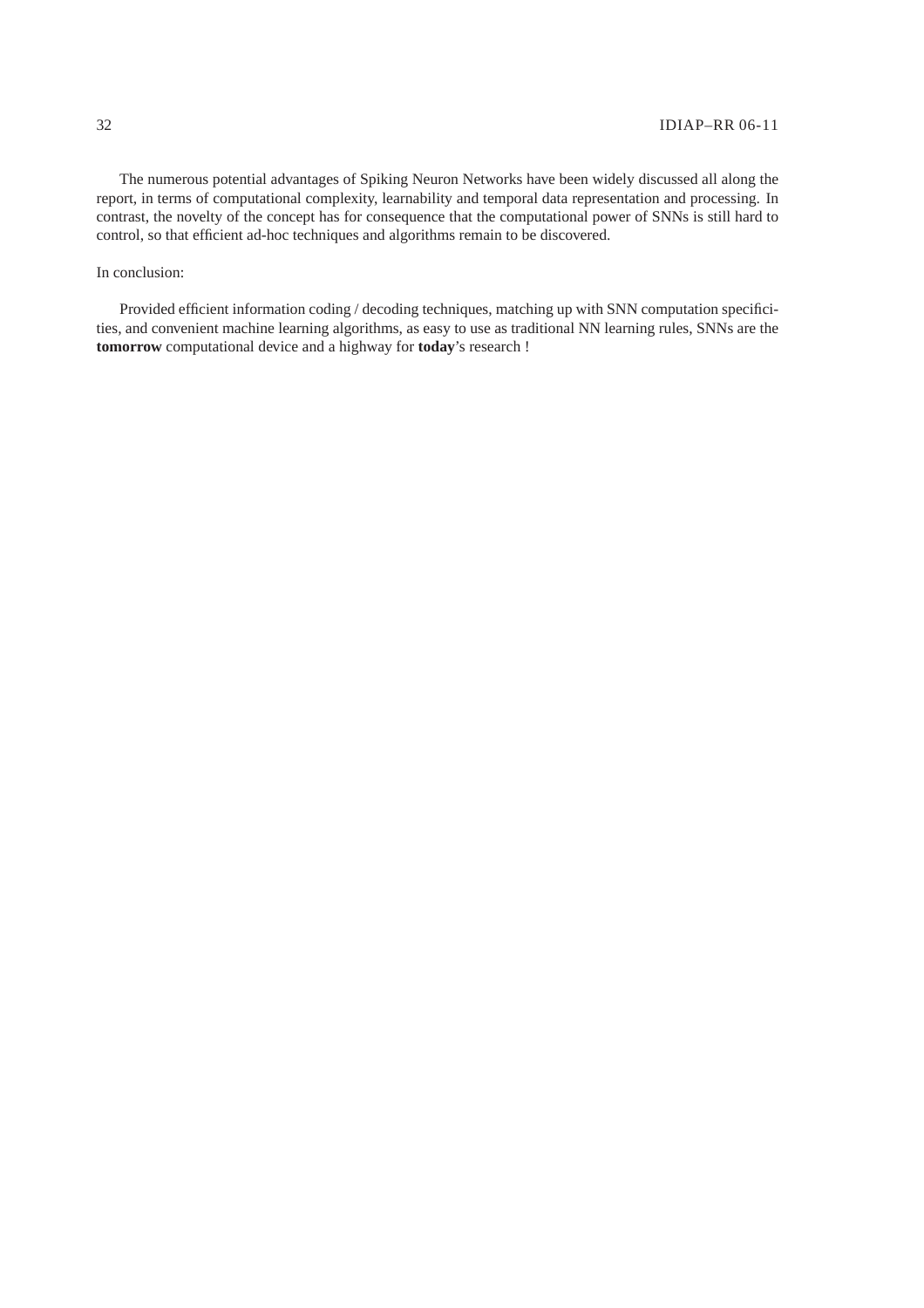The numerous potential advantages of Spiking Neuron Networks have been widely discussed all along the report, in terms of computational complexity, learnability and temporal data representation and processing. In contrast, the novelty of the concept has for consequence that the computational power of SNNs is still hard to control, so that efficient ad-hoc techniques and algorithms remain to be discovered.

In conclusion:

Provided efficient information coding / decoding techniques, matching up with SNN computation specificities, and convenient machine learning algorithms, as easy to use as traditional NN learning rules, SNNs are the **tomorrow** computational device and a highway for **today**'s research !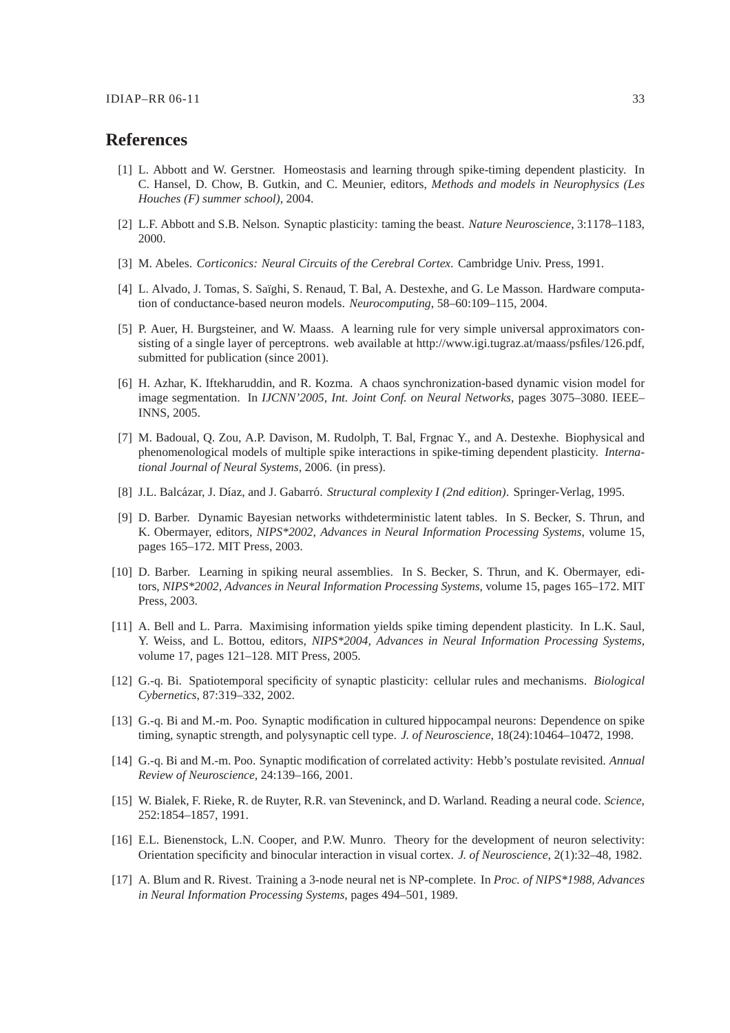# References

[1] L. Abbott and W. Gerstner. Homeostasis and learning through spike-timing dependent plasticity. In C. Hansel, D. Chow, B. Gutkin, and C. Meunier, editors, *Methods and models in Neurophysics (Les Houches (F) summer school)*, 2004.

[2] L.F. Abbott and S.B. Nelson. Synaptic plasticity: taming the beast. *Nature Neuroscience*, 3:1178–1183, 2000.

[3] M. Abeles. *Corticonics: Neural Circuits of the Cerebral Cortex*. Cambridge Univ. Press, 1991.

[4] L. Alvado, J. Tomas, S. Saïghi, S. Renaud, T. Bal, A. Destexhe, and G. Le Masson. Hardware computation of conductance-based neuron models. *Neurocomputing*, 58–60:109–115, 2004.

[5] P. Auer, H. Burgsteiner, and W. Maass. A learning rule for very simple universal approximators consisting of a single layer of perceptrons. web available at http://www.igi.tugraz.at/maass/psfiles/126.pdf, submitted for publication (since 2001).

[6] H. Azhar, K. Iftekharuddin, and R. Kozma. A chaos synchronization-based dynamic vision model for image segmentation. In *IJCNN'2005, Int. Joint Conf. on Neural Networks*, pages 3075–3080. IEEE–INNS, 2005.

[7] M. Badoual, Q. Zou, A.P. Davison, M. Rudolph, T. Bal, Frgnac Y., and A. Destexhe. Biophysical and phenomenological models of multiple spike interactions in spike-timing dependent plasticity. *International Journal of Neural Systems*, 2006. (in press).

[8] J.L. Balcázar, J. Díaz, and J. Gabarró. *Structural complexity I (2nd edition)*. Springer-Verlag, 1995.

[9] D. Barber. Dynamic Bayesian networks withdeterministic latent tables. In S. Becker, S. Thrun, and K. Obermayer, editors, *NIPS*2002, Advances in Neural Information Processing Systems*, volume 15, pages 165–172. MIT Press, 2003.

[10] D. Barber. Learning in spiking neural assemblies. In S. Becker, S. Thrun, and K. Obermayer, editors, *NIPS*2002, Advances in Neural Information Processing Systems*, volume 15, pages 165–172. MIT Press, 2003.

[11] A. Bell and L. Parra. Maximising information yields spike timing dependent plasticity. In L.K. Saul, Y. Weiss, and L. Bottou, editors, *NIPS*2004, Advances in Neural Information Processing Systems*, volume 17, pages 121–128. MIT Press, 2005.

[12] G.-q. Bi. Spatiotemporal specificity of synaptic plasticity: cellular rules and mechanisms. *Biological Cybernetics*, 87:319–332, 2002.

[13] G.-q. Bi and M.-m. Poo. Synaptic modification in cultured hippocampal neurons: Dependence on spike timing, synaptic strength, and polysynaptic cell type. *J. of Neuroscience*, 18(24):10464–10472, 1998.

[14] G.-q. Bi and M.-m. Poo. Synaptic modification of correlated activity: Hebb's postulate revisited. *Annual Review of Neuroscience*, 24:139–166, 2001.

[15] W. Bialek, F. Rieke, R. de Ruyter, R.R. van Steveninck, and D. Warland. Reading a neural code. *Science*, 252:1854–1857, 1991.

[16] E.L. Bienenstock, L.N. Cooper, and P.W. Munro. Theory for the development of neuron selectivity: Orientation specificity and binocular interaction in visual cortex. *J. of Neuroscience*, 2(1):32–48, 1982.

[17] A. Blum and R. Rivest. Training a 3-node neural net is NP-complete. In *Proc. of NIPS*1988, Advances in Neural Information Processing Systems*, pages 494–501, 1989.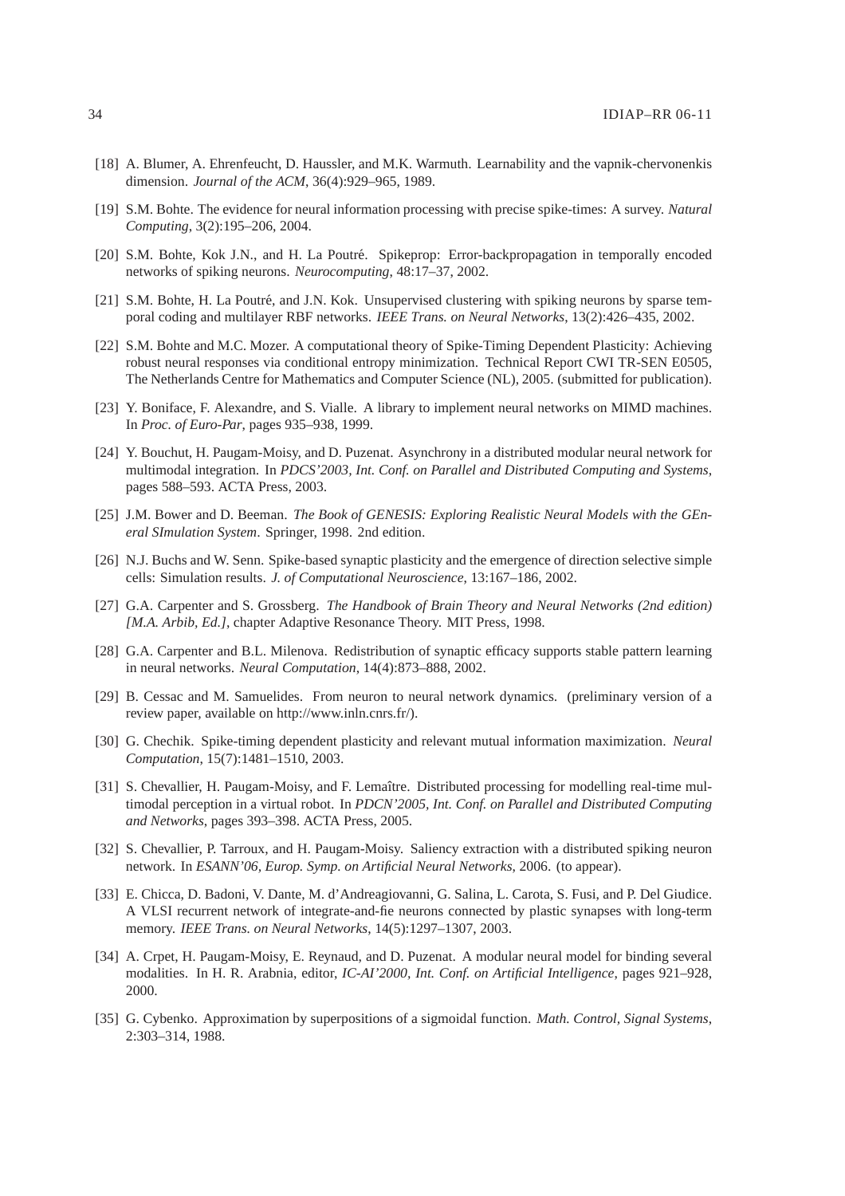[18] A. Blumer, A. Ehrenfeucht, D. Haussler, and M.K. Warmuth. Learnability and the vapnik-chervonenkis dimension. *Journal of the ACM*, 36(4):929–965, 1989.

[19] S.M. Bohte. The evidence for neural information processing with precise spike-times: A survey. *Natural Computing*, 3(2):195–206, 2004.

[20] S.M. Bohte, Kok J.N., and H. La Poutré. Spikeprop: Error-backpropagation in temporally encoded networks of spiking neurons. *Neurocomputing*, 48:17–37, 2002.

[21] S.M. Bohte, H. La Poutré, and J.N. Kok. Unsupervised clustering with spiking neurons by sparse temporal coding and multilayer RBF networks. *IEEE Trans. on Neural Networks*, 13(2):426–435, 2002.

[22] S.M. Bohte and M.C. Mozer. A computational theory of Spike-Timing Dependent Plasticity: Achieving robust neural responses via conditional entropy minimization. Technical Report CWI TR-SEN E0505, The Netherlands Centre for Mathematics and Computer Science (NL), 2005. (submitted for publication).

[23] Y. Boniface, F. Alexandre, and S. Vialle. A library to implement neural networks on MIMD machines. In *Proc. of Euro-Par*, pages 935–938, 1999.

[24] Y. Bouchut, H. Paugam-Moisy, and D. Puzenat. Asynchrony in a distributed modular neural network for multimodal integration. In *PDCS'2003, Int. Conf. on Parallel and Distributed Computing and Systems*, pages 588–593. ACTA Press, 2003.

[25] J.M. Bower and D. Beeman. *The Book of GENESIS: Exploring Realistic Neural Models with the GEneral SImulation System*. Springer, 1998. 2nd edition.

[26] N.J. Buchs and W. Senn. Spike-based synaptic plasticity and the emergence of direction selective simple cells: Simulation results. *J. of Computational Neuroscience*, 13:167–186, 2002.

[27] G.A. Carpenter and S. Grossberg. *The Handbook of Brain Theory and Neural Networks (2nd edition) [M.A. Arbib, Ed.]*, chapter Adaptive Resonance Theory. MIT Press, 1998.

[28] G.A. Carpenter and B.L. Milenova. Redistribution of synaptic efficacy supports stable pattern learning in neural networks. *Neural Computation*, 14(4):873–888, 2002.

[29] B. Cessac and M. Samuelides. From neuron to neural network dynamics. (preliminary version of a review paper, available on http://www.inln.cnrs.fr/).

[30] G. Chechik. Spike-timing dependent plasticity and relevant mutual information maximization. *Neural Computation*, 15(7):1481–1510, 2003.

[31] S. Chevallier, H. Paugam-Moisy, and F. Lemaître. Distributed processing for modelling real-time multimodal perception in a virtual robot. In *PDCN'2005, Int. Conf. on Parallel and Distributed Computing and Networks*, pages 393–398. ACTA Press, 2005.

[32] S. Chevallier, P. Tarroux, and H. Paugam-Moisy. Saliency extraction with a distributed spiking neuron network. In *ESANN'06, Europ. Symp. on Artificial Neural Networks*, 2006. (to appear).

[33] E. Chicca, D. Badoni, V. Dante, M. d'Andreagiovanni, G. Salina, L. Carota, S. Fusi, and P. Del Giudice. A VLSI recurrent network of integrate-and-fie neurons connected by plastic synapses with long-term memory. *IEEE Trans. on Neural Networks*, 14(5):1297–1307, 2003.

[34] A. Crpet, H. Paugam-Moisy, E. Reynaud, and D. Puzenat. A modular neural model for binding several modalities. In H. R. Arabnia, editor, *IC-AI'2000, Int. Conf. on Artificial Intelligence*, pages 921–928, 2000.

[35] G. Cybenko. Approximation by superpositions of a sigmoidal function. *Math. Control, Signal Systems*, 2:303–314, 1988.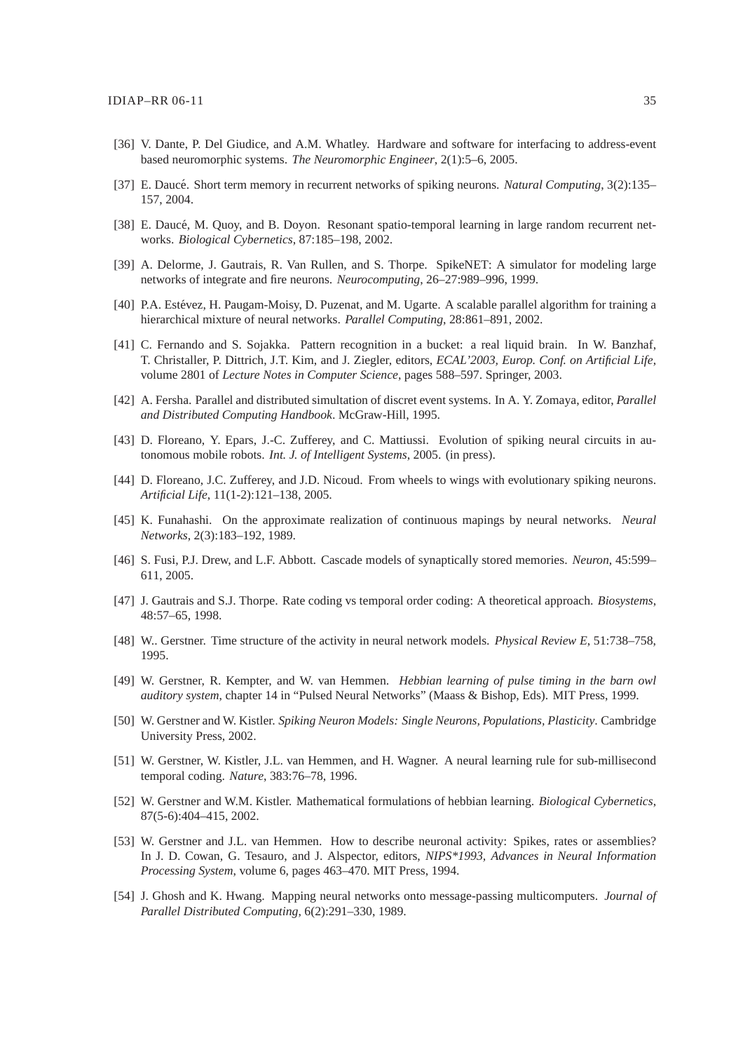[36] V. Dante, P. Del Giudice, and A.M. Whatley. Hardware and software for interfacing to address-event based neuromorphic systems. *The Neuromorphic Engineer*, 2(1):5–6, 2005.

[37] E. Daucé. Short term memory in recurrent networks of spiking neurons. *Natural Computing*, 3(2):135–157, 2004.

[38] E. Daucé, M. Quoy, and B. Doyon. Resonant spatio-temporal learning in large random recurrent networks. *Biological Cybernetics*, 87:185–198, 2002.

[39] A. Delorme, J. Gautrais, R. Van Rullen, and S. Thorpe. SpikeNET: A simulator for modeling large networks of integrate and fire neurons. *Neurocomputing*, 26–27:989–996, 1999.

[40] P.A. Estévez, H. Paugam-Moisy, D. Puzenat, and M. Ugarte. A scalable parallel algorithm for training a hierarchical mixture of neural networks. *Parallel Computing*, 28:861–891, 2002.

[41] C. Fernando and S. Sojakka. Pattern recognition in a bucket: a real liquid brain. In W. Banzhaf, T. Christaller, P. Dittrich, J.T. Kim, and J. Ziegler, editors, *ECAL'2003, Europ. Conf. on Artificial Life*, volume 2801 of *Lecture Notes in Computer Science*, pages 588–597. Springer, 2003.

[42] A. Fersha. Parallel and distributed simultation of discret event systems. In A. Y. Zomaya, editor, *Parallel and Distributed Computing Handbook*. McGraw-Hill, 1995.

[43] D. Floreano, Y. Epars, J.-C. Zufferey, and C. Mattiussi. Evolution of spiking neural circuits in autonomous mobile robots. *Int. J. of Intelligent Systems*, 2005. (in press).

[44] D. Floreano, J.C. Zufferey, and J.D. Nicoud. From wheels to wings with evolutionary spiking neurons. *Artificial Life*, 11(1-2):121–138, 2005.

[45] K. Funahashi. On the approximate realization of continuous mapings by neural networks. *Neural Networks*, 2(3):183–192, 1989.

[46] S. Fusi, P.J. Drew, and L.F. Abbott. Cascade models of synaptically stored memories. *Neuron*, 45:599–611, 2005.

[47] J. Gautrais and S.J. Thorpe. Rate coding vs temporal order coding: A theoretical approach. *Biosystems*, 48:57–65, 1998.

[48] W.. Gerstner. Time structure of the activity in neural network models. *Physical Review E*, 51:738–758, 1995.

[49] W. Gerstner, R. Kempter, and W. van Hemmen. *Hebbian learning of pulse timing in the barn owl auditory system*, chapter 14 in "Pulsed Neural Networks" (Maass & Bishop, Eds). MIT Press, 1999.

[50] W. Gerstner and W. Kistler. *Spiking Neuron Models: Single Neurons, Populations, Plasticity*. Cambridge University Press, 2002.

[51] W. Gerstner, W. Kistler, J.L. van Hemmen, and H. Wagner. A neural learning rule for sub-millisecond temporal coding. *Nature*, 383:76–78, 1996.

[52] W. Gerstner and W.M. Kistler. Mathematical formulations of hebbian learning. *Biological Cybernetics*, 87(5-6):404–415, 2002.

[53] W. Gerstner and J.L. van Hemmen. How to describe neuronal activity: Spikes, rates or assemblies? In J. D. Cowan, G. Tesauro, and J. Alspector, editors, *NIPS\*1993, Advances in Neural Information Processing System*, volume 6, pages 463–470. MIT Press, 1994.

[54] J. Ghosh and K. Hwang. Mapping neural networks onto message-passing multicomputers. *Journal of Parallel Distributed Computing*, 6(2):291–330, 1989.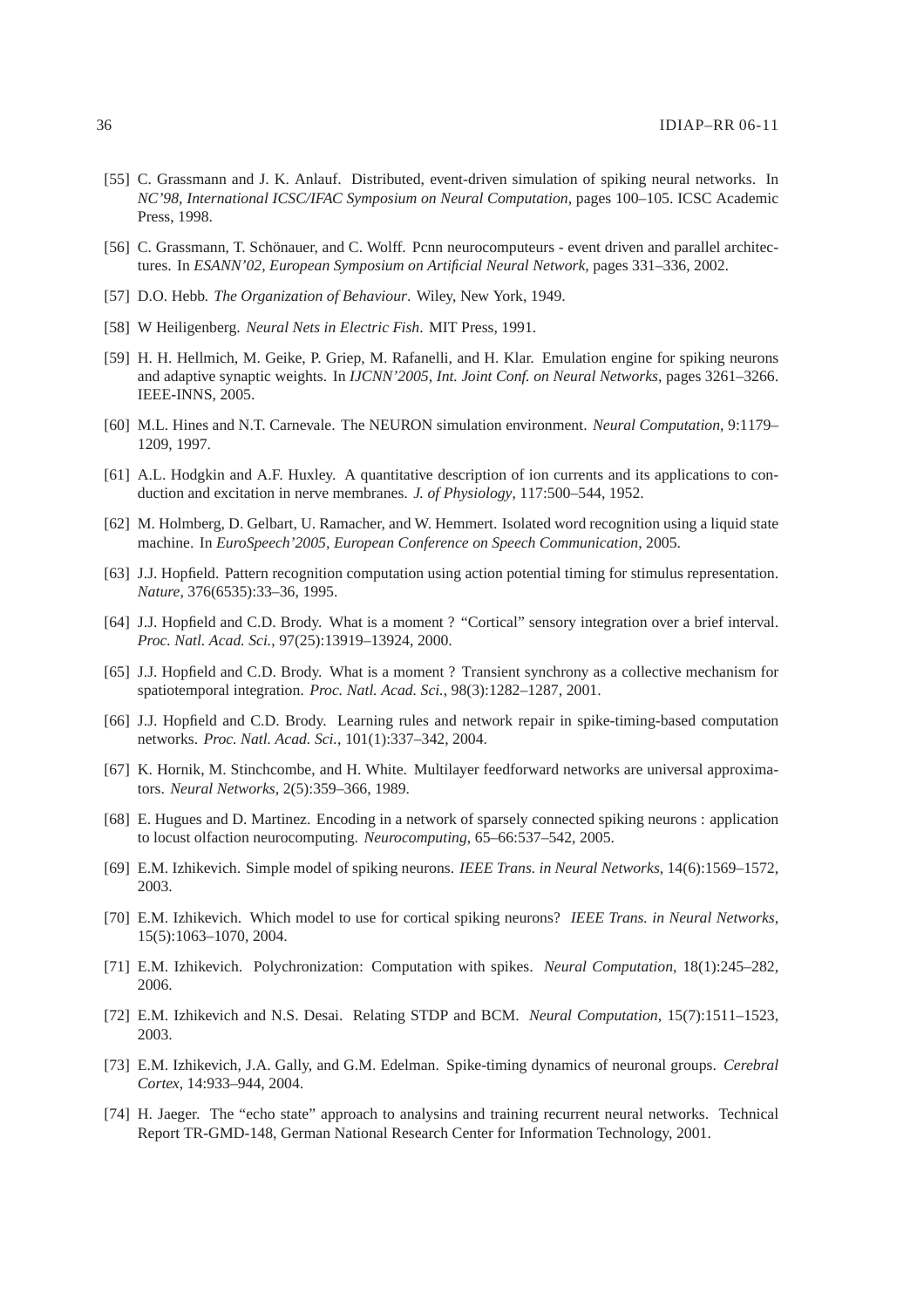[55] C. Grassmann and J. K. Anlauf. Distributed, event-driven simulation of spiking neural networks. In *NC'98, International ICSC/IFAC Symposium on Neural Computation*, pages 100–105. ICSC Academic Press, 1998.

[56] C. Grassmann, T. Schönauer, and C. Wolff. Pcnn neurocomputeurs - event driven and parallel architectures. In *ESANN'02, European Symposium on Artificial Neural Network*, pages 331–336, 2002.

[57] D.O. Hebb. *The Organization of Behaviour*. Wiley, New York, 1949.

[58] W Heiligenberg. *Neural Nets in Electric Fish*. MIT Press, 1991.

[59] H. H. Hellmich, M. Geike, P. Griep, M. Rafanelli, and H. Klar. Emulation engine for spiking neurons and adaptive synaptic weights. In *IJCNN'2005, Int. Joint Conf. on Neural Networks*, pages 3261–3266. IEEE-INNS, 2005.

[60] M.L. Hines and N.T. Carnevale. The NEURON simulation environment. *Neural Computation*, 9:1179–1209, 1997.

[61] A.L. Hodgkin and A.F. Huxley. A quantitative description of ion currents and its applications to conduction and excitation in nerve membranes. *J. of Physiology*, 117:500–544, 1952.

[62] M. Holmberg, D. Gelbart, U. Ramacher, and W. Hemmert. Isolated word recognition using a liquid state machine. In *EuroSpeech'2005, European Conference on Speech Communication*, 2005.

[63] J.J. Hopfield. Pattern recognition computation using action potential timing for stimulus representation. *Nature*, 376(6535):33–36, 1995.

[64] J.J. Hopfield and C.D. Brody. What is a moment ? "Cortical" sensory integration over a brief interval. *Proc. Natl. Acad. Sci.*, 97(25):13919–13924, 2000.

[65] J.J. Hopfield and C.D. Brody. What is a moment ? Transient synchrony as a collective mechanism for spatiotemporal integration. *Proc. Natl. Acad. Sci.*, 98(3):1282–1287, 2001.

[66] J.J. Hopfield and C.D. Brody. Learning rules and network repair in spike-timing-based computation networks. *Proc. Natl. Acad. Sci.*, 101(1):337–342, 2004.

[67] K. Hornik, M. Stinchcombe, and H. White. Multilayer feedforward networks are universal approximators. *Neural Networks*, 2(5):359–366, 1989.

[68] E. Hugues and D. Martinez. Encoding in a network of sparsely connected spiking neurons : application to locust olfaction neurocomputing. *Neurocomputing*, 65–66:537–542, 2005.

[69] E.M. Izhikevich. Simple model of spiking neurons. *IEEE Trans. in Neural Networks*, 14(6):1569–1572, 2003.

[70] E.M. Izhikevich. Which model to use for cortical spiking neurons? *IEEE Trans. in Neural Networks*, 15(5):1063–1070, 2004.

[71] E.M. Izhikevich. Polychronization: Computation with spikes. *Neural Computation*, 18(1):245–282, 2006.

[72] E.M. Izhikevich and N.S. Desai. Relating STDP and BCM. *Neural Computation*, 15(7):1511–1523, 2003.

[73] E.M. Izhikevich, J.A. Gally, and G.M. Edelman. Spike-timing dynamics of neuronal groups. *Cerebral Cortex*, 14:933–944, 2004.

[74] H. Jaeger. The "echo state" approach to analysins and training recurrent neural networks. Technical Report TR-GMD-148, German National Research Center for Information Technology, 2001.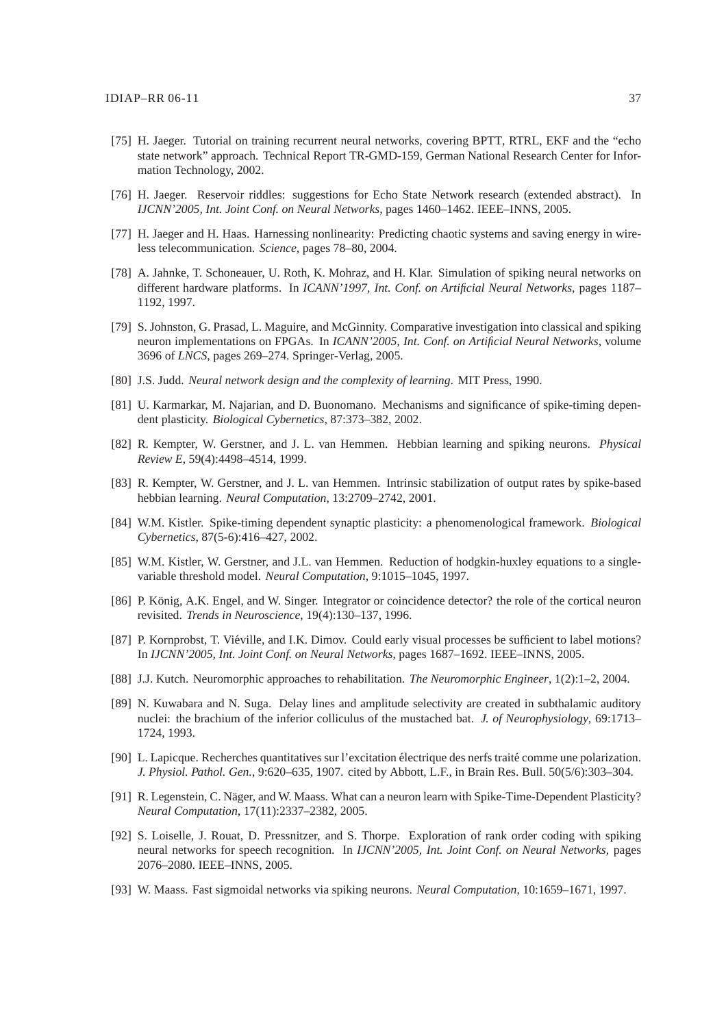[75] H. Jaeger. Tutorial on training recurrent neural networks, covering BPTT, RTRL, EKF and the "echo state network" approach. Technical Report TR-GMD-159, German National Research Center for Information Technology, 2002.

[76] H. Jaeger. Reservoir riddles: suggestions for Echo State Network research (extended abstract). In *IJCNN'2005, Int. Joint Conf. on Neural Networks*, pages 1460–1462. IEEE–INNS, 2005.

[77] H. Jaeger and H. Haas. Harnessing nonlinearity: Predicting chaotic systems and saving energy in wireless telecommunication. *Science*, pages 78–80, 2004.

[78] A. Jahnke, T. Schoneauer, U. Roth, K. Mohraz, and H. Klar. Simulation of spiking neural networks on different hardware platforms. In *ICANN'1997, Int. Conf. on Artificial Neural Networks*, pages 1187–1192, 1997.

[79] S. Johnston, G. Prasad, L. Maguire, and McGinnity. Comparative investigation into classical and spiking neuron implementations on FPGAs. In *ICANN'2005, Int. Conf. on Artificial Neural Networks*, volume 3696 of *LNCS*, pages 269–274. Springer-Verlag, 2005.

[80] J.S. Judd. *Neural network design and the complexity of learning*. MIT Press, 1990.

[81] U. Karmarkar, M. Najarian, and D. Buonomano. Mechanisms and significance of spike-timing dependent plasticity. *Biological Cybernetics*, 87:373–382, 2002.

[82] R. Kempter, W. Gerstner, and J. L. van Hemmen. Hebbian learning and spiking neurons. *Physical Review E*, 59(4):4498–4514, 1999.

[83] R. Kempter, W. Gerstner, and J. L. van Hemmen. Intrinsic stabilization of output rates by spike-based hebbian learning. *Neural Computation*, 13:2709–2742, 2001.

[84] W.M. Kistler. Spike-timing dependent synaptic plasticity: a phenomenological framework. *Biological Cybernetics*, 87(5-6):416–427, 2002.

[85] W.M. Kistler, W. Gerstner, and J.L. van Hemmen. Reduction of hodgkin-huxley equations to a single-variable threshold model. *Neural Computation*, 9:1015–1045, 1997.

[86] P. König, A.K. Engel, and W. Singer. Integrator or coincidence detector? the role of the cortical neuron revisited. *Trends in Neuroscience*, 19(4):130–137, 1996.

[87] P. Kornprobst, T. Viéville, and I.K. Dimov. Could early visual processes be sufficient to label motions? In *IJCNN'2005, Int. Joint Conf. on Neural Networks*, pages 1687–1692. IEEE–INNS, 2005.

[88] J.J. Kutch. Neuromorphic approaches to rehabilitation. *The Neuromorphic Engineer*, 1(2):1–2, 2004.

[89] N. Kuwabara and N. Suga. Delay lines and amplitude selectivity are created in subthalamic auditory nuclei: the brachium of the inferior colliculus of the mustached bat. *J. of Neurophysiology*, 69:1713–1724, 1993.

[90] L. Lapicque. Recherches quantitatives sur l'excitation électrique des nerfs traité comme une polarization. *J. Physiol. Pathol. Gen.*, 9:620–635, 1907. cited by Abbott, L.F., in Brain Res. Bull. 50(5/6):303–304.

[91] R. Legenstein, C. Näger, and W. Maass. What can a neuron learn with Spike-Time-Dependent Plasticity? *Neural Computation*, 17(11):2337–2382, 2005.

[92] S. Loiselle, J. Rouat, D. Pressnitzer, and S. Thorpe. Exploration of rank order coding with spiking neural networks for speech recognition. In *IJCNN'2005, Int. Joint Conf. on Neural Networks*, pages 2076–2080. IEEE–INNS, 2005.

[93] W. Maass. Fast sigmoidal networks via spiking neurons. *Neural Computation*, 10:1659–1671, 1997.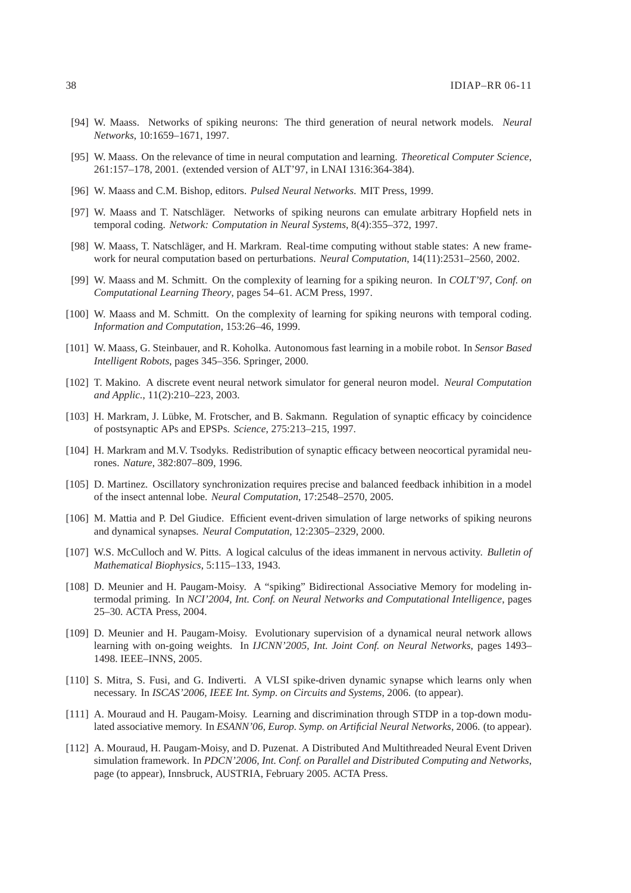[94] W. Maass. Networks of spiking neurons: The third generation of neural network models. *Neural Networks*, 10:1659–1671, 1997.

[95] W. Maass. On the relevance of time in neural computation and learning. *Theoretical Computer Science*, 261:157–178, 2001. (extended version of ALT'97, in LNAI 1316:364-384).

[96] W. Maass and C.M. Bishop, editors. *Pulsed Neural Networks*. MIT Press, 1999.

[97] W. Maass and T. Natschläger. Networks of spiking neurons can emulate arbitrary Hopfield nets in temporal coding. *Network: Computation in Neural Systems*, 8(4):355–372, 1997.

[98] W. Maass, T. Natschläger, and H. Markram. Real-time computing without stable states: A new framework for neural computation based on perturbations. *Neural Computation*, 14(11):2531–2560, 2002.

[99] W. Maass and M. Schmitt. On the complexity of learning for a spiking neuron. In *COLT'97, Conf. on Computational Learning Theory*, pages 54–61. ACM Press, 1997.

[100] W. Maass and M. Schmitt. On the complexity of learning for spiking neurons with temporal coding. *Information and Computation*, 153:26–46, 1999.

[101] W. Maass, G. Steinbauer, and R. Koholka. Autonomous fast learning in a mobile robot. In *Sensor Based Intelligent Robots*, pages 345–356. Springer, 2000.

[102] T. Makino. A discrete event neural network simulator for general neuron model. *Neural Computation and Applic.*, 11(2):210–223, 2003.

[103] H. Markram, J. Lübke, M. Frotscher, and B. Sakmann. Regulation of synaptic efficacy by coincidence of postsynaptic APs and EPSPs. *Science*, 275:213–215, 1997.

[104] H. Markram and M.V. Tsodyks. Redistribution of synaptic efficacy between neocortical pyramidal neurones. *Nature*, 382:807–809, 1996.

[105] D. Martinez. Oscillatory synchronization requires precise and balanced feedback inhibition in a model of the insect antennal lobe. *Neural Computation*, 17:2548–2570, 2005.

[106] M. Mattia and P. Del Giudice. Efficient event-driven simulation of large networks of spiking neurons and dynamical synapses. *Neural Computation*, 12:2305–2329, 2000.

[107] W.S. McCulloch and W. Pitts. A logical calculus of the ideas immanent in nervous activity. *Bulletin of Mathematical Biophysics*, 5:115–133, 1943.

[108] D. Meunier and H. Paugam-Moisy. A "spiking" Bidirectional Associative Memory for modeling intermodal priming. In *NCI'2004, Int. Conf. on Neural Networks and Computational Intelligence*, pages 25–30. ACTA Press, 2004.

[109] D. Meunier and H. Paugam-Moisy. Evolutionary supervision of a dynamical neural network allows learning with on-going weights. In *IJCNN'2005, Int. Joint Conf. on Neural Networks*, pages 1493–1498. IEEE–INNS, 2005.

[110] S. Mitra, S. Fusi, and G. Indiverti. A VLSI spike-driven dynamic synapse which learns only when necessary. In *ISCAS'2006, IEEE Int. Symp. on Circuits and Systems*, 2006. (to appear).

[111] A. Mouraud and H. Paugam-Moisy. Learning and discrimination through STDP in a top-down modulated associative memory. In *ESANN'06, Europ. Symp. on Artificial Neural Networks*, 2006. (to appear).

[112] A. Mouraud, H. Paugam-Moisy, and D. Puzenat. A Distributed And Multithreaded Neural Event Driven simulation framework. In *PDCN'2006, Int. Conf. on Parallel and Distributed Computing and Networks*, page (to appear), Innsbruck, AUSTRIA, February 2005. ACTA Press.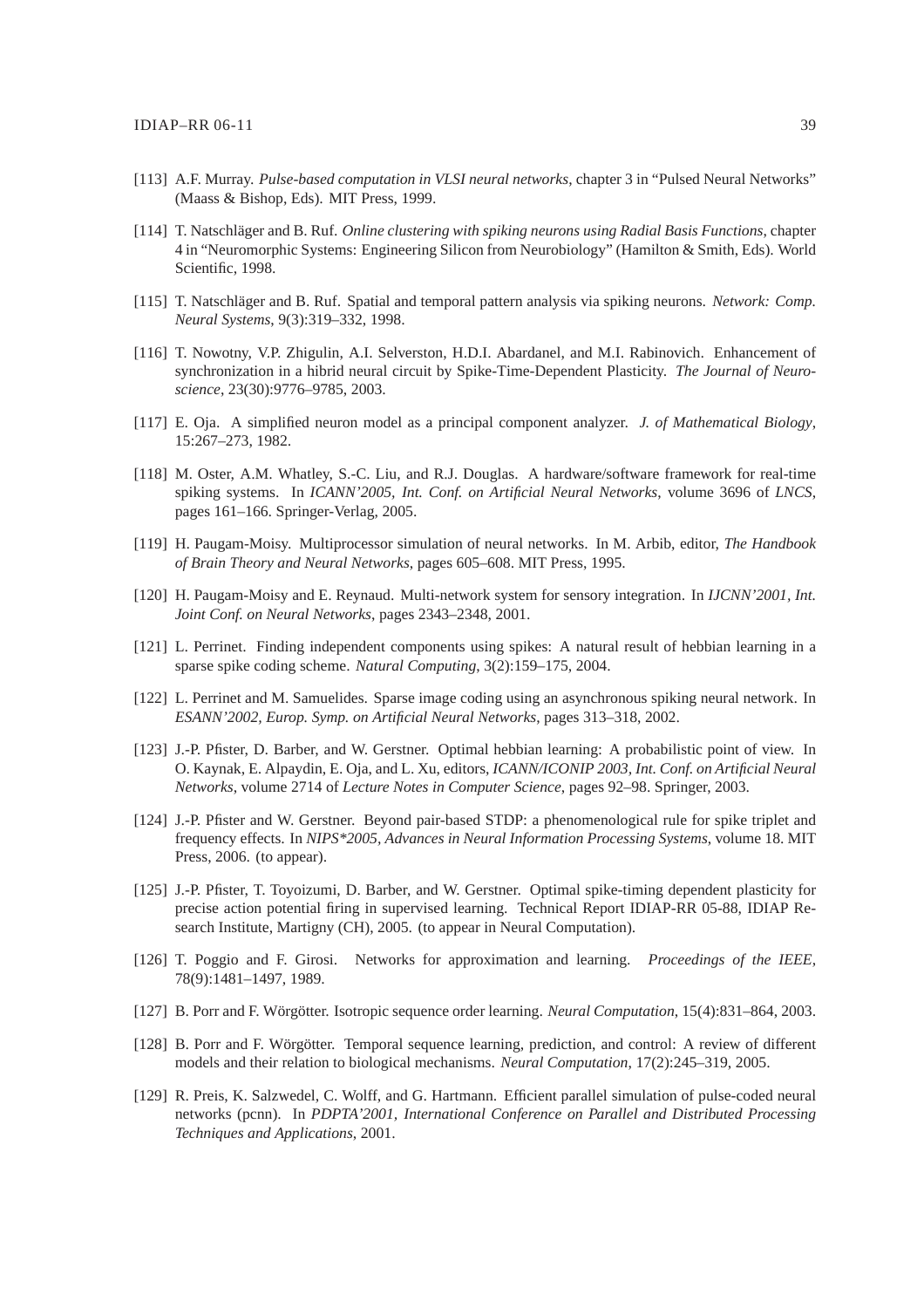[113] A.F. Murray. *Pulse-based computation in VLSI neural networks*, chapter 3 in "Pulsed Neural Networks" (Maass & Bishop, Eds). MIT Press, 1999.

[114] T. Natschläger and B. Ruf. *Online clustering with spiking neurons using Radial Basis Functions*, chapter 4 in "Neuromorphic Systems: Engineering Silicon from Neurobiology" (Hamilton & Smith, Eds). World Scientific, 1998.

[115] T. Natschläger and B. Ruf. Spatial and temporal pattern analysis via spiking neurons. *Network: Comp. Neural Systems*, 9(3):319–332, 1998.

[116] T. Nowotny, V.P. Zhigulin, A.I. Selverston, H.D.I. Abardanel, and M.I. Rabinovich. Enhancement of synchronization in a hibrid neural circuit by Spike-Time-Dependent Plasticity. *The Journal of Neuroscience*, 23(30):9776–9785, 2003.

[117] E. Oja. A simplified neuron model as a principal component analyzer. *J. of Mathematical Biology*, 15:267–273, 1982.

[118] M. Oster, A.M. Whatley, S.-C. Liu, and R.J. Douglas. A hardware/software framework for real-time spiking systems. In *ICANN'2005, Int. Conf. on Artificial Neural Networks*, volume 3696 of *LNCS*, pages 161–166. Springer-Verlag, 2005.

[119] H. Paugam-Moisy. Multiprocessor simulation of neural networks. In M. Arbib, editor, *The Handbook of Brain Theory and Neural Networks*, pages 605–608. MIT Press, 1995.

[120] H. Paugam-Moisy and E. Reynaud. Multi-network system for sensory integration. In *IJCNN'2001, Int. Joint Conf. on Neural Networks*, pages 2343–2348, 2001.

[121] L. Perrinet. Finding independent components using spikes: A natural result of hebbian learning in a sparse spike coding scheme. *Natural Computing*, 3(2):159–175, 2004.

[122] L. Perrinet and M. Samuelides. Sparse image coding using an asynchronous spiking neural network. In *ESANN'2002, Europ. Symp. on Artificial Neural Networks*, pages 313–318, 2002.

[123] J.-P. Pfister, D. Barber, and W. Gerstner. Optimal hebbian learning: A probabilistic point of view. In O. Kaynak, E. Alpaydin, E. Oja, and L. Xu, editors, *ICANN/ICONIP 2003, Int. Conf. on Artificial Neural Networks*, volume 2714 of *Lecture Notes in Computer Science*, pages 92–98. Springer, 2003.

[124] J.-P. Pfister and W. Gerstner. Beyond pair-based STDP: a phenomenological rule for spike triplet and frequency effects. In *NIPS*2005, Advances in Neural Information Processing Systems*, volume 18. MIT Press, 2006. (to appear).

[125] J.-P. Pfister, T. Toyoizumi, D. Barber, and W. Gerstner. Optimal spike-timing dependent plasticity for precise action potential firing in supervised learning. Technical Report IDIAP-RR 05-88, IDIAP Research Institute, Martigny (CH), 2005. (to appear in Neural Computation).

[126] T. Poggio and F. Girosi. Networks for approximation and learning. *Proceedings of the IEEE*, 78(9):1481–1497, 1989.

[127] B. Porr and F. Wörgötter. Isotropic sequence order learning. *Neural Computation*, 15(4):831–864, 2003.

[128] B. Porr and F. Wörgötter. Temporal sequence learning, prediction, and control: A review of different models and their relation to biological mechanisms. *Neural Computation*, 17(2):245–319, 2005.

[129] R. Preis, K. Salzwedel, C. Wolff, and G. Hartmann. Efficient parallel simulation of pulse-coded neural networks (pcnn). In *PDPTA'2001, International Conference on Parallel and Distributed Processing Techniques and Applications*, 2001.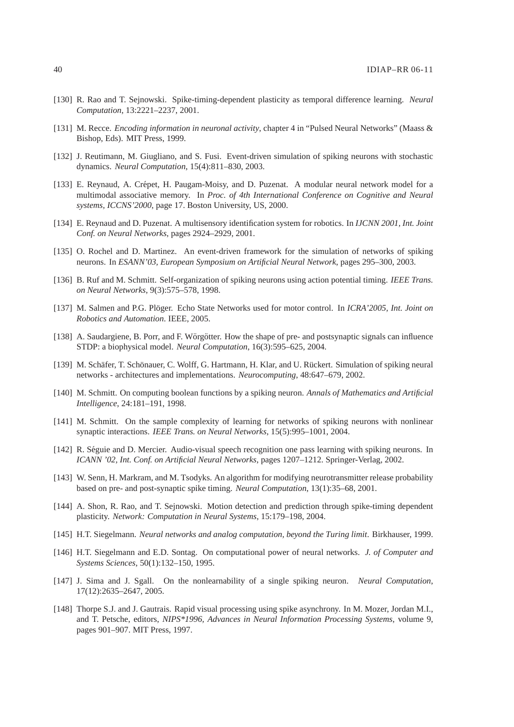[130] R. Rao and T. Sejnowski. Spike-timing-dependent plasticity as temporal difference learning. *Neural Computation*, 13:2221–2237, 2001.

[131] M. Recce. *Encoding information in neuronal activity*, chapter 4 in "Pulsed Neural Networks" (Maass & Bishop, Eds). MIT Press, 1999.

[132] J. Reutimann, M. Giugliano, and S. Fusi. Event-driven simulation of spiking neurons with stochastic dynamics. *Neural Computation*, 15(4):811–830, 2003.

[133] E. Reynaud, A. Crépet, H. Paugam-Moisy, and D. Puzenat. A modular neural network model for a multimodal associative memory. In *Proc. of 4th International Conference on Cognitive and Neural systems, ICCNS'2000*, page 17. Boston University, US, 2000.

[134] E. Reynaud and D. Puzenat. A multisensory identification system for robotics. In *IJCNN 2001, Int. Joint Conf. on Neural Networks*, pages 2924–2929, 2001.

[135] O. Rochel and D. Martinez. An event-driven framework for the simulation of networks of spiking neurons. In *ESANN'03, European Symposium on Artificial Neural Network*, pages 295–300, 2003.

[136] B. Ruf and M. Schmitt. Self-organization of spiking neurons using action potential timing. *IEEE Trans. on Neural Networks*, 9(3):575–578, 1998.

[137] M. Salmen and P.G. Plöger. Echo State Networks used for motor control. In *ICRA'2005, Int. Joint on Robotics and Automation*. IEEE, 2005.

[138] A. Saudargiene, B. Porr, and F. Wörgötter. How the shape of pre- and postsynaptic signals can influence STDP: a biophysical model. *Neural Computation*, 16(3):595–625, 2004.

[139] M. Schäfer, T. Schönauer, C. Wolff, G. Hartmann, H. Klar, and U. Rückert. Simulation of spiking neural networks - architectures and implementations. *Neurocomputing*, 48:647–679, 2002.

[140] M. Schmitt. On computing boolean functions by a spiking neuron. *Annals of Mathematics and Artificial Intelligence*, 24:181–191, 1998.

[141] M. Schmitt. On the sample complexity of learning for networks of spiking neurons with nonlinear synaptic interactions. *IEEE Trans. on Neural Networks*, 15(5):995–1001, 2004.

[142] R. Séguie and D. Mercier. Audio-visual speech recognition one pass learning with spiking neurons. In *ICANN '02, Int. Conf. on Artificial Neural Networks*, pages 1207–1212. Springer-Verlag, 2002.

[143] W. Senn, H. Markram, and M. Tsodyks. An algorithm for modifying neurotransmitter release probability based on pre- and post-synaptic spike timing. *Neural Computation*, 13(1):35–68, 2001.

[144] A. Shon, R. Rao, and T. Sejnowski. Motion detection and prediction through spike-timing dependent plasticity. *Network: Computation in Neural Systems*, 15:179–198, 2004.

[145] H.T. Siegelmann. *Neural networks and analog computation, beyond the Turing limit*. Birkhauser, 1999.

[146] H.T. Siegelmann and E.D. Sontag. On computational power of neural networks. *J. of Computer and Systems Sciences*, 50(1):132–150, 1995.

[147] J. Sima and J. Sgall. On the nonlearnability of a single spiking neuron. *Neural Computation*, 17(12):2635–2647, 2005.

[148] Thorpe S.J. and J. Gautrais. Rapid visual processing using spike asynchrony. In M. Mozer, Jordan M.I., and T. Petsche, editors, *NIPS*1996, Advances in Neural Information Processing Systems*, volume 9, pages 901–907. MIT Press, 1997.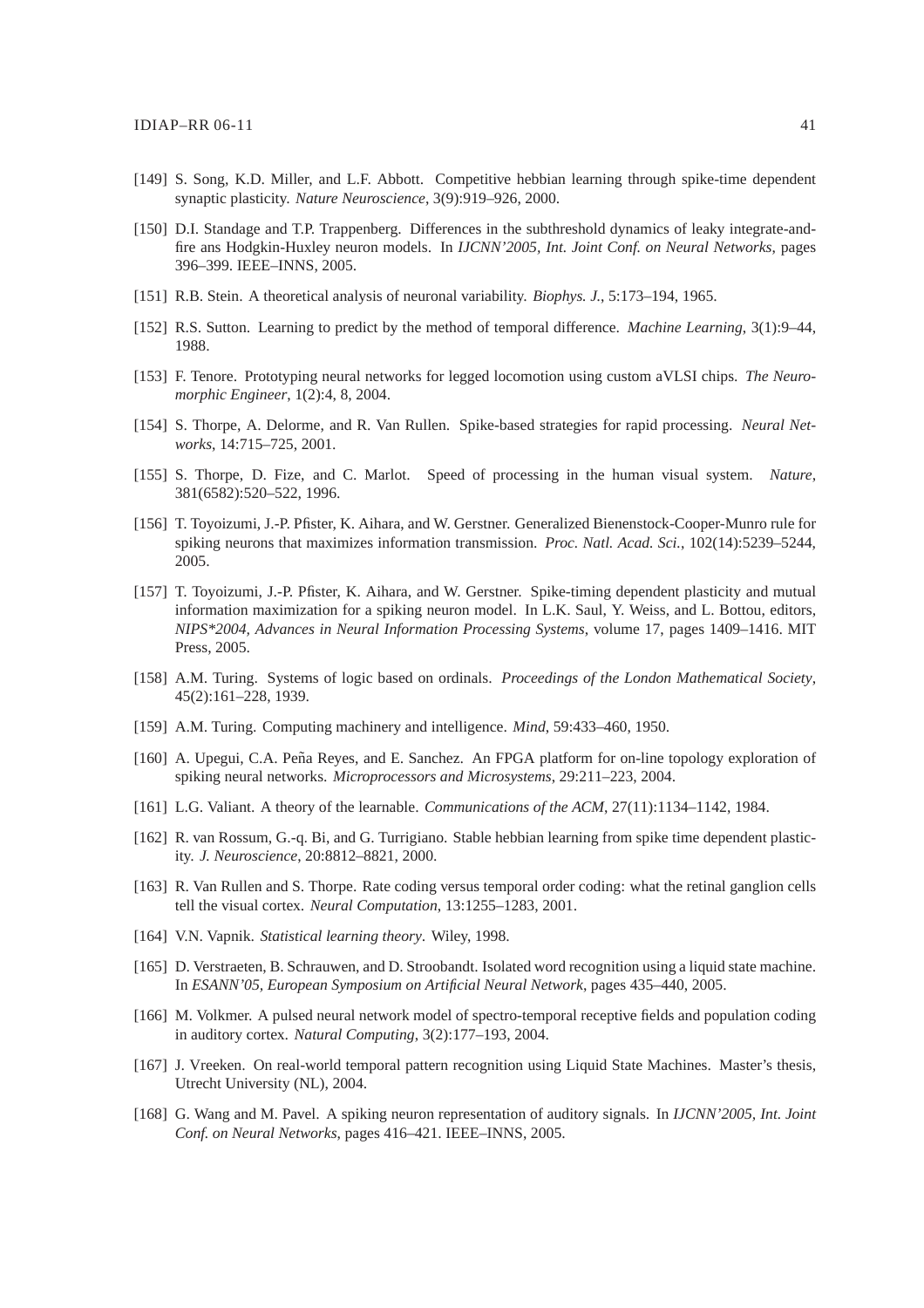[149] S. Song, K.D. Miller, and L.F. Abbott. Competitive hebbian learning through spike-time dependent synaptic plasticity. *Nature Neuroscience*, 3(9):919–926, 2000.

[150] D.I. Standage and T.P. Trappenberg. Differences in the subthreshold dynamics of leaky integrate-and-fire ans Hodgkin-Huxley neuron models. In *IJCNN'2005, Int. Joint Conf. on Neural Networks*, pages 396–399. IEEE–INNS, 2005.

[151] R.B. Stein. A theoretical analysis of neuronal variability. *Biophys. J.*, 5:173–194, 1965.

[152] R.S. Sutton. Learning to predict by the method of temporal difference. *Machine Learning*, 3(1):9–44, 1988.

[153] F. Tenore. Prototyping neural networks for legged locomotion using custom aVLSI chips. *The Neuromorphic Engineer*, 1(2):4, 8, 2004.

[154] S. Thorpe, A. Delorme, and R. Van Rullen. Spike-based strategies for rapid processing. *Neural Networks*, 14:715–725, 2001.

[155] S. Thorpe, D. Fize, and C. Marlot. Speed of processing in the human visual system. *Nature*, 381(6582):520–522, 1996.

[156] T. Toyoizumi, J.-P. Pfister, K. Aihara, and W. Gerstner. Generalized Bienenstock-Cooper-Munro rule for spiking neurons that maximizes information transmission. *Proc. Natl. Acad. Sci.*, 102(14):5239–5244, 2005.

[157] T. Toyoizumi, J.-P. Pfister, K. Aihara, and W. Gerstner. Spike-timing dependent plasticity and mutual information maximization for a spiking neuron model. In L.K. Saul, Y. Weiss, and L. Bottou, editors, *NIPS*2004, Advances in Neural Information Processing Systems*, volume 17, pages 1409–1416. MIT Press, 2005.

[158] A.M. Turing. Systems of logic based on ordinals. *Proceedings of the London Mathematical Society*, 45(2):161–228, 1939.

[159] A.M. Turing. Computing machinery and intelligence. *Mind*, 59:433–460, 1950.

[160] A. Upegui, C.A. Peña Reyes, and E. Sanchez. An FPGA platform for on-line topology exploration of spiking neural networks. *Microprocessors and Microsystems*, 29:211–223, 2004.

[161] L.G. Valiant. A theory of the learnable. *Communications of the ACM*, 27(11):1134–1142, 1984.

[162] R. van Rossum, G.-q. Bi, and G. Turrigiano. Stable hebbian learning from spike time dependent plasticity. *J. Neuroscience*, 20:8812–8821, 2000.

[163] R. Van Rullen and S. Thorpe. Rate coding versus temporal order coding: what the retinal ganglion cells tell the visual cortex. *Neural Computation*, 13:1255–1283, 2001.

[164] V.N. Vapnik. *Statistical learning theory*. Wiley, 1998.

[165] D. Verstraeten, B. Schrauwen, and D. Stroobandt. Isolated word recognition using a liquid state machine. In *ESANN'05, European Symposium on Artificial Neural Network*, pages 435–440, 2005.

[166] M. Volkmer. A pulsed neural network model of spectro-temporal receptive fields and population coding in auditory cortex. *Natural Computing*, 3(2):177–193, 2004.

[167] J. Vreeken. On real-world temporal pattern recognition using Liquid State Machines. Master's thesis, Utrecht University (NL), 2004.

[168] G. Wang and M. Pavel. A spiking neuron representation of auditory signals. In *IJCNN'2005, Int. Joint Conf. on Neural Networks*, pages 416–421. IEEE–INNS, 2005.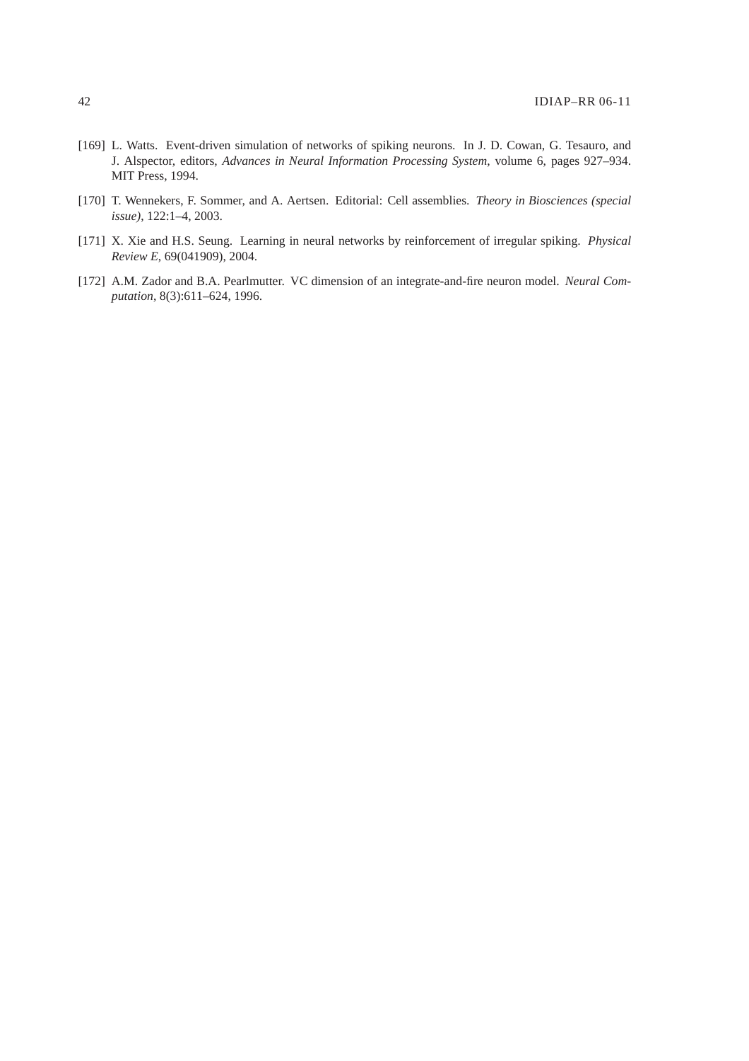[169] L. Watts. Event-driven simulation of networks of spiking neurons. In J. D. Cowan, G. Tesauro, and J. Alspector, editors, *Advances in Neural Information Processing System*, volume 6, pages 927–934. MIT Press, 1994.

[170] T. Wennekers, F. Sommer, and A. Aertsen. Editorial: Cell assemblies. *Theory in Biosciences (special issue)*, 122:1–4, 2003.

[171] X. Xie and H.S. Seung. Learning in neural networks by reinforcement of irregular spiking. *Physical Review E*, 69(041909), 2004.

[172] A.M. Zador and B.A. Pearlmutter. VC dimension of an integrate-and-fire neuron model. *Neural Computation*, 8(3):611–624, 1996.